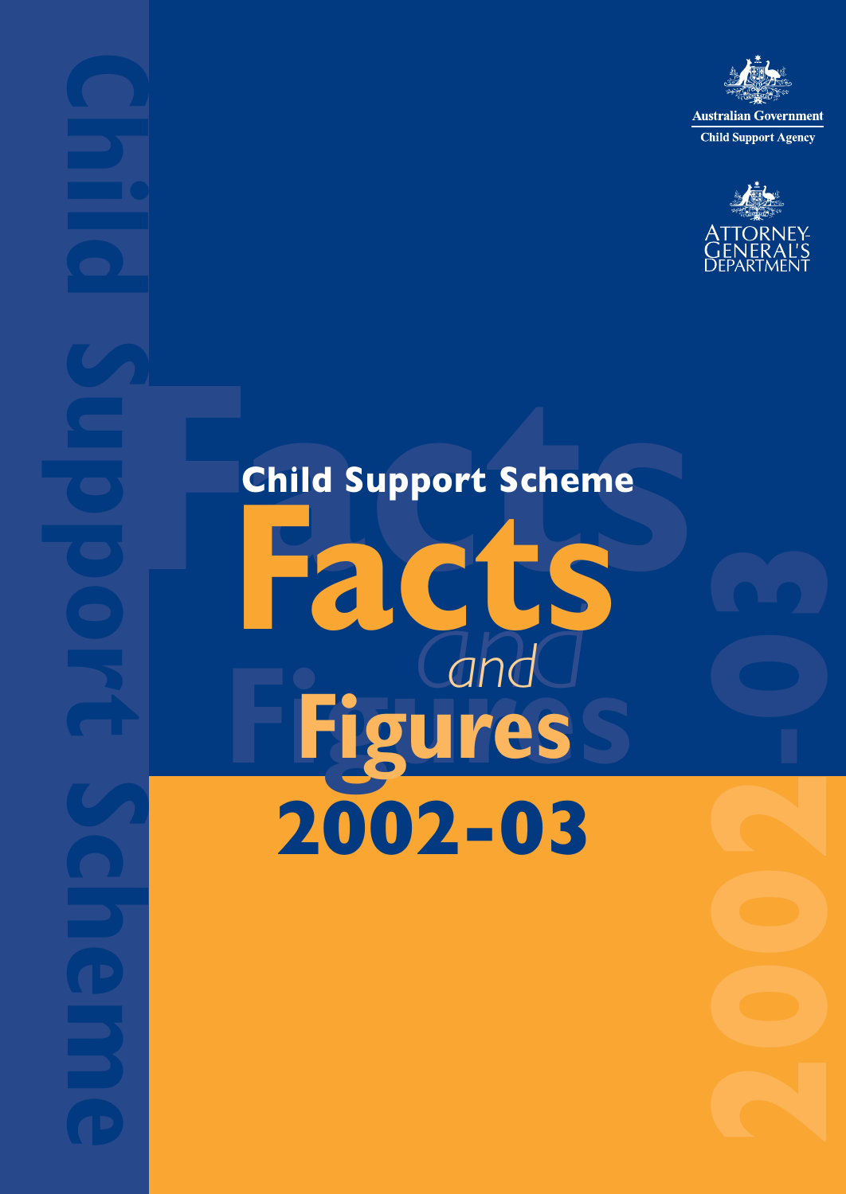Australian Government

Child Support Agency

ATTORNEY-GENERAL'S DEPARTMENT

# Child Support Scheme

# Facts *and* Figures

# 2002-03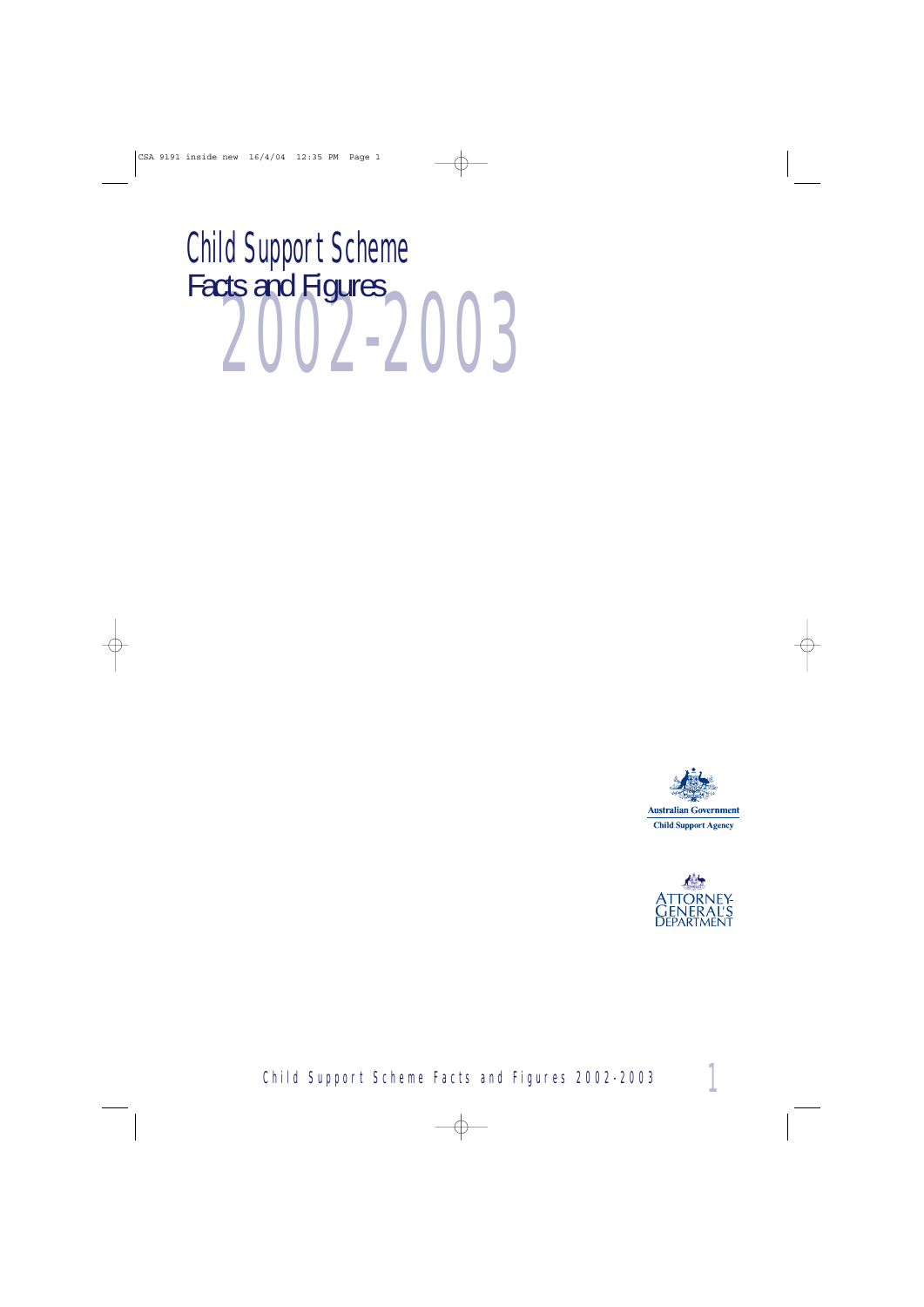# Child Support Scheme Facts and Figures 2002-2003

Australian Government
Child Support Agency

ATTORNEY-GENERAL'S DEPARTMENT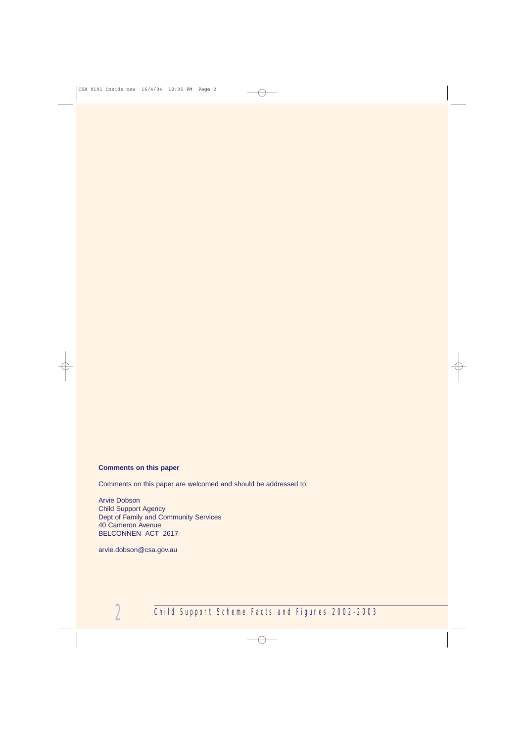**Comments on this paper**

Comments on this paper are welcomed and should be addressed to:

Arvie Dobson
Child Support Agency
Dept of Family and Community Services
40 Cameron Avenue
BELCONNEN ACT 2617

arvie.dobson@csa.gov.au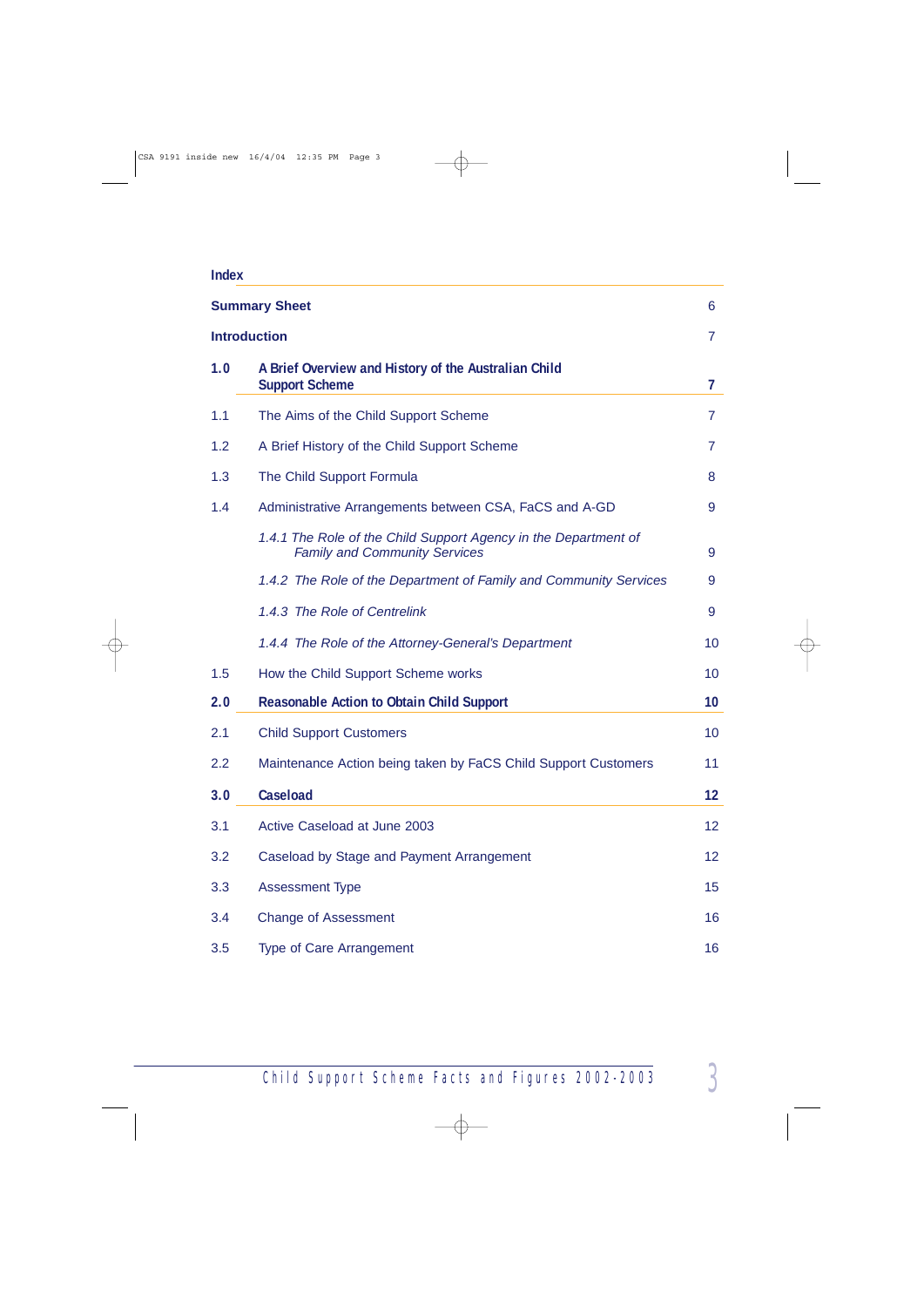## Index

| | | |
|---|---|---|
| **Summary Sheet** | | 6 |
| **Introduction** | | 7 |
| **1.0** | **A Brief Overview and History of the Australian Child Support Scheme** | **7** |
| 1.1 | The Aims of the Child Support Scheme | 7 |
| 1.2 | A Brief History of the Child Support Scheme | 7 |
| 1.3 | The Child Support Formula | 8 |
| 1.4 | Administrative Arrangements between CSA, FaCS and A-GD | 9 |
| | *1.4.1 The Role of the Child Support Agency in the Department of Family and Community Services* | 9 |
| | *1.4.2 The Role of the Department of Family and Community Services* | 9 |
| | *1.4.3 The Role of Centrelink* | 9 |
| | *1.4.4 The Role of the Attorney-General's Department* | 10 |
| 1.5 | How the Child Support Scheme works | 10 |
| **2.0** | **Reasonable Action to Obtain Child Support** | **10** |
| 2.1 | Child Support Customers | 10 |
| 2.2 | Maintenance Action being taken by FaCS Child Support Customers | 11 |
| **3.0** | **Caseload** | **12** |
| 3.1 | Active Caseload at June 2003 | 12 |
| 3.2 | Caseload by Stage and Payment Arrangement | 12 |
| 3.3 | Assessment Type | 15 |
| 3.4 | Change of Assessment | 16 |
| 3.5 | Type of Care Arrangement | 16 |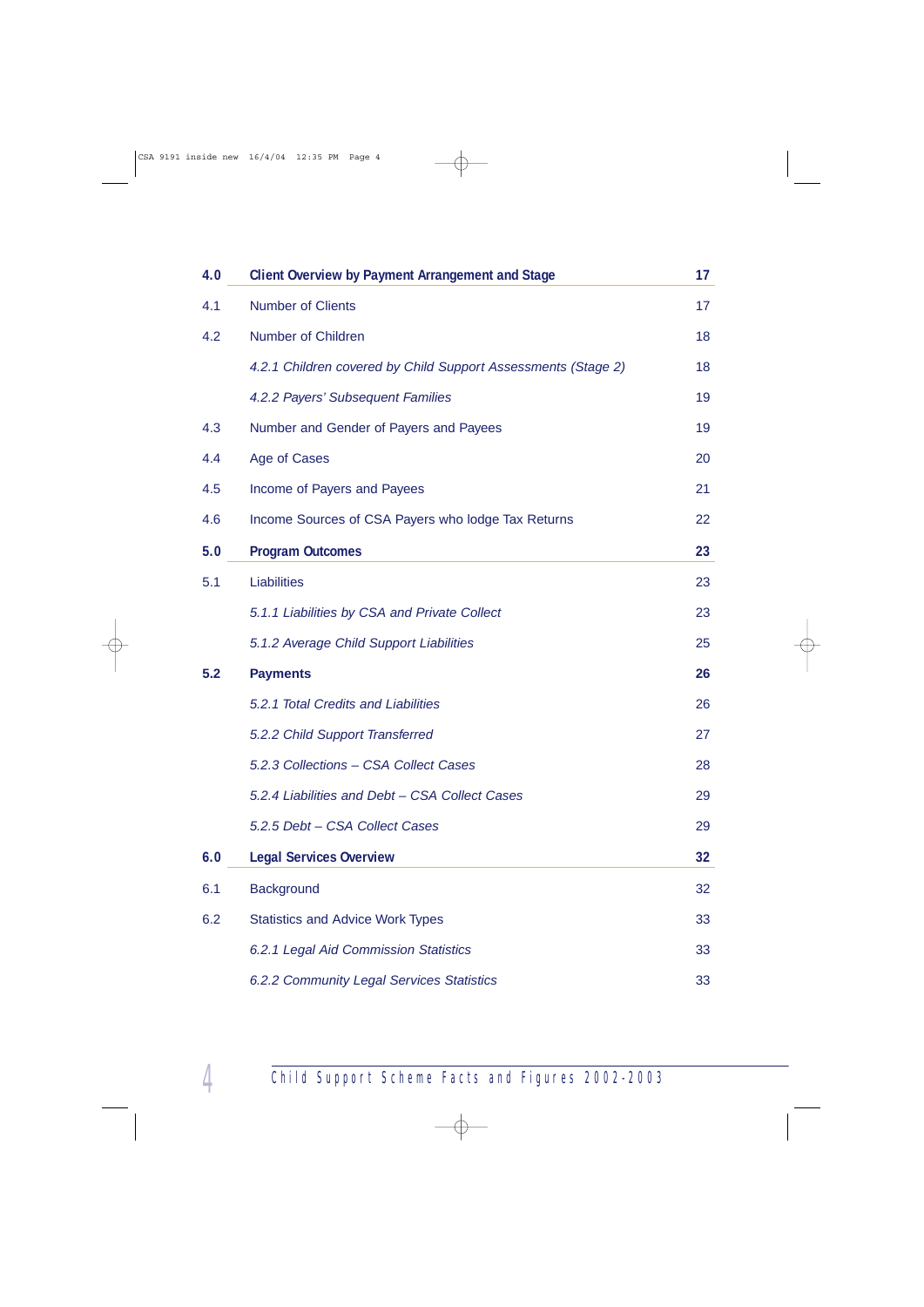| | | |
|---|---|---|
| **4.0** | **Client Overview by Payment Arrangement and Stage** | **17** |
| 4.1 | Number of Clients | 17 |
| 4.2 | Number of Children | 18 |
| | *4.2.1 Children covered by Child Support Assessments (Stage 2)* | 18 |
| | *4.2.2 Payers' Subsequent Families* | 19 |
| 4.3 | Number and Gender of Payers and Payees | 19 |
| 4.4 | Age of Cases | 20 |
| 4.5 | Income of Payers and Payees | 21 |
| 4.6 | Income Sources of CSA Payers who lodge Tax Returns | 22 |
| **5.0** | **Program Outcomes** | **23** |
| 5.1 | Liabilities | 23 |
| | *5.1.1 Liabilities by CSA and Private Collect* | 23 |
| | *5.1.2 Average Child Support Liabilities* | 25 |
| **5.2** | **Payments** | **26** |
| | *5.2.1 Total Credits and Liabilities* | 26 |
| | *5.2.2 Child Support Transferred* | 27 |
| | *5.2.3 Collections – CSA Collect Cases* | 28 |
| | *5.2.4 Liabilities and Debt – CSA Collect Cases* | 29 |
| | *5.2.5 Debt – CSA Collect Cases* | 29 |
| **6.0** | **Legal Services Overview** | **32** |
| 6.1 | Background | 32 |
| 6.2 | Statistics and Advice Work Types | 33 |
| | *6.2.1 Legal Aid Commission Statistics* | 33 |
| | *6.2.2 Community Legal Services Statistics* | 33 |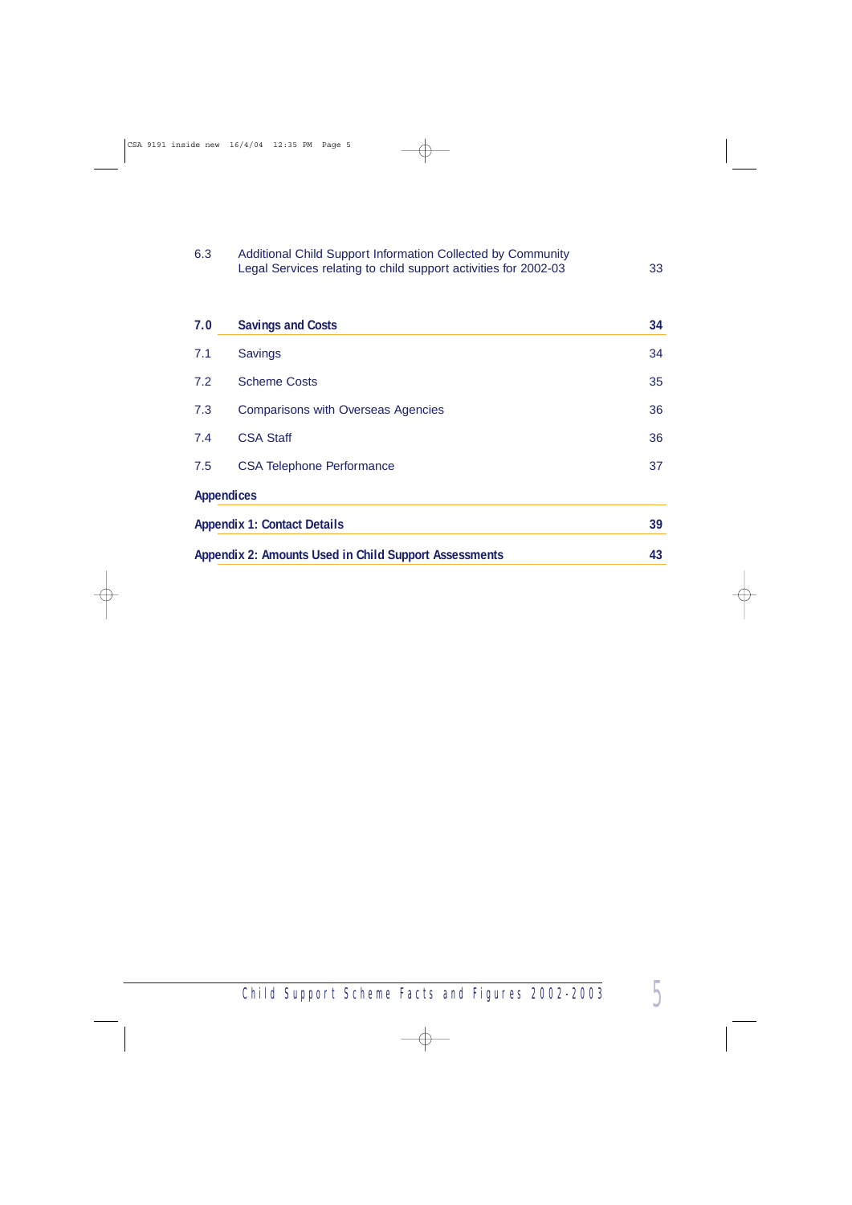| | | |
|---|---|---|
| 6.3 | Additional Child Support Information Collected by Community Legal Services relating to child support activities for 2002-03 | 33 |
| **7.0** | **Savings and Costs** | **34** |
| 7.1 | Savings | 34 |
| 7.2 | Scheme Costs | 35 |
| 7.3 | Comparisons with Overseas Agencies | 36 |
| 7.4 | CSA Staff | 36 |
| 7.5 | CSA Telephone Performance | 37 |
| **Appendices** | | |
| **Appendix 1: Contact Details** | | **39** |
| **Appendix 2: Amounts Used in Child Support Assessments** | | **43** |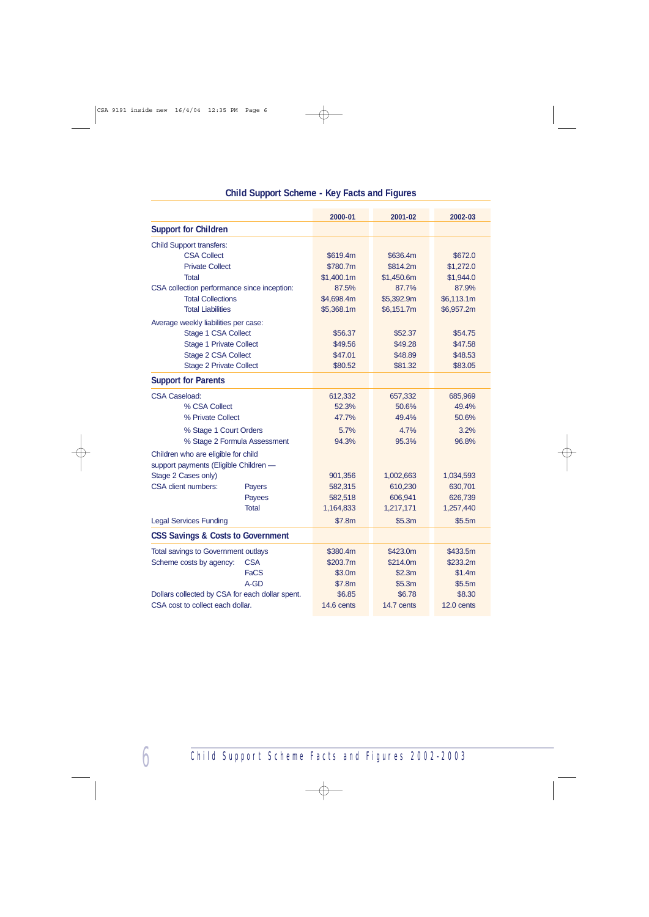## Child Support Scheme - Key Facts and Figures

| | | 2000-01 | 2001-02 | 2002-03 |
|---|---|---|---|---|
| **Support for Children** | | | | |
| Child Support transfers: | | | | |
| CSA Collect | | $619.4m | $636.4m | $672.0 |
| Private Collect | | $780.7m | $814.2m | $1,272.0 |
| Total | | $1,400.1m | $1,450.6m | $1,944.0 |
| CSA collection performance since inception: | | 87.5% | 87.7% | 87.9% |
| Total Collections | | $4,698.4m | $5,392.9m | $6,113.1m |
| Total Liabilities | | $5,368.1m | $6,151.7m | $6,957.2m |
| Average weekly liabilities per case: | | | | |
| Stage 1 CSA Collect | | $56.37 | $52.37 | $54.75 |
| Stage 1 Private Collect | | $49.56 | $49.28 | $47.58 |
| Stage 2 CSA Collect | | $47.01 | $48.89 | $48.53 |
| Stage 2 Private Collect | | $80.52 | $81.32 | $83.05 |
| **Support for Parents** | | | | |
| CSA Caseload: | | 612,332 | 657,332 | 685,969 |
| % CSA Collect | | 52.3% | 50.6% | 49.4% |
| % Private Collect | | 47.7% | 49.4% | 50.6% |
| % Stage 1 Court Orders | | 5.7% | 4.7% | 3.2% |
| % Stage 2 Formula Assessment | | 94.3% | 95.3% | 96.8% |
| Children who are eligible for child support payments (Eligible Children — Stage 2 Cases only) | | 901,356 | 1,002,663 | 1,034,593 |
| CSA client numbers: | Payers | 582,315 | 610,230 | 630,701 |
| | Payees | 582,518 | 606,941 | 626,739 |
| | Total | 1,164,833 | 1,217,171 | 1,257,440 |
| Legal Services Funding | | $7.8m | $5.3m | $5.5m |
| **CSS Savings & Costs to Government** | | | | |
| Total savings to Government outlays | | $380.4m | $423.0m | $433.5m |
| Scheme costs by agency: | CSA | $203.7m | $214.0m | $233.2m |
| | FaCS | $3.0m | $2.3m | $1.4m |
| | A-GD | $7.8m | $5.3m | $5.5m |
| Dollars collected by CSA for each dollar spent. | | $6.85 | $6.78 | $8.30 |
| CSA cost to collect each dollar. | | 14.6 cents | 14.7 cents | 12.0 cents |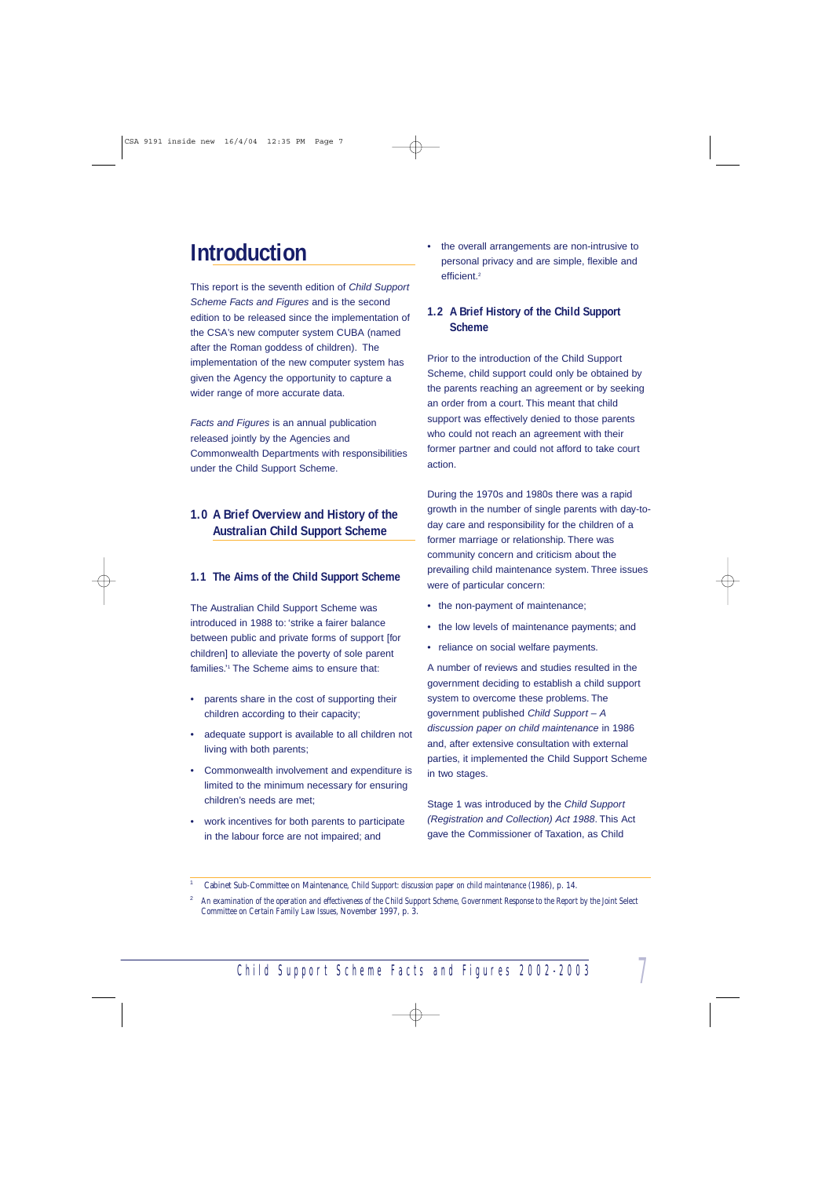# Introduction

This report is the seventh edition of *Child Support Scheme Facts and Figures* and is the second edition to be released since the implementation of the CSA's new computer system CUBA (named after the Roman goddess of children). The implementation of the new computer system has given the Agency the opportunity to capture a wider range of more accurate data.

*Facts and Figures* is an annual publication released jointly by the Agencies and Commonwealth Departments with responsibilities under the Child Support Scheme.

## 1.0 A Brief Overview and History of the Australian Child Support Scheme

### 1.1 The Aims of the Child Support Scheme

The Australian Child Support Scheme was introduced in 1988 to: 'strike a fairer balance between public and private forms of support [for children] to alleviate the poverty of sole parent families.'[1] The Scheme aims to ensure that:

- parents share in the cost of supporting their children according to their capacity;
- adequate support is available to all children not living with both parents;
- Commonwealth involvement and expenditure is limited to the minimum necessary for ensuring children's needs are met;
- work incentives for both parents to participate in the labour force are not impaired; and
- the overall arrangements are non-intrusive to personal privacy and are simple, flexible and efficient.[2]

### 1.2 A Brief History of the Child Support Scheme

Prior to the introduction of the Child Support Scheme, child support could only be obtained by the parents reaching an agreement or by seeking an order from a court. This meant that child support was effectively denied to those parents who could not reach an agreement with their former partner and could not afford to take court action.

During the 1970s and 1980s there was a rapid growth in the number of single parents with day-to-day care and responsibility for the children of a former marriage or relationship. There was community concern and criticism about the prevailing child maintenance system. Three issues were of particular concern:

- the non-payment of maintenance;
- the low levels of maintenance payments; and
- reliance on social welfare payments.

A number of reviews and studies resulted in the government deciding to establish a child support system to overcome these problems. The government published *Child Support – A discussion paper on child maintenance* in 1986 and, after extensive consultation with external parties, it implemented the Child Support Scheme in two stages.

Stage 1 was introduced by the *Child Support (Registration and Collection) Act 1988*. This Act gave the Commissioner of Taxation, as Child

---

[1] Cabinet Sub-Committee on Maintenance, *Child Support: discussion paper on child maintenance* (1986), p. 14.

[2] *An examination of the operation and effectiveness of the Child Support Scheme, Government Response to the Report by the Joint Select Committee on Certain Family Law Issues*, November 1997, p. 3.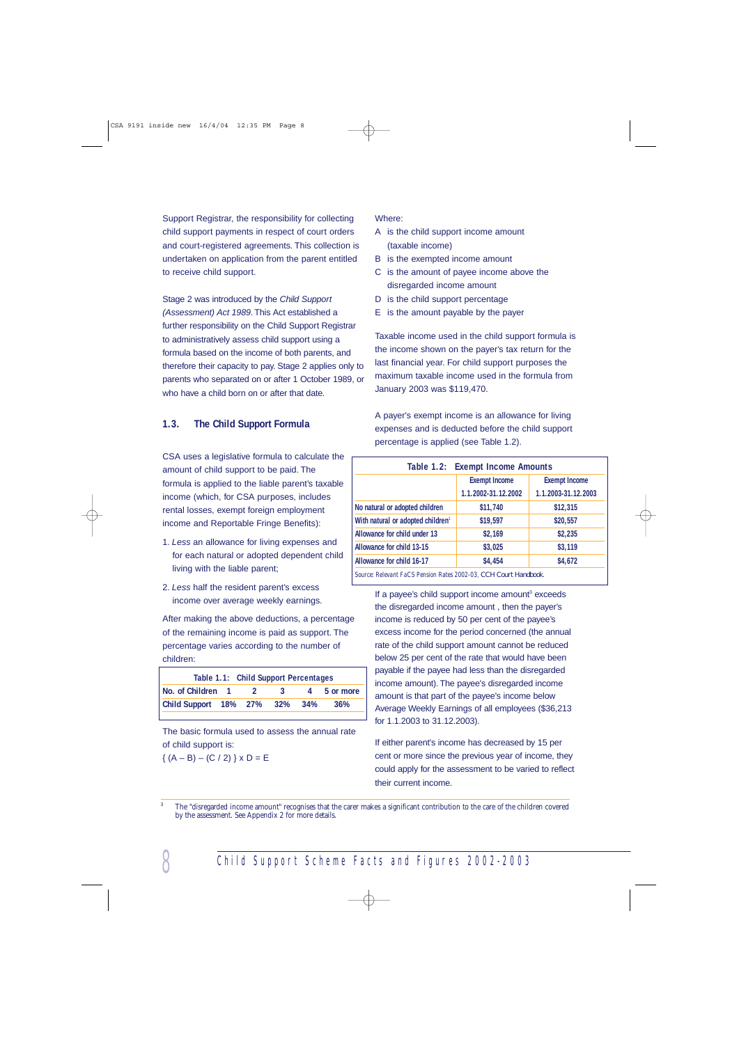Support Registrar, the responsibility for collecting child support payments in respect of court orders and court-registered agreements. This collection is undertaken on application from the parent entitled to receive child support.

Stage 2 was introduced by the *Child Support (Assessment) Act 1989*. This Act established a further responsibility on the Child Support Registrar to administratively assess child support using a formula based on the income of both parents, and therefore their capacity to pay. Stage 2 applies only to parents who separated on or after 1 October 1989, or who have a child born on or after that date.

## 1.3. The Child Support Formula

CSA uses a legislative formula to calculate the amount of child support to be paid. The formula is applied to the liable parent's taxable income (which, for CSA purposes, includes rental losses, exempt foreign employment income and Reportable Fringe Benefits):

1. *Less* an allowance for living expenses and for each natural or adopted dependent child living with the liable parent;
2. *Less* half the resident parent's excess income over average weekly earnings.

After making the above deductions, a percentage of the remaining income is paid as support. The percentage varies according to the number of children:

**Table 1.1: Child Support Percentages**

| No. of Children | 1 | 2 | 3 | 4 | 5 or more |
|---|---|---|---|---|---|
| Child Support | 18% | 27% | 32% | 34% | 36% |

The basic formula used to assess the annual rate of child support is:

$\{ (A - B) - (C / 2) \} \times D = E$

Where:

- A is the child support income amount (taxable income)
- B is the exempted income amount
- C is the amount of payee income above the disregarded income amount
- D is the child support percentage
- E is the amount payable by the payer

Taxable income used in the child support formula is the income shown on the payer's tax return for the last financial year. For child support purposes the maximum taxable income used in the formula from January 2003 was $119,470.

A payer's exempt income is an allowance for living expenses and is deducted before the child support percentage is applied (see Table 1.2).

**Table 1.2: Exempt Income Amounts**

| | Exempt Income 1.1.2002-31.12.2002 | Exempt Income 1.1.2003-31.12.2003 |
|---|---|---|
| No natural or adopted children | $11,740 | $12,315 |
| With natural or adopted children[1] | $19,597 | $20,557 |
| Allowance for child under 13 | $2,169 | $2,235 |
| Allowance for child 13-15 | $3,025 | $3,119 |
| Allowance for child 16-17 | $4,454 | $4,672 |

Source: Relevant FaCS Pension Rates 2002-03, CCH Court Handbook.

If a payee's child support income amount[3] exceeds the disregarded income amount , then the payer's income is reduced by 50 per cent of the payee's excess income for the period concerned (the annual rate of the child support amount cannot be reduced below 25 per cent of the rate that would have been payable if the payee had less than the disregarded income amount). The payee's disregarded income amount is that part of the payee's income below Average Weekly Earnings of all employees ($36,213 for 1.1.2003 to 31.12.2003).

If either parent's income has decreased by 15 per cent or more since the previous year of income, they could apply for the assessment to be varied to reflect their current income.

---

[3] The "disregarded income amount" recognises that the carer makes a significant contribution to the care of the children covered by the assessment. See Appendix 2 for more details.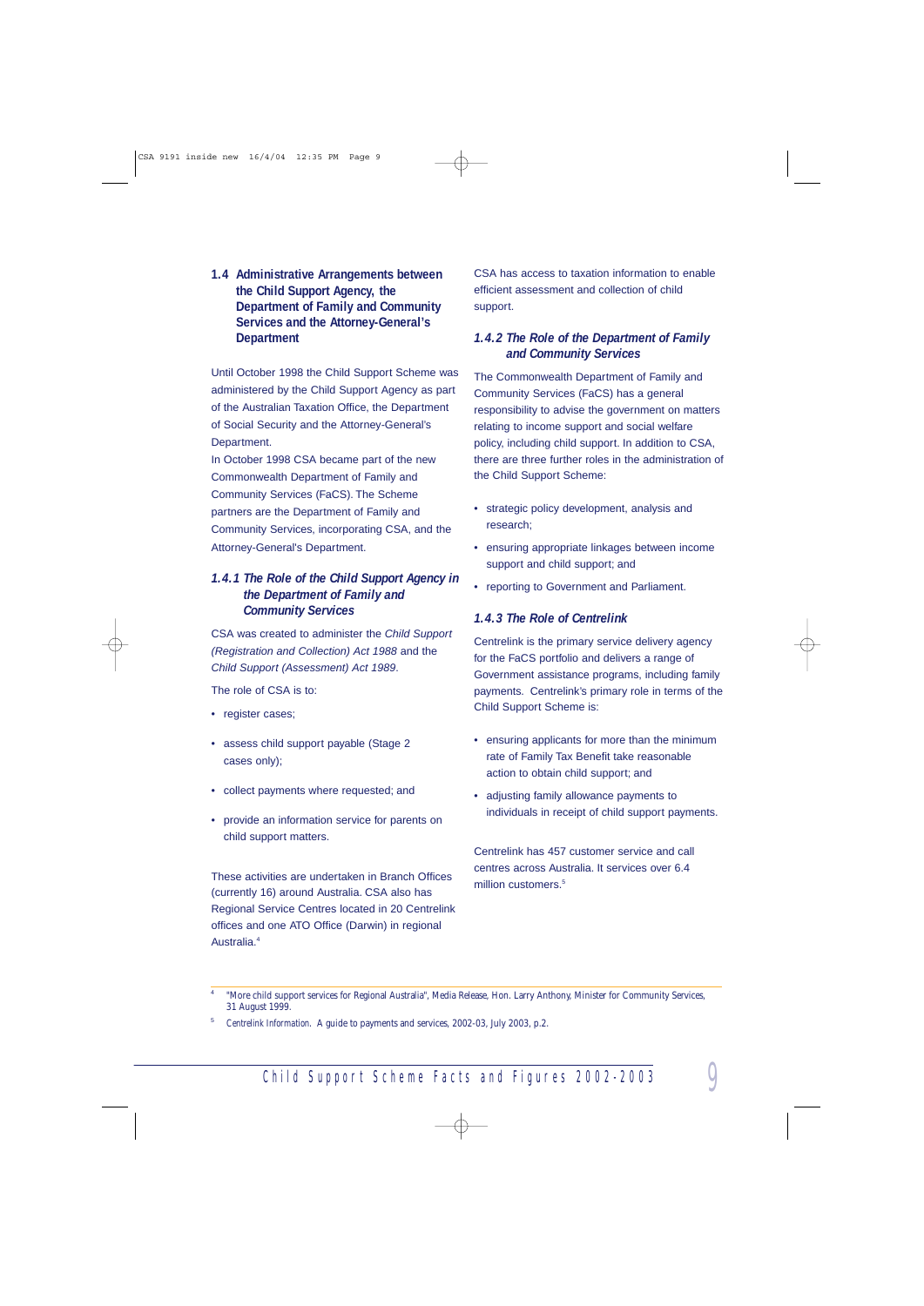## 1.4 Administrative Arrangements between the Child Support Agency, the Department of Family and Community Services and the Attorney-General's Department

Until October 1998 the Child Support Scheme was administered by the Child Support Agency as part of the Australian Taxation Office, the Department of Social Security and the Attorney-General's Department.

In October 1998 CSA became part of the new Commonwealth Department of Family and Community Services (FaCS). The Scheme partners are the Department of Family and Community Services, incorporating CSA, and the Attorney-General's Department.

### *1.4.1 The Role of the Child Support Agency in the Department of Family and Community Services*

CSA was created to administer the *Child Support (Registration and Collection) Act 1988* and the *Child Support (Assessment) Act 1989*.

The role of CSA is to:

- register cases;
- assess child support payable (Stage 2 cases only);
- collect payments where requested; and
- provide an information service for parents on child support matters.

These activities are undertaken in Branch Offices (currently 16) around Australia. CSA also has Regional Service Centres located in 20 Centrelink offices and one ATO Office (Darwin) in regional Australia.[4]

CSA has access to taxation information to enable efficient assessment and collection of child support.

### *1.4.2 The Role of the Department of Family and Community Services*

The Commonwealth Department of Family and Community Services (FaCS) has a general responsibility to advise the government on matters relating to income support and social welfare policy, including child support. In addition to CSA, there are three further roles in the administration of the Child Support Scheme:

- strategic policy development, analysis and research;
- ensuring appropriate linkages between income support and child support; and
- reporting to Government and Parliament.

### *1.4.3 The Role of Centrelink*

Centrelink is the primary service delivery agency for the FaCS portfolio and delivers a range of Government assistance programs, including family payments. Centrelink's primary role in terms of the Child Support Scheme is:

- ensuring applicants for more than the minimum rate of Family Tax Benefit take reasonable action to obtain child support; and
- adjusting family allowance payments to individuals in receipt of child support payments.

Centrelink has 457 customer service and call centres across Australia. It services over 6.4 million customers.[5]

---

[4] "More child support services for Regional Australia", Media Release, Hon. Larry Anthony, Minister for Community Services, 31 August 1999.

[5] *Centrelink Information*. A guide to payments and services, 2002-03, July 2003, p.2.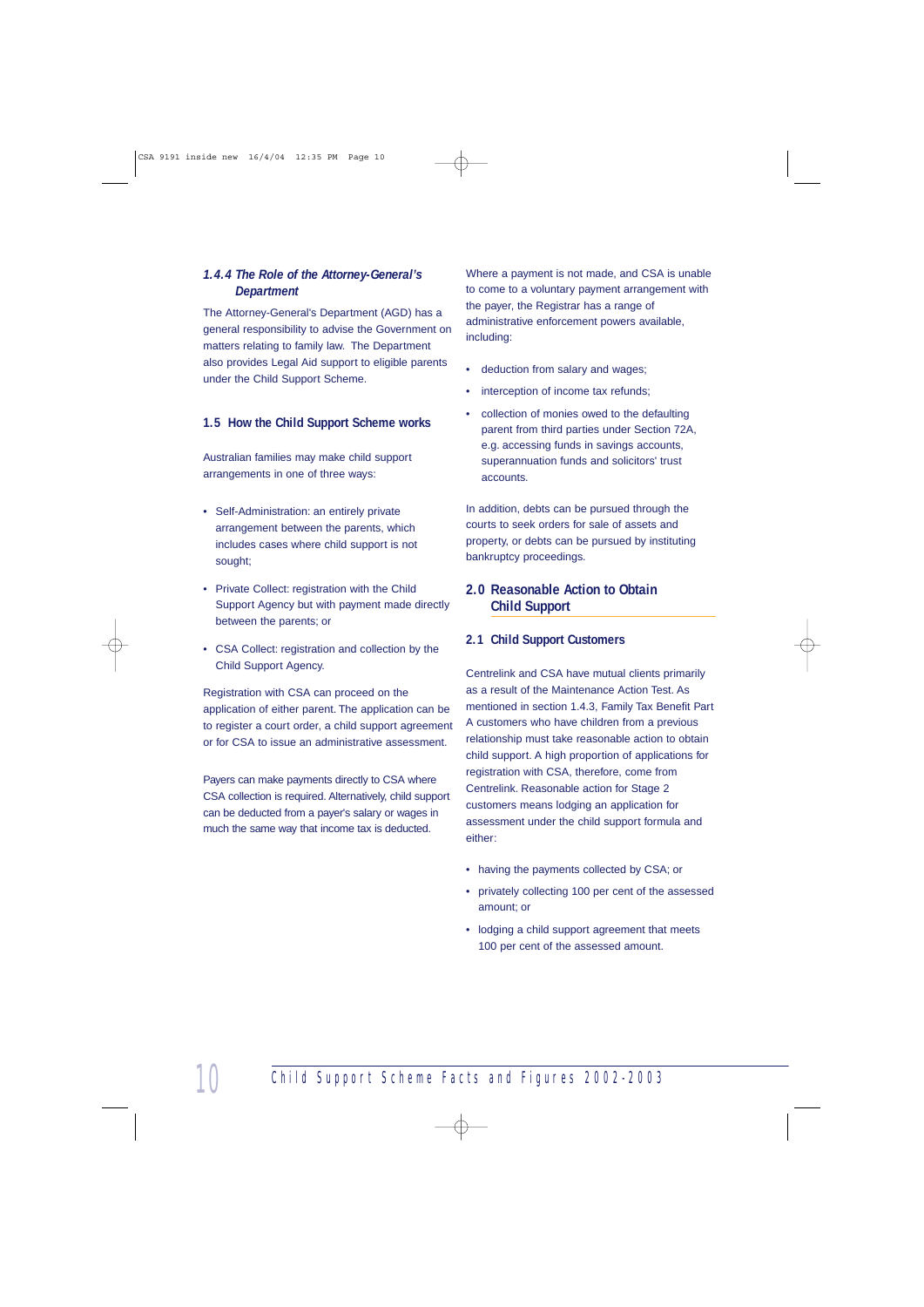#### *1.4.4 The Role of the Attorney-General's Department*

The Attorney-General's Department (AGD) has a general responsibility to advise the Government on matters relating to family law. The Department also provides Legal Aid support to eligible parents under the Child Support Scheme.

### 1.5 How the Child Support Scheme works

Australian families may make child support arrangements in one of three ways:

- Self-Administration: an entirely private arrangement between the parents, which includes cases where child support is not sought;
- Private Collect: registration with the Child Support Agency but with payment made directly between the parents; or
- CSA Collect: registration and collection by the Child Support Agency.

Registration with CSA can proceed on the application of either parent. The application can be to register a court order, a child support agreement or for CSA to issue an administrative assessment.

Payers can make payments directly to CSA where CSA collection is required. Alternatively, child support can be deducted from a payer's salary or wages in much the same way that income tax is deducted.

Where a payment is not made, and CSA is unable to come to a voluntary payment arrangement with the payer, the Registrar has a range of administrative enforcement powers available, including:

- deduction from salary and wages;
- interception of income tax refunds;
- collection of monies owed to the defaulting parent from third parties under Section 72A, e.g. accessing funds in savings accounts, superannuation funds and solicitors' trust accounts.

In addition, debts can be pursued through the courts to seek orders for sale of assets and property, or debts can be pursued by instituting bankruptcy proceedings.

## 2.0 Reasonable Action to Obtain Child Support

### 2.1 Child Support Customers

Centrelink and CSA have mutual clients primarily as a result of the Maintenance Action Test. As mentioned in section 1.4.3, Family Tax Benefit Part A customers who have children from a previous relationship must take reasonable action to obtain child support. A high proportion of applications for registration with CSA, therefore, come from Centrelink. Reasonable action for Stage 2 customers means lodging an application for assessment under the child support formula and either:

- having the payments collected by CSA; or
- privately collecting 100 per cent of the assessed amount; or
- lodging a child support agreement that meets 100 per cent of the assessed amount.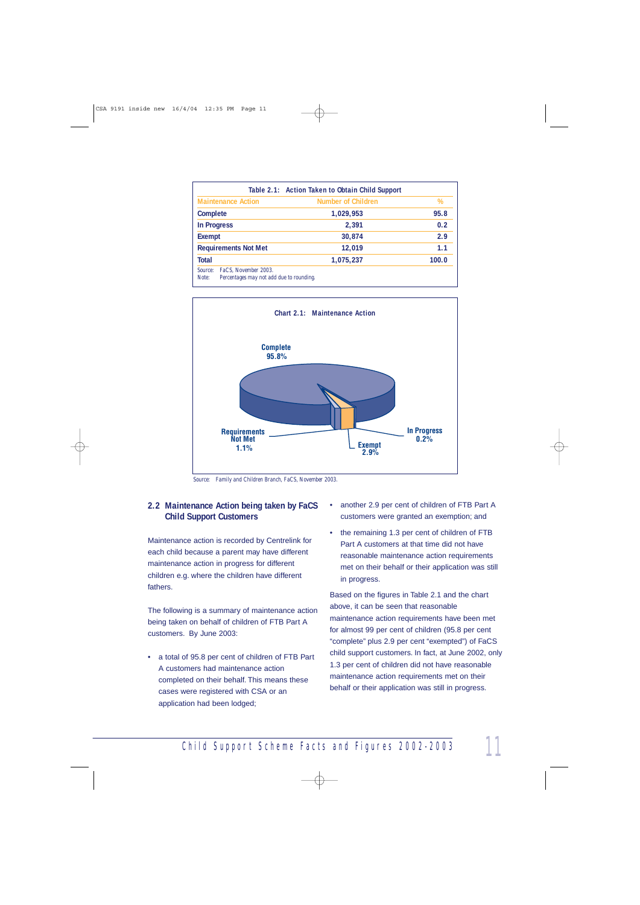Table 2.1: Action Taken to Obtain Child Support

| Maintenance Action | Number of Children | % |
|---|---|---|
| **Complete** | 1,029,953 | 95.8 |
| **In Progress** | 2,391 | 0.2 |
| **Exempt** | 30,874 | 2.9 |
| **Requirements Not Met** | 12,019 | 1.1 |
| **Total** | 1,075,237 | 100.0 |

Source: FaCS, November 2003.
Note: Percentages may not add due to rounding.

Chart 2.1: Maintenance Action

Complete 95.8%
Requirements Not Met 1.1%
Exempt 2.9%
In Progress 0.2%

Source: Family and Children Branch, FaCS, November 2003.

## 2.2 Maintenance Action being taken by FaCS Child Support Customers

Maintenance action is recorded by Centrelink for each child because a parent may have different maintenance action in progress for different children e.g. where the children have different fathers.

The following is a summary of maintenance action being taken on behalf of children of FTB Part A customers. By June 2003:

- a total of 95.8 per cent of children of FTB Part A customers had maintenance action completed on their behalf. This means these cases were registered with CSA or an application had been lodged;
- another 2.9 per cent of children of FTB Part A customers were granted an exemption; and
- the remaining 1.3 per cent of children of FTB Part A customers at that time did not have reasonable maintenance action requirements met on their behalf or their application was still in progress.

Based on the figures in Table 2.1 and the chart above, it can be seen that reasonable maintenance action requirements have been met for almost 99 per cent of children (95.8 per cent "complete" plus 2.9 per cent "exempted") of FaCS child support customers. In fact, at June 2002, only 1.3 per cent of children did not have reasonable maintenance action requirements met on their behalf or their application was still in progress.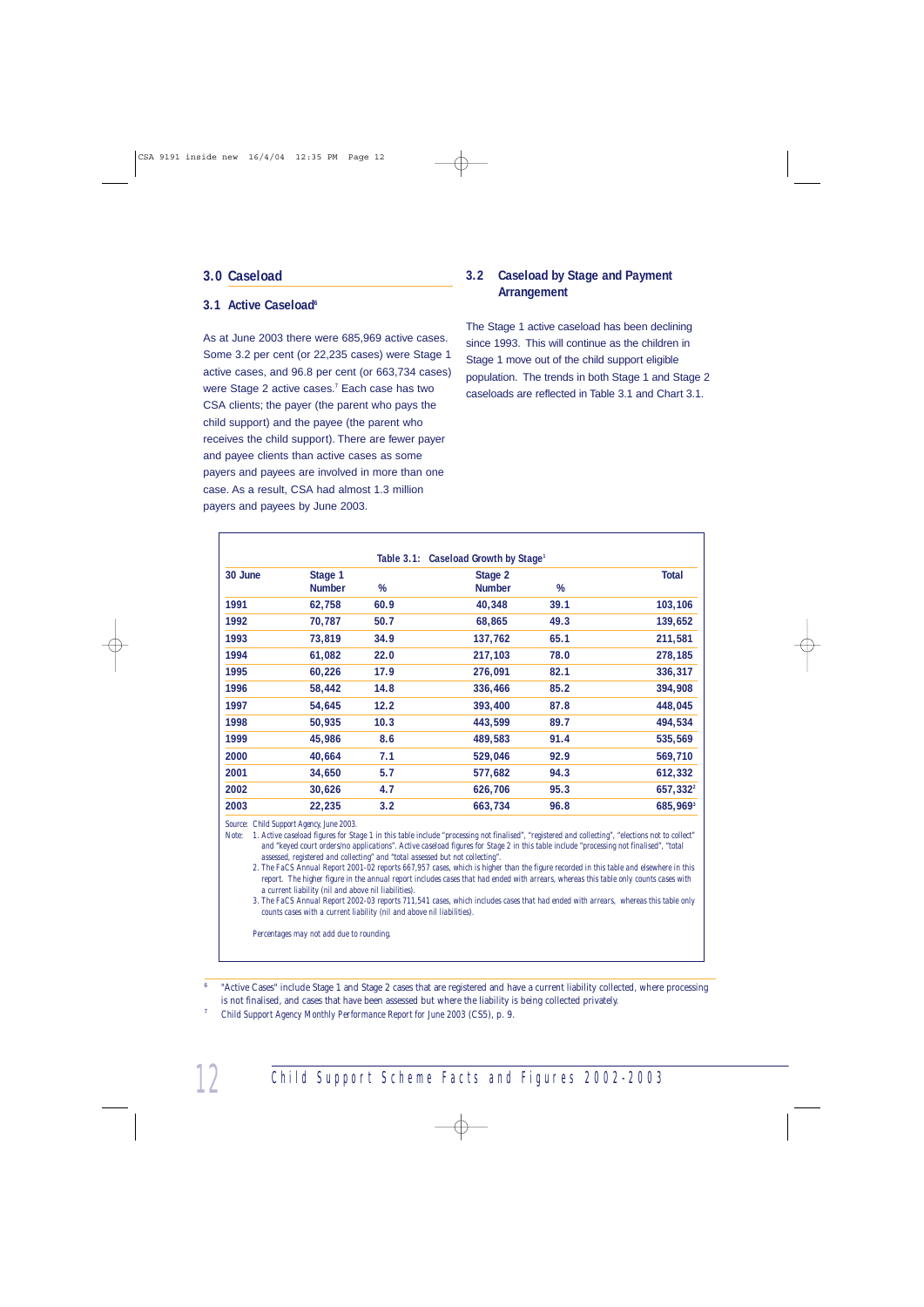## 3.0 Caseload

### 3.1 Active Caseload[6]

As at June 2003 there were 685,969 active cases. Some 3.2 per cent (or 22,235 cases) were Stage 1 active cases, and 96.8 per cent (or 663,734 cases) were Stage 2 active cases.[7] Each case has two CSA clients; the payer (the parent who pays the child support) and the payee (the parent who receives the child support). There are fewer payer and payee clients than active cases as some payers and payees are involved in more than one case. As a result, CSA had almost 1.3 million payers and payees by June 2003.

### 3.2 Caseload by Stage and Payment Arrangement

The Stage 1 active caseload has been declining since 1993. This will continue as the children in Stage 1 move out of the child support eligible population. The trends in both Stage 1 and Stage 2 caseloads are reflected in Table 3.1 and Chart 3.1.

**Table 3.1: Caseload Growth by Stage[1]**

| 30 June | Stage 1 Number | % | Stage 2 Number | % | Total |
|---|---|---|---|---|---|
| 1991 | 62,758 | 60.9 | 40,348 | 39.1 | 103,106 |
| 1992 | 70,787 | 50.7 | 68,865 | 49.3 | 139,652 |
| 1993 | 73,819 | 34.9 | 137,762 | 65.1 | 211,581 |
| 1994 | 61,082 | 22.0 | 217,103 | 78.0 | 278,185 |
| 1995 | 60,226 | 17.9 | 276,091 | 82.1 | 336,317 |
| 1996 | 58,442 | 14.8 | 336,466 | 85.2 | 394,908 |
| 1997 | 54,645 | 12.2 | 393,400 | 87.8 | 448,045 |
| 1998 | 50,935 | 10.3 | 443,599 | 89.7 | 494,534 |
| 1999 | 45,986 | 8.6 | 489,583 | 91.4 | 535,569 |
| 2000 | 40,664 | 7.1 | 529,046 | 92.9 | 569,710 |
| 2001 | 34,650 | 5.7 | 577,682 | 94.3 | 612,332 |
| 2002 | 30,626 | 4.7 | 626,706 | 95.3 | 657,332[2] |
| 2003 | 22,235 | 3.2 | 663,734 | 96.8 | 685,969[3] |

*Source: Child Support Agency, June 2003.*

*Note:*
1. Active caseload figures for Stage 1 in this table include "processing not finalised", "registered and collecting", "elections not to collect" and "keyed court orders/no applications". Active caseload figures for Stage 2 in this table include "processing not finalised", "total assessed, registered and collecting" and "total assessed but not collecting".
2. The FaCS Annual Report 2001-02 reports 667,957 cases, which is higher than the figure recorded in this table and elsewhere in this report. The higher figure in the annual report includes cases that had ended with arrears, whereas this table only counts cases with a current liability (nil and above nil liabilities).
3. The FaCS Annual Report 2002-03 reports 711,541 cases, which includes cases that had ended with arrears, whereas this table only counts cases with a current liability (nil and above nil liabilities).

*Percentages may not add due to rounding.*

---

[6] "Active Cases" include Stage 1 and Stage 2 cases that are registered and have a current liability collected, where processing is not finalised, and cases that have been assessed but where the liability is being collected privately.

[7] Child Support Agency Monthly Performance Report for June 2003 (CS5), p. 9.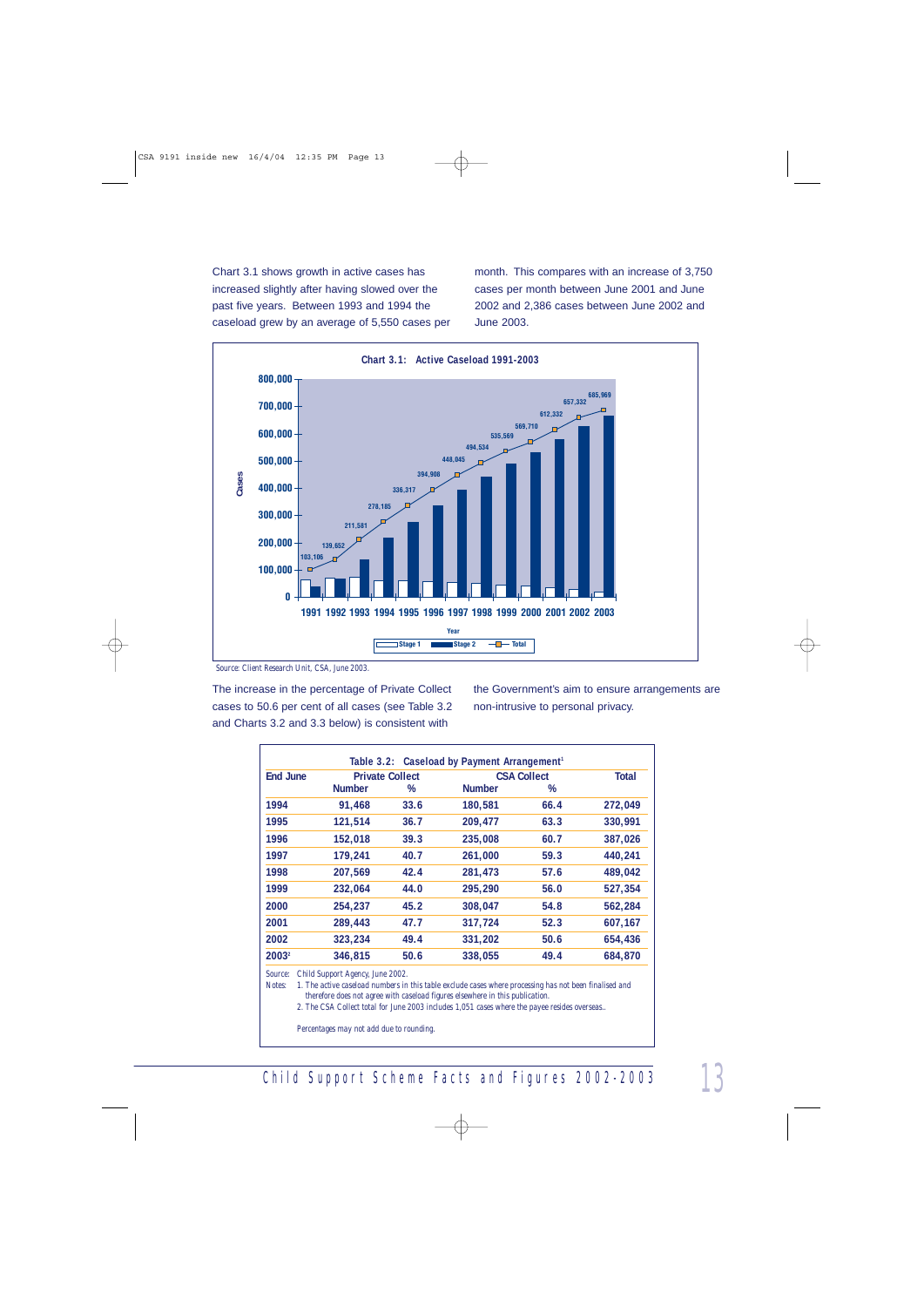Chart 3.1 shows growth in active cases has increased slightly after having slowed over the past five years. Between 1993 and 1994 the caseload grew by an average of 5,550 cases per month. This compares with an increase of 3,750 cases per month between June 2001 and June 2002 and 2,386 cases between June 2002 and June 2003.

**Chart 3.1: Active Caseload 1991-2003**

| Year | Total |
|---|---|
| 1991 | 103,106 |
| 1992 | 139,652 |
| 1993 | 211,581 |
| 1994 | 278,185 |
| 1995 | 336,317 |
| 1996 | 394,908 |
| 1997 | 448,045 |
| 1998 | 494,534 |
| 1999 | 535,569 |
| 2000 | 569,710 |
| 2001 | 612,332 |
| 2002 | 657,332 |
| 2003 | 685,969 |

Legend: Stage 1, Stage 2, Total

*Source: Client Research Unit, CSA, June 2003.*

The increase in the percentage of Private Collect cases to 50.6 per cent of all cases (see Table 3.2 and Charts 3.2 and 3.3 below) is consistent with the Government's aim to ensure arrangements are non-intrusive to personal privacy.

**Table 3.2: Caseload by Payment Arrangement[1]**

| End June | Private Collect | | CSA Collect | | Total |
|---|---|---|---|---|---|
| | Number | % | Number | % | |
| 1994 | 91,468 | 33.6 | 180,581 | 66.4 | 272,049 |
| 1995 | 121,514 | 36.7 | 209,477 | 63.3 | 330,991 |
| 1996 | 152,018 | 39.3 | 235,008 | 60.7 | 387,026 |
| 1997 | 179,241 | 40.7 | 261,000 | 59.3 | 440,241 |
| 1998 | 207,569 | 42.4 | 281,473 | 57.6 | 489,042 |
| 1999 | 232,064 | 44.0 | 295,290 | 56.0 | 527,354 |
| 2000 | 254,237 | 45.2 | 308,047 | 54.8 | 562,284 |
| 2001 | 289,443 | 47.7 | 317,724 | 52.3 | 607,167 |
| 2002 | 323,234 | 49.4 | 331,202 | 50.6 | 654,436 |
| 2003[2] | 346,815 | 50.6 | 338,055 | 49.4 | 684,870 |

Source: Child Support Agency, June 2002.

Notes: 1. The active caseload numbers in this table exclude cases where processing has not been finalised and therefore does not agree with caseload figures elsewhere in this publication.

2. The CSA Collect total for June 2003 includes 1,051 cases where the payee resides overseas..

Percentages may not add due to rounding.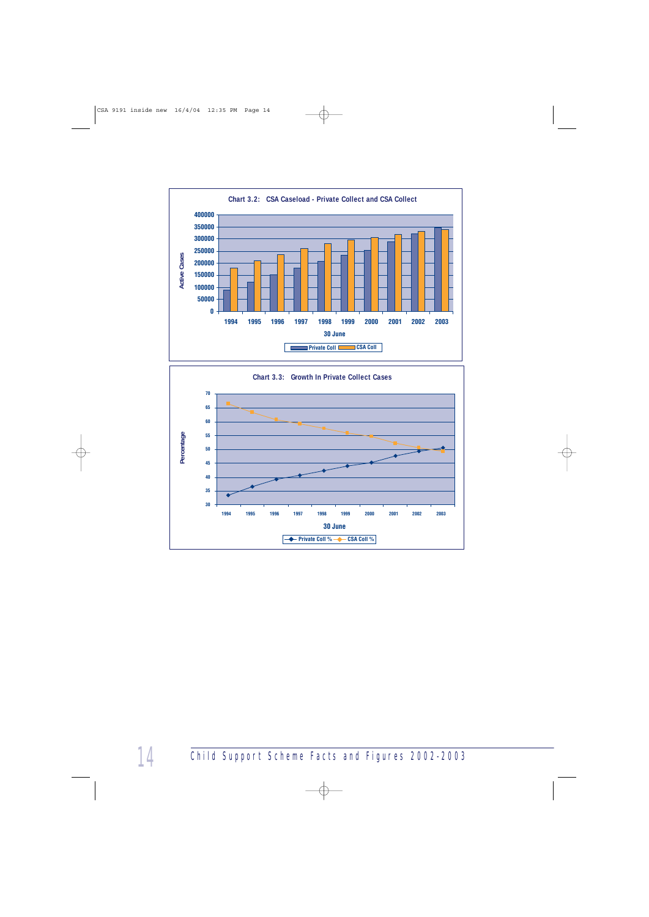**Chart 3.2: CSA Caseload - Private Collect and CSA Collect**

Active Cases

| 30 June | 1994 | 1995 | 1996 | 1997 | 1998 | 1999 | 2000 | 2001 | 2002 | 2003 |
|---|---|---|---|---|---|---|---|---|---|---|

Legend: Private Coll, CSA Coll

**Chart 3.3: Growth In Private Collect Cases**

Percentage

| 30 June | 1994 | 1995 | 1996 | 1997 | 1998 | 1999 | 2000 | 2001 | 2002 | 2003 |
|---|---|---|---|---|---|---|---|---|---|---|

Legend: Private Coll %, CSA Coll %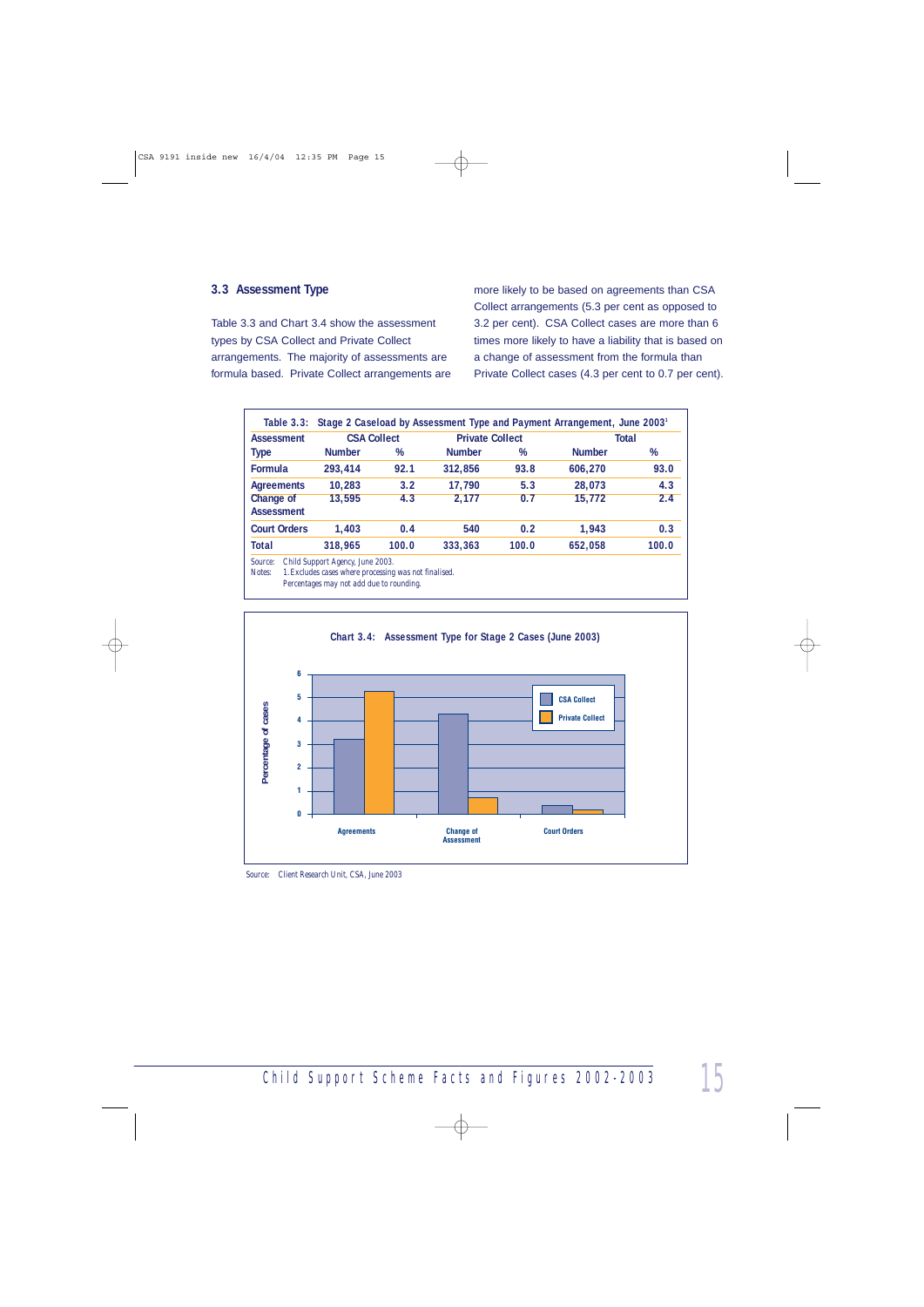### 3.3 Assessment Type

Table 3.3 and Chart 3.4 show the assessment types by CSA Collect and Private Collect arrangements. The majority of assessments are formula based. Private Collect arrangements are more likely to be based on agreements than CSA Collect arrangements (5.3 per cent as opposed to 3.2 per cent). CSA Collect cases are more than 6 times more likely to have a liability that is based on a change of assessment from the formula than Private Collect cases (4.3 per cent to 0.7 per cent).

**Table 3.3: Stage 2 Caseload by Assessment Type and Payment Arrangement, June 2003**[1]

| Assessment | CSA Collect | | Private Collect | | Total | |
|---|---|---|---|---|---|---|
| Type | Number | % | Number | % | Number | % |
| Formula | 293,414 | 92.1 | 312,856 | 93.8 | 606,270 | 93.0 |
| Agreements | 10,283 | 3.2 | 17,790 | 5.3 | 28,073 | 4.3 |
| Change of Assessment | 13,595 | 4.3 | 2,177 | 0.7 | 15,772 | 2.4 |
| Court Orders | 1,403 | 0.4 | 540 | 0.2 | 1,943 | 0.3 |
| Total | 318,965 | 100.0 | 333,363 | 100.0 | 652,058 | 100.0 |

Source: Child Support Agency, June 2003.
Notes: 1. Excludes cases where processing was not finalised.
Percentages may not add due to rounding.

**Chart 3.4: Assessment Type for Stage 2 Cases (June 2003)**

| Assessment Type | CSA Collect (%) | Private Collect (%) |
|---|---|---|
| Agreements | 3.2 | 5.3 |
| Change of Assessment | 4.3 | 0.7 |
| Court Orders | 0.4 | 0.2 |

Source: Client Research Unit, CSA, June 2003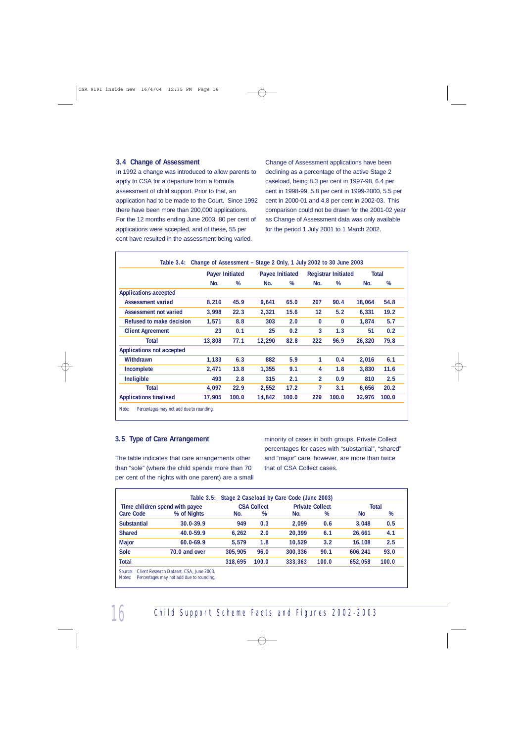## 3.4 Change of Assessment

In 1992 a change was introduced to allow parents to apply to CSA for a departure from a formula assessment of child support. Prior to that, an application had to be made to the Court. Since 1992 there have been more than 200,000 applications. For the 12 months ending June 2003, 80 per cent of applications were accepted, and of these, 55 per cent have resulted in the assessment being varied.

Change of Assessment applications have been declining as a percentage of the active Stage 2 caseload, being 8.3 per cent in 1997-98, 6.4 per cent in 1998-99, 5.8 per cent in 1999-2000, 5.5 per cent in 2000-01 and 4.8 per cent in 2002-03. This comparison could not be drawn for the 2001-02 year as Change of Assessment data was only available for the period 1 July 2001 to 1 March 2002.

**Table 3.4: Change of Assessment – Stage 2 Only, 1 July 2002 to 30 June 2003**

| | Payer Initiated | | Payee Initiated | | Registrar Initiated | | Total | |
|---|---|---|---|---|---|---|---|---|
| | No. | % | No. | % | No. | % | No. | % |
| **Applications accepted** | | | | | | | | |
| Assessment varied | 8,216 | 45.9 | 9,641 | 65.0 | 207 | 90.4 | 18,064 | 54.8 |
| Assessment not varied | 3,998 | 22.3 | 2,321 | 15.6 | 12 | 5.2 | 6,331 | 19.2 |
| Refused to make decision | 1,571 | 8.8 | 303 | 2.0 | 0 | 0 | 1,874 | 5.7 |
| Client Agreement | 23 | 0.1 | 25 | 0.2 | 3 | 1.3 | 51 | 0.2 |
| Total | 13,808 | 77.1 | 12,290 | 82.8 | 222 | 96.9 | 26,320 | 79.8 |
| **Applications not accepted** | | | | | | | | |
| Withdrawn | 1,133 | 6.3 | 882 | 5.9 | 1 | 0.4 | 2,016 | 6.1 |
| Incomplete | 2,471 | 13.8 | 1,355 | 9.1 | 4 | 1.8 | 3,830 | 11.6 |
| Ineligible | 493 | 2.8 | 315 | 2.1 | 2 | 0.9 | 810 | 2.5 |
| Total | 4,097 | 22.9 | 2,552 | 17.2 | 7 | 3.1 | 6,656 | 20.2 |
| **Applications finalised** | 17,905 | 100.0 | 14,842 | 100.0 | 229 | 100.0 | 32,976 | 100.0 |

Note: Percentages may not add due to rounding.

## 3.5 Type of Care Arrangement

The table indicates that care arrangements other than "sole" (where the child spends more than 70 per cent of the nights with one parent) are a small minority of cases in both groups. Private Collect percentages for cases with "substantial", "shared" and "major" care, however, are more than twice that of CSA Collect cases.

**Table 3.5: Stage 2 Caseload by Care Code (June 2003)**

| Time children spend with payee | | CSA Collect | | Private Collect | | Total | |
|---|---|---|---|---|---|---|---|
| Care Code | % of Nights | No. | % | No. | % | No | % |
| Substantial | 30.0-39.9 | 949 | 0.3 | 2,099 | 0.6 | 3,048 | 0.5 |
| Shared | 40.0-59.9 | 6,262 | 2.0 | 20,399 | 6.1 | 26,661 | 4.1 |
| Major | 60.0-69.9 | 5,579 | 1.8 | 10,529 | 3.2 | 16,108 | 2.5 |
| Sole | 70.0 and over | 305,905 | 96.0 | 300,336 | 90.1 | 606,241 | 93.0 |
| Total | | 318,695 | 100.0 | 333,363 | 100.0 | 652,058 | 100.0 |

Source: Client Research Dataset, CSA, June 2003.
Notes: Percentages may not add due to rounding.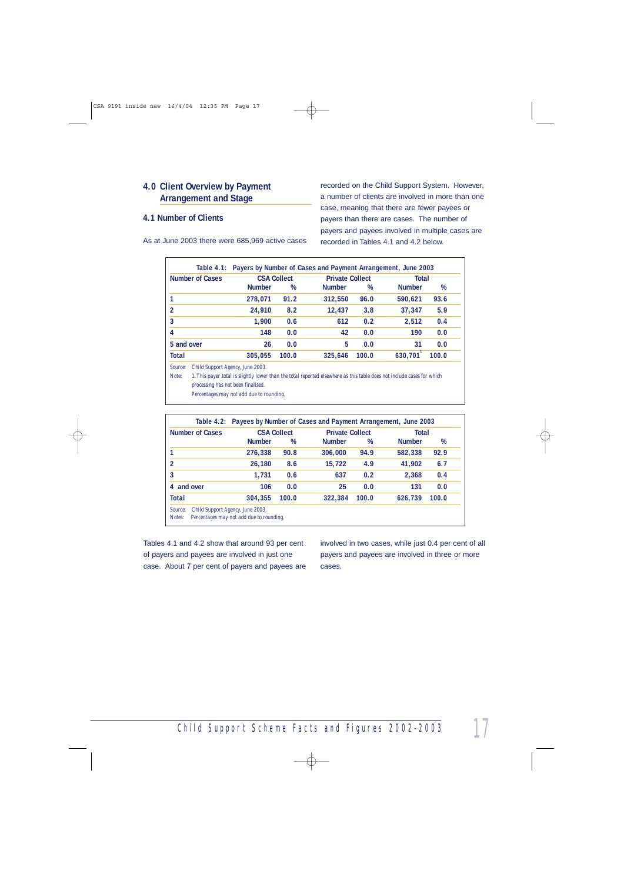## 4.0 Client Overview by Payment Arrangement and Stage

### 4.1 Number of Clients

As at June 2003 there were 685,969 active cases recorded on the Child Support System. However, a number of clients are involved in more than one case, meaning that there are fewer payees or payers than there are cases. The number of payers and payees involved in multiple cases are recorded in Tables 4.1 and 4.2 below.

**Table 4.1: Payers by Number of Cases and Payment Arrangement, June 2003**

| Number of Cases | CSA Collect | | Private Collect | | Total | |
|---|---|---|---|---|---|---|
| | Number | % | Number | % | Number | % |
| 1 | 278,071 | 91.2 | 312,550 | 96.0 | 590,621 | 93.6 |
| 2 | 24,910 | 8.2 | 12,437 | 3.8 | 37,347 | 5.9 |
| 3 | 1,900 | 0.6 | 612 | 0.2 | 2,512 | 0.4 |
| 4 | 148 | 0.0 | 42 | 0.0 | 190 | 0.0 |
| 5 and over | 26 | 0.0 | 5 | 0.0 | 31 | 0.0 |
| Total | 305,055 | 100.0 | 325,646 | 100.0 | 630,701[1] | 100.0 |

Source: Child Support Agency, June 2003.

Note: 1. This payer total is slightly lower than the total reported elsewhere as this table does not include cases for which processing has not been finalised.

Percentages may not add due to rounding.

**Table 4.2: Payees by Number of Cases and Payment Arrangement, June 2003**

| Number of Cases | CSA Collect | | Private Collect | | Total | |
|---|---|---|---|---|---|---|
| | Number | % | Number | % | Number | % |
| 1 | 276,338 | 90.8 | 306,000 | 94.9 | 582,338 | 92.9 |
| 2 | 26,180 | 8.6 | 15,722 | 4.9 | 41,902 | 6.7 |
| 3 | 1,731 | 0.6 | 637 | 0.2 | 2,368 | 0.4 |
| 4 and over | 106 | 0.0 | 25 | 0.0 | 131 | 0.0 |
| Total | 304,355 | 100.0 | 322,384 | 100.0 | 626,739 | 100.0 |

Source: Child Support Agency, June 2003.

Notes: Percentages may not add due to rounding.

Tables 4.1 and 4.2 show that around 93 per cent of payers and payees are involved in just one case. About 7 per cent of payers and payees are involved in two cases, while just 0.4 per cent of all payers and payees are involved in three or more cases.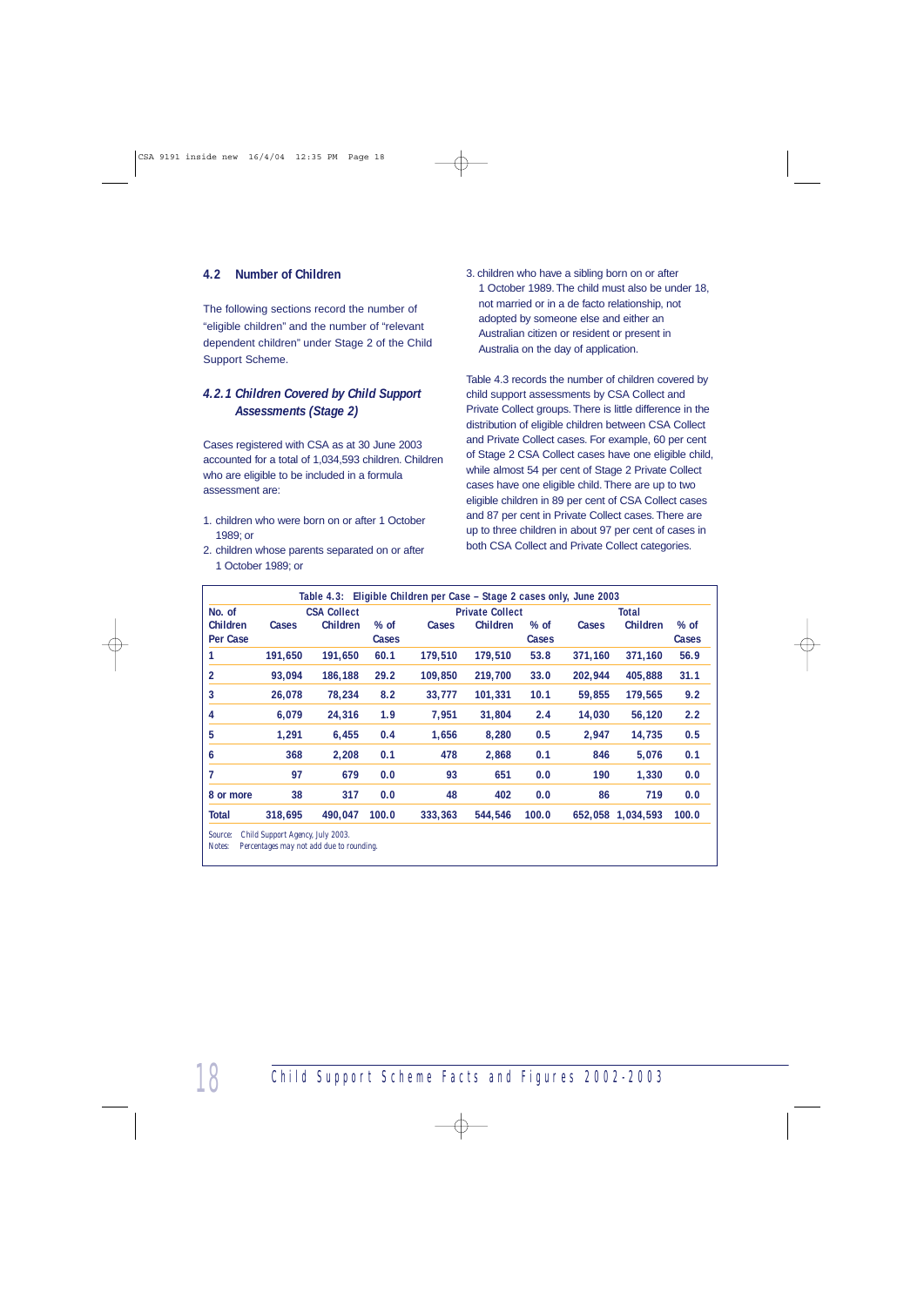## 4.2 Number of Children

The following sections record the number of "eligible children" and the number of "relevant dependent children" under Stage 2 of the Child Support Scheme.

### *4.2.1 Children Covered by Child Support Assessments (Stage 2)*

Cases registered with CSA as at 30 June 2003 accounted for a total of 1,034,593 children. Children who are eligible to be included in a formula assessment are:

1. children who were born on or after 1 October 1989; or
2. children whose parents separated on or after 1 October 1989; or
3. children who have a sibling born on or after 1 October 1989. The child must also be under 18, not married or in a de facto relationship, not adopted by someone else and either an Australian citizen or resident or present in Australia on the day of application.

Table 4.3 records the number of children covered by child support assessments by CSA Collect and Private Collect groups. There is little difference in the distribution of eligible children between CSA Collect and Private Collect cases. For example, 60 per cent of Stage 2 CSA Collect cases have one eligible child, while almost 54 per cent of Stage 2 Private Collect cases have one eligible child. There are up to two eligible children in 89 per cent of CSA Collect cases and 87 per cent in Private Collect cases. There are up to three children in about 97 per cent of cases in both CSA Collect and Private Collect categories.

**Table 4.3: Eligible Children per Case – Stage 2 cases only, June 2003**

| No. of Children Per Case | CSA Collect | | | Private Collect | | | Total | | |
|---|---|---|---|---|---|---|---|---|---|
| | Cases | Children | % of Cases | Cases | Children | % of Cases | Cases | Children | % of Cases |
| 1 | 191,650 | 191,650 | 60.1 | 179,510 | 179,510 | 53.8 | 371,160 | 371,160 | 56.9 |
| 2 | 93,094 | 186,188 | 29.2 | 109,850 | 219,700 | 33.0 | 202,944 | 405,888 | 31.1 |
| 3 | 26,078 | 78,234 | 8.2 | 33,777 | 101,331 | 10.1 | 59,855 | 179,565 | 9.2 |
| 4 | 6,079 | 24,316 | 1.9 | 7,951 | 31,804 | 2.4 | 14,030 | 56,120 | 2.2 |
| 5 | 1,291 | 6,455 | 0.4 | 1,656 | 8,280 | 0.5 | 2,947 | 14,735 | 0.5 |
| 6 | 368 | 2,208 | 0.1 | 478 | 2,868 | 0.1 | 846 | 5,076 | 0.1 |
| 7 | 97 | 679 | 0.0 | 93 | 651 | 0.0 | 190 | 1,330 | 0.0 |
| 8 or more | 38 | 317 | 0.0 | 48 | 402 | 0.0 | 86 | 719 | 0.0 |
| Total | 318,695 | 490,047 | 100.0 | 333,363 | 544,546 | 100.0 | 652,058 | 1,034,593 | 100.0 |

Source: Child Support Agency, July 2003.
Notes: Percentages may not add due to rounding.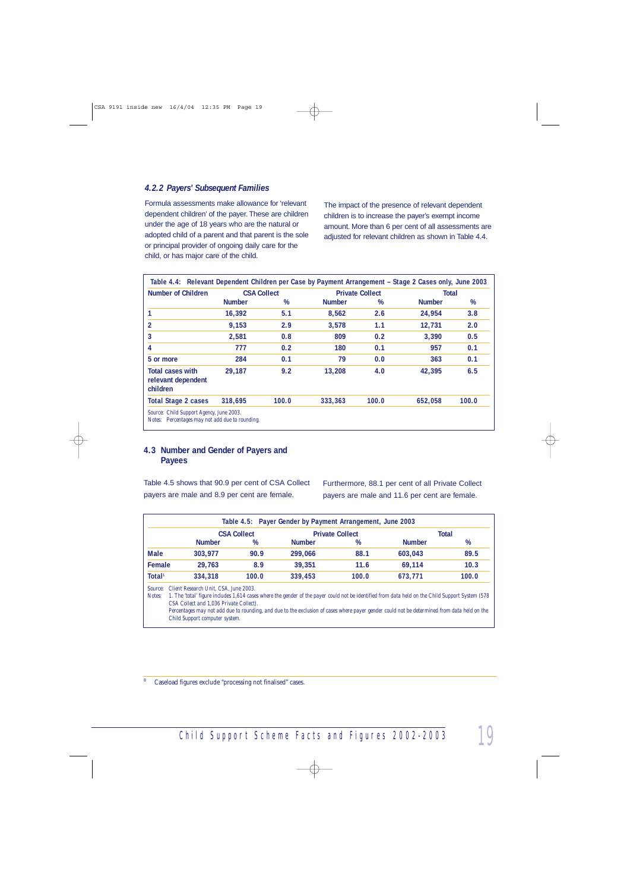### *4.2.2 Payers' Subsequent Families*

Formula assessments make allowance for 'relevant dependent children' of the payer. These are children under the age of 18 years who are the natural or adopted child of a parent and that parent is the sole or principal provider of ongoing daily care for the child, or has major care of the child.

The impact of the presence of relevant dependent children is to increase the payer's exempt income amount. More than 6 per cent of all assessments are adjusted for relevant children as shown in Table 4.4.

**Table 4.4: Relevant Dependent Children per Case by Payment Arrangement – Stage 2 Cases only, June 2003**

| Number of Children | CSA Collect | | Private Collect | | Total | |
|---|---|---|---|---|---|---|
| | Number | % | Number | % | Number | % |
| 1 | 16,392 | 5.1 | 8,562 | 2.6 | 24,954 | 3.8 |
| 2 | 9,153 | 2.9 | 3,578 | 1.1 | 12,731 | 2.0 |
| 3 | 2,581 | 0.8 | 809 | 0.2 | 3,390 | 0.5 |
| 4 | 777 | 0.2 | 180 | 0.1 | 957 | 0.1 |
| 5 or more | 284 | 0.1 | 79 | 0.0 | 363 | 0.1 |
| Total cases with relevant dependent children | 29,187 | 9.2 | 13,208 | 4.0 | 42,395 | 6.5 |
| Total Stage 2 cases | 318,695 | 100.0 | 333,363 | 100.0 | 652,058 | 100.0 |

Source: Child Support Agency, June 2003.
Notes: Percentages may not add due to rounding.

## 4.3 Number and Gender of Payers and Payees

Table 4.5 shows that 90.9 per cent of CSA Collect payers are male and 8.9 per cent are female.

Furthermore, 88.1 per cent of all Private Collect payers are male and 11.6 per cent are female.

**Table 4.5: Payer Gender by Payment Arrangement, June 2003**

| | CSA Collect | | Private Collect | | Total | |
|---|---|---|---|---|---|---|
| | Number | % | Number | % | Number | % |
| Male | 303,977 | 90.9 | 299,066 | 88.1 | 603,043 | 89.5 |
| Female | 29,763 | 8.9 | 39,351 | 11.6 | 69,114 | 10.3 |
| Total[1] | 334,318 | 100.0 | 339,453 | 100.0 | 673,771 | 100.0 |

Source: Client Research Unit, CSA, June 2003.
Notes: 1. The 'total' figure includes 1,614 cases where the gender of the payer could not be identified from data held on the Child Support System (578 CSA Collect and 1,036 Private Collect).
Percentages may not add due to rounding, and due to the exclusion of cases where payer gender could not be determined from data held on the Child Support computer system.

[8] Caseload figures exclude "processing not finalised" cases.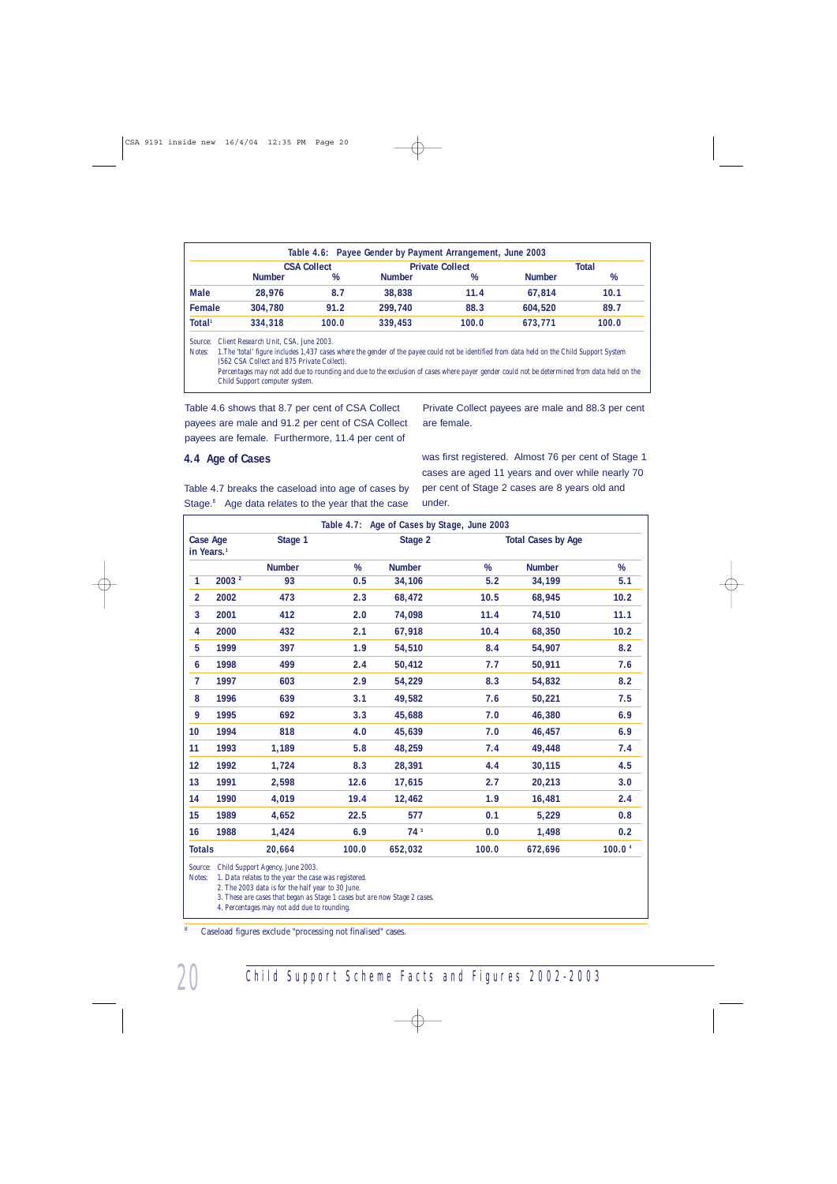**Table 4.6: Payee Gender by Payment Arrangement, June 2003**

| | CSA Collect | | Private Collect | | Total | |
|---|---|---|---|---|---|---|
| | Number | % | Number | % | Number | % |
| **Male** | 28,976 | 8.7 | 38,838 | 11.4 | 67,814 | 10.1 |
| **Female** | 304,780 | 91.2 | 299,740 | 88.3 | 604,520 | 89.7 |
| **Total**[1] | 334,318 | 100.0 | 339,453 | 100.0 | 673,771 | 100.0 |

Source: Client Research Unit, CSA, June 2003.

Notes: 1.The 'total' figure includes 1,437 cases where the gender of the payee could not be identified from data held on the Child Support System (562 CSA Collect and 875 Private Collect).

Percentages may not add due to rounding and due to the exclusion of cases where payer gender could not be determined from data held on the Child Support computer system.

Table 4.6 shows that 8.7 per cent of CSA Collect payees are male and 91.2 per cent of CSA Collect payees are female. Furthermore, 11.4 per cent of Private Collect payees are male and 88.3 per cent are female.

## 4.4 Age of Cases

Table 4.7 breaks the caseload into age of cases by Stage.[8] Age data relates to the year that the case was first registered. Almost 76 per cent of Stage 1 cases are aged 11 years and over while nearly 70 per cent of Stage 2 cases are 8 years old and under.

**Table 4.7: Age of Cases by Stage, June 2003**

| Case Age in Years.[1] | | Stage 1 | | Stage 2 | | Total Cases by Age | |
|---|---|---|---|---|---|---|---|
| | | Number | % | Number | % | Number | % |
| 1 | 2003[2] | 93 | 0.5 | 34,106 | 5.2 | 34,199 | 5.1 |
| 2 | 2002 | 473 | 2.3 | 68,472 | 10.5 | 68,945 | 10.2 |
| 3 | 2001 | 412 | 2.0 | 74,098 | 11.4 | 74,510 | 11.1 |
| 4 | 2000 | 432 | 2.1 | 67,918 | 10.4 | 68,350 | 10.2 |
| 5 | 1999 | 397 | 1.9 | 54,510 | 8.4 | 54,907 | 8.2 |
| 6 | 1998 | 499 | 2.4 | 50,412 | 7.7 | 50,911 | 7.6 |
| 7 | 1997 | 603 | 2.9 | 54,229 | 8.3 | 54,832 | 8.2 |
| 8 | 1996 | 639 | 3.1 | 49,582 | 7.6 | 50,221 | 7.5 |
| 9 | 1995 | 692 | 3.3 | 45,688 | 7.0 | 46,380 | 6.9 |
| 10 | 1994 | 818 | 4.0 | 45,639 | 7.0 | 46,457 | 6.9 |
| 11 | 1993 | 1,189 | 5.8 | 48,259 | 7.4 | 49,448 | 7.4 |
| 12 | 1992 | 1,724 | 8.3 | 28,391 | 4.4 | 30,115 | 4.5 |
| 13 | 1991 | 2,598 | 12.6 | 17,615 | 2.7 | 20,213 | 3.0 |
| 14 | 1990 | 4,019 | 19.4 | 12,462 | 1.9 | 16,481 | 2.4 |
| 15 | 1989 | 4,652 | 22.5 | 577 | 0.1 | 5,229 | 0.8 |
| 16 | 1988 | 1,424 | 6.9 | 74[3] | 0.0 | 1,498 | 0.2 |
| **Totals** | | 20,664 | 100.0 | 652,032 | 100.0 | 672,696 | 100.0[4] |

Source: Child Support Agency, June 2003.

Notes:
1. Data relates to the year the case was registered.
2. The 2003 data is for the half year to 30 June.
3. These are cases that began as Stage 1 cases but are now Stage 2 cases.
4. Percentages may not add due to rounding.

[8] Caseload figures exclude "processing not finalised" cases.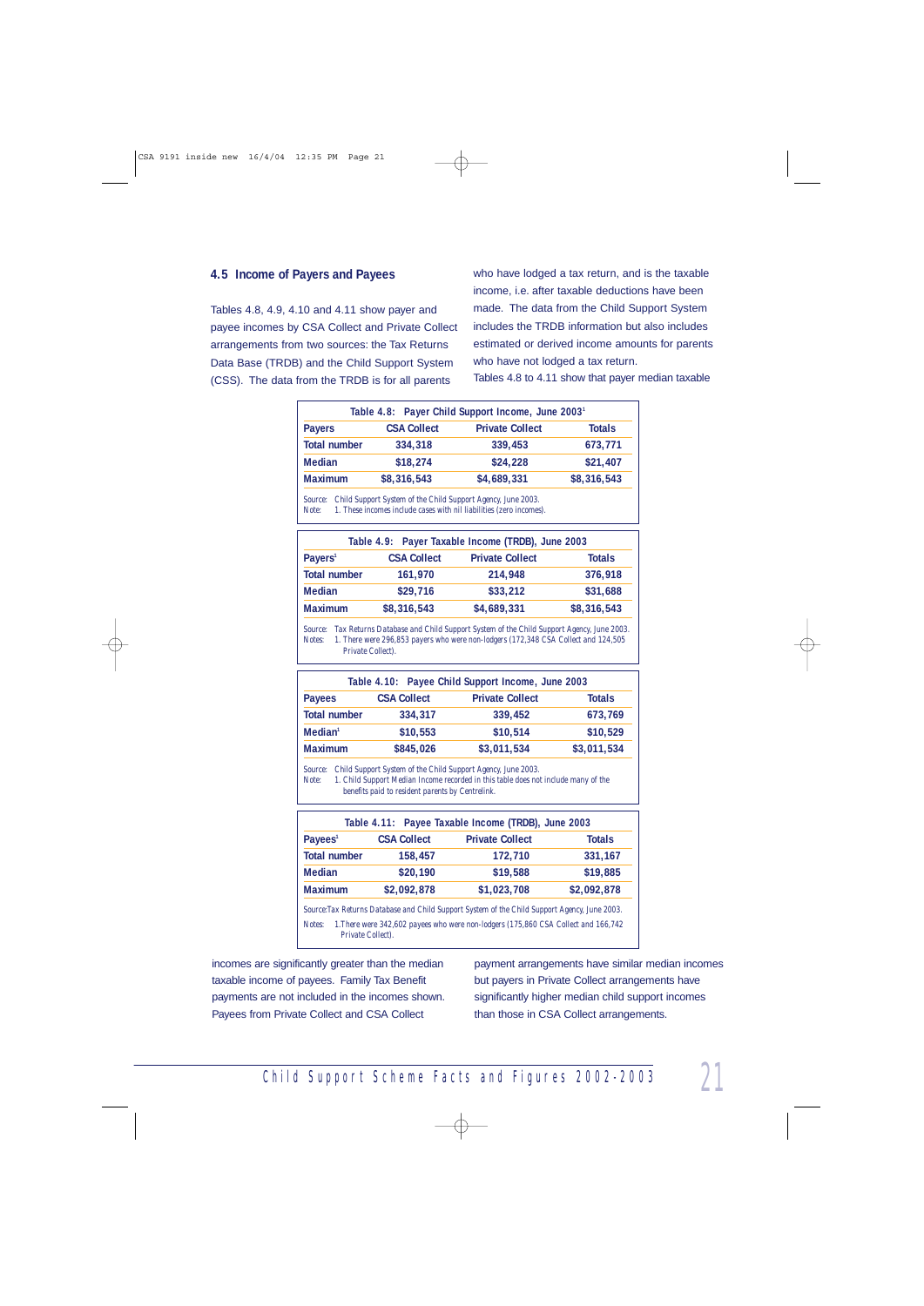## 4.5 Income of Payers and Payees

Tables 4.8, 4.9, 4.10 and 4.11 show payer and payee incomes by CSA Collect and Private Collect arrangements from two sources: the Tax Returns Data Base (TRDB) and the Child Support System (CSS). The data from the TRDB is for all parents who have lodged a tax return, and is the taxable income, i.e. after taxable deductions have been made. The data from the Child Support System includes the TRDB information but also includes estimated or derived income amounts for parents who have not lodged a tax return.

Tables 4.8 to 4.11 show that payer median taxable incomes are significantly greater than the median taxable income of payees. Family Tax Benefit payments are not included in the incomes shown. Payees from Private Collect and CSA Collect payment arrangements have similar median incomes but payers in Private Collect arrangements have significantly higher median child support incomes than those in CSA Collect arrangements.

**Table 4.8: Payer Child Support Income, June 2003[1]**

| Payers | CSA Collect | Private Collect | Totals |
|---|---|---|---|
| Total number | 334,318 | 339,453 | 673,771 |
| Median | $18,274 | $24,228 | $21,407 |
| Maximum | $8,316,543 | $4,689,331 | $8,316,543 |

Source: Child Support System of the Child Support Agency, June 2003.
Note: 1. These incomes include cases with nil liabilities (zero incomes).

**Table 4.9: Payer Taxable Income (TRDB), June 2003**

| Payers[1] | CSA Collect | Private Collect | Totals |
|---|---|---|---|
| Total number | 161,970 | 214,948 | 376,918 |
| Median | $29,716 | $33,212 | $31,688 |
| Maximum | $8,316,543 | $4,689,331 | $8,316,543 |

Source: Tax Returns Database and Child Support System of the Child Support Agency, June 2003.
Notes: 1. There were 296,853 payers who were non-lodgers (172,348 CSA Collect and 124,505 Private Collect).

**Table 4.10: Payee Child Support Income, June 2003**

| Payees | CSA Collect | Private Collect | Totals |
|---|---|---|---|
| Total number | 334,317 | 339,452 | 673,769 |
| Median[1] | $10,553 | $10,514 | $10,529 |
| Maximum | $845,026 | $3,011,534 | $3,011,534 |

Source: Child Support System of the Child Support Agency, June 2003.
Note: 1. Child Support Median Income recorded in this table does not include many of the benefits paid to resident parents by Centrelink.

**Table 4.11: Payee Taxable Income (TRDB), June 2003**

| Payees[1] | CSA Collect | Private Collect | Totals |
|---|---|---|---|
| Total number | 158,457 | 172,710 | 331,167 |
| Median | $20,190 | $19,588 | $19,885 |
| Maximum | $2,092,878 | $1,023,708 | $2,092,878 |

Source: Tax Returns Database and Child Support System of the Child Support Agency, June 2003.
Notes: 1. There were 342,602 payees who were non-lodgers (175,860 CSA Collect and 166,742 Private Collect).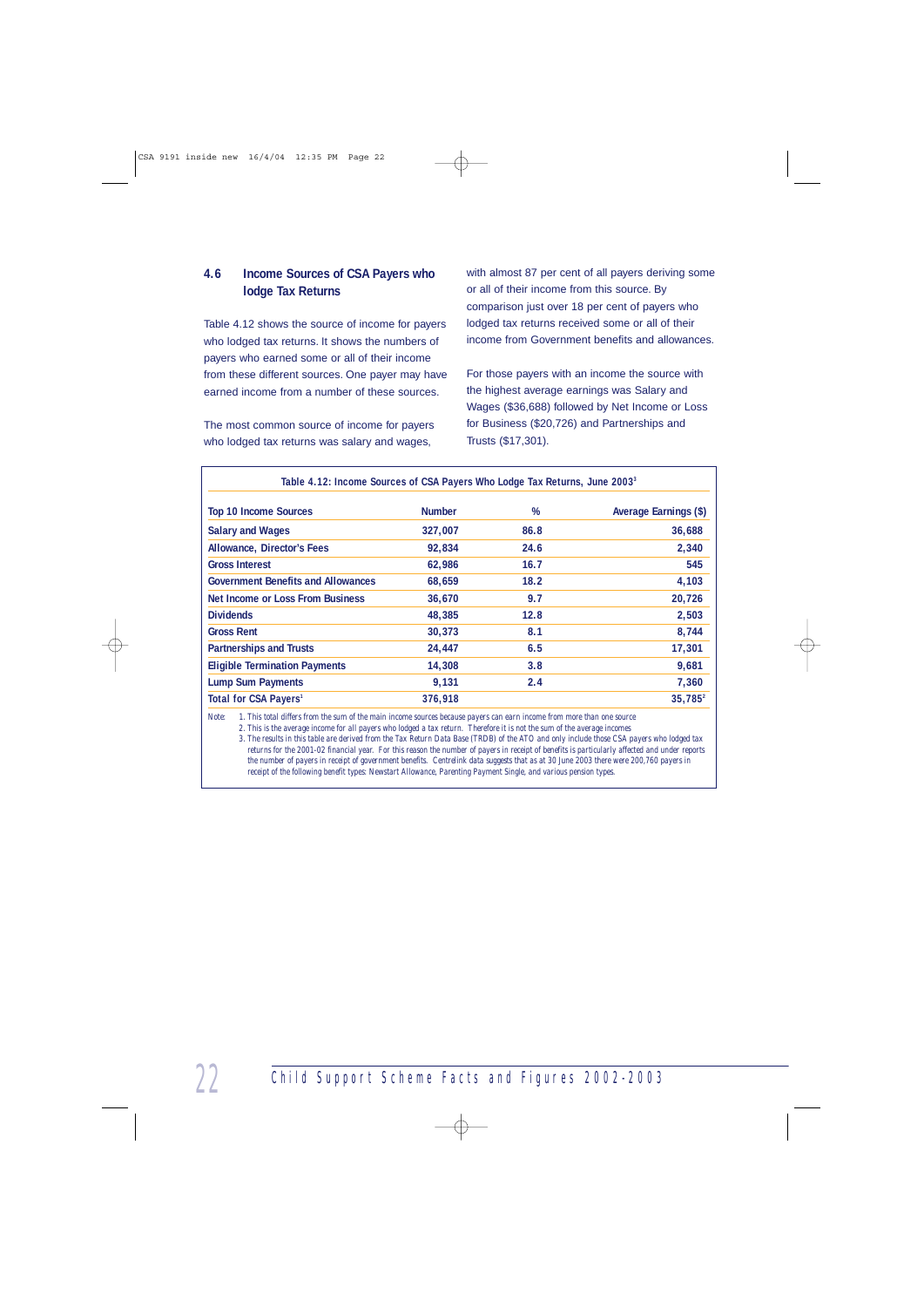## 4.6 Income Sources of CSA Payers who lodge Tax Returns

Table 4.12 shows the source of income for payers who lodged tax returns. It shows the numbers of payers who earned some or all of their income from these different sources. One payer may have earned income from a number of these sources.

The most common source of income for payers who lodged tax returns was salary and wages, with almost 87 per cent of all payers deriving some or all of their income from this source. By comparison just over 18 per cent of payers who lodged tax returns received some or all of their income from Government benefits and allowances.

For those payers with an income the source with the highest average earnings was Salary and Wages ($36,688) followed by Net Income or Loss for Business ($20,726) and Partnerships and Trusts ($17,301).

**Table 4.12: Income Sources of CSA Payers Who Lodge Tax Returns, June 2003[3]**

| Top 10 Income Sources | Number | % | Average Earnings ($) |
|---|---|---|---|
| Salary and Wages | 327,007 | 86.8 | 36,688 |
| Allowance, Director's Fees | 92,834 | 24.6 | 2,340 |
| Gross Interest | 62,986 | 16.7 | 545 |
| Government Benefits and Allowances | 68,659 | 18.2 | 4,103 |
| Net Income or Loss From Business | 36,670 | 9.7 | 20,726 |
| Dividends | 48,385 | 12.8 | 2,503 |
| Gross Rent | 30,373 | 8.1 | 8,744 |
| Partnerships and Trusts | 24,447 | 6.5 | 17,301 |
| Eligible Termination Payments | 14,308 | 3.8 | 9,681 |
| Lump Sum Payments | 9,131 | 2.4 | 7,360 |
| Total for CSA Payers[1] | 376,918 | | 35,785[2] |

*Note:* 1. This total differs from the sum of the main income sources because payers can earn income from more than one source
2. This is the average income for all payers who lodged a tax return. Therefore it is not the sum of the average incomes
3. The results in this table are derived from the Tax Return Data Base (TRDB) of the ATO and only include those CSA payers who lodged tax returns for the 2001-02 financial year. For this reason the number of payers in receipt of benefits is particularly affected and under reports the number of payers in receipt of government benefits. Centrelink data suggests that as at 30 June 2003 there were 200,760 payers in receipt of the following benefit types: Newstart Allowance, Parenting Payment Single, and various pension types.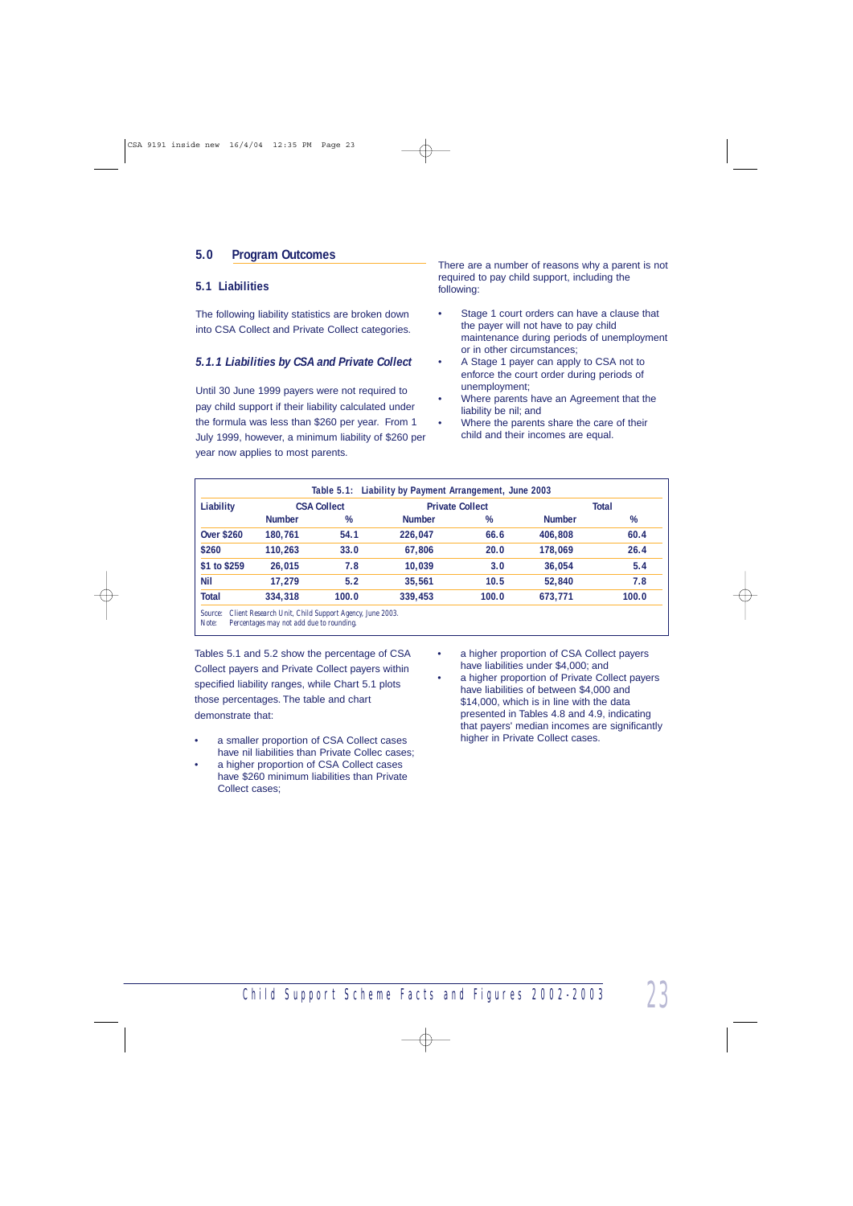## 5.0 Program Outcomes

### 5.1 Liabilities

The following liability statistics are broken down into CSA Collect and Private Collect categories.

#### *5.1.1 Liabilities by CSA and Private Collect*

Until 30 June 1999 payers were not required to pay child support if their liability calculated under the formula was less than $260 per year. From 1 July 1999, however, a minimum liability of $260 per year now applies to most parents.

There are a number of reasons why a parent is not required to pay child support, including the following:

- Stage 1 court orders can have a clause that the payer will not have to pay child maintenance during periods of unemployment or in other circumstances;
- A Stage 1 payer can apply to CSA not to enforce the court order during periods of unemployment;
- Where parents have an Agreement that the liability be nil; and
- Where the parents share the care of their child and their incomes are equal.

**Table 5.1: Liability by Payment Arrangement, June 2003**

| Liability | CSA Collect | | Private Collect | | Total | |
|---|---|---|---|---|---|---|
| | Number | % | Number | % | Number | % |
| Over $260 | 180,761 | 54.1 | 226,047 | 66.6 | 406,808 | 60.4 |
| $260 | 110,263 | 33.0 | 67,806 | 20.0 | 178,069 | 26.4 |
| $1 to $259 | 26,015 | 7.8 | 10,039 | 3.0 | 36,054 | 5.4 |
| Nil | 17,279 | 5.2 | 35,561 | 10.5 | 52,840 | 7.8 |
| Total | 334,318 | 100.0 | 339,453 | 100.0 | 673,771 | 100.0 |

*Source: Client Research Unit, Child Support Agency, June 2003.*
*Note: Percentages may not add due to rounding.*

Tables 5.1 and 5.2 show the percentage of CSA Collect payers and Private Collect payers within specified liability ranges, while Chart 5.1 plots those percentages. The table and chart demonstrate that:

- a smaller proportion of CSA Collect cases have nil liabilities than Private Collec cases;
- a higher proportion of CSA Collect cases have $260 minimum liabilities than Private Collect cases;
- a higher proportion of CSA Collect payers have liabilities under $4,000; and
- a higher proportion of Private Collect payers have liabilities of between $4,000 and $14,000, which is in line with the data presented in Tables 4.8 and 4.9, indicating that payers' median incomes are significantly higher in Private Collect cases.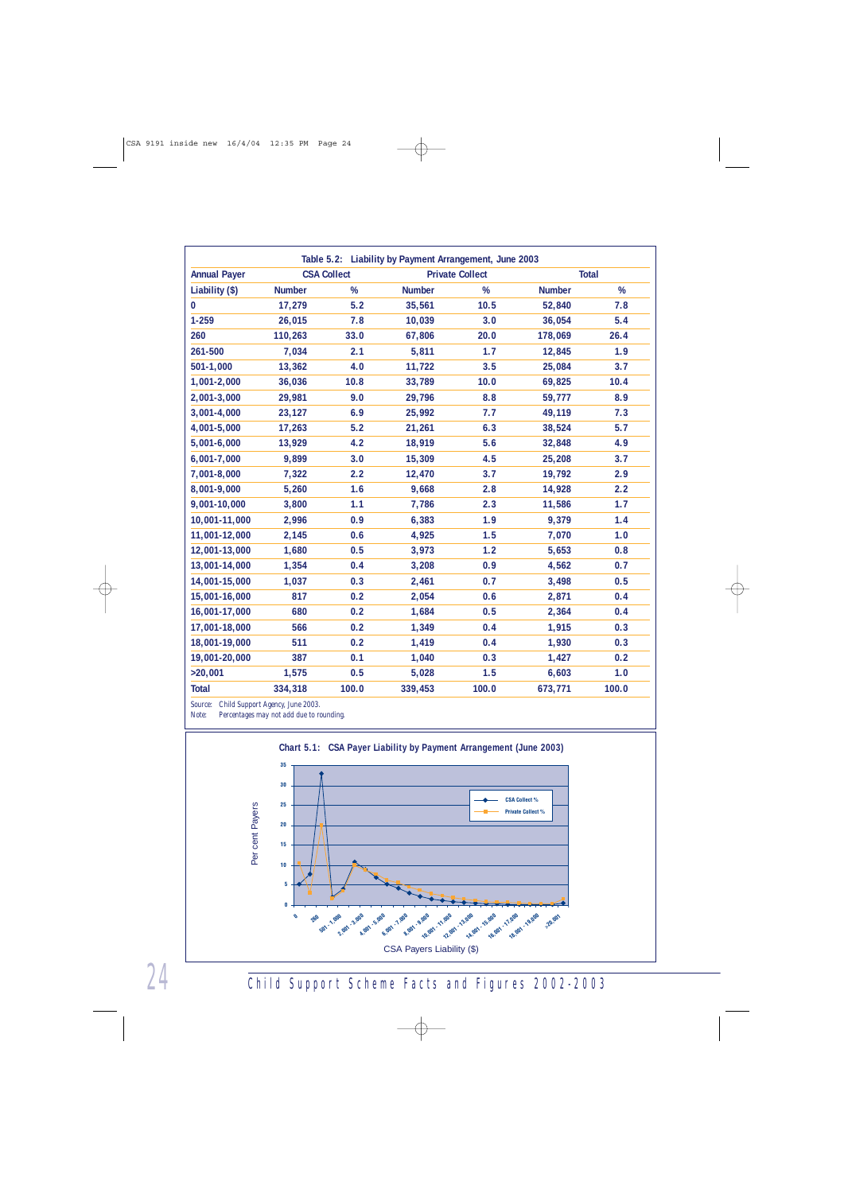### Table 5.2: Liability by Payment Arrangement, June 2003

| Annual Payer | CSA Collect | | Private Collect | | Total | |
|---|---|---|---|---|---|---|
| Liability ($) | Number | % | Number | % | Number | % |
| 0 | 17,279 | 5.2 | 35,561 | 10.5 | 52,840 | 7.8 |
| 1-259 | 26,015 | 7.8 | 10,039 | 3.0 | 36,054 | 5.4 |
| 260 | 110,263 | 33.0 | 67,806 | 20.0 | 178,069 | 26.4 |
| 261-500 | 7,034 | 2.1 | 5,811 | 1.7 | 12,845 | 1.9 |
| 501-1,000 | 13,362 | 4.0 | 11,722 | 3.5 | 25,084 | 3.7 |
| 1,001-2,000 | 36,036 | 10.8 | 33,789 | 10.0 | 69,825 | 10.4 |
| 2,001-3,000 | 29,981 | 9.0 | 29,796 | 8.8 | 59,777 | 8.9 |
| 3,001-4,000 | 23,127 | 6.9 | 25,992 | 7.7 | 49,119 | 7.3 |
| 4,001-5,000 | 17,263 | 5.2 | 21,261 | 6.3 | 38,524 | 5.7 |
| 5,001-6,000 | 13,929 | 4.2 | 18,919 | 5.6 | 32,848 | 4.9 |
| 6,001-7,000 | 9,899 | 3.0 | 15,309 | 4.5 | 25,208 | 3.7 |
| 7,001-8,000 | 7,322 | 2.2 | 12,470 | 3.7 | 19,792 | 2.9 |
| 8,001-9,000 | 5,260 | 1.6 | 9,668 | 2.8 | 14,928 | 2.2 |
| 9,001-10,000 | 3,800 | 1.1 | 7,786 | 2.3 | 11,586 | 1.7 |
| 10,001-11,000 | 2,996 | 0.9 | 6,383 | 1.9 | 9,379 | 1.4 |
| 11,001-12,000 | 2,145 | 0.6 | 4,925 | 1.5 | 7,070 | 1.0 |
| 12,001-13,000 | 1,680 | 0.5 | 3,973 | 1.2 | 5,653 | 0.8 |
| 13,001-14,000 | 1,354 | 0.4 | 3,208 | 0.9 | 4,562 | 0.7 |
| 14,001-15,000 | 1,037 | 0.3 | 2,461 | 0.7 | 3,498 | 0.5 |
| 15,001-16,000 | 817 | 0.2 | 2,054 | 0.6 | 2,871 | 0.4 |
| 16,001-17,000 | 680 | 0.2 | 1,684 | 0.5 | 2,364 | 0.4 |
| 17,001-18,000 | 566 | 0.2 | 1,349 | 0.4 | 1,915 | 0.3 |
| 18,001-19,000 | 511 | 0.2 | 1,419 | 0.4 | 1,930 | 0.3 |
| 19,001-20,000 | 387 | 0.1 | 1,040 | 0.3 | 1,427 | 0.2 |
| >20,001 | 1,575 | 0.5 | 5,028 | 1.5 | 6,603 | 1.0 |
| **Total** | **334,318** | **100.0** | **339,453** | **100.0** | **673,771** | **100.0** |

Source: Child Support Agency, June 2003.
Note: Percentages may not add due to rounding.

### Chart 5.1: CSA Payer Liability by Payment Arrangement (June 2003)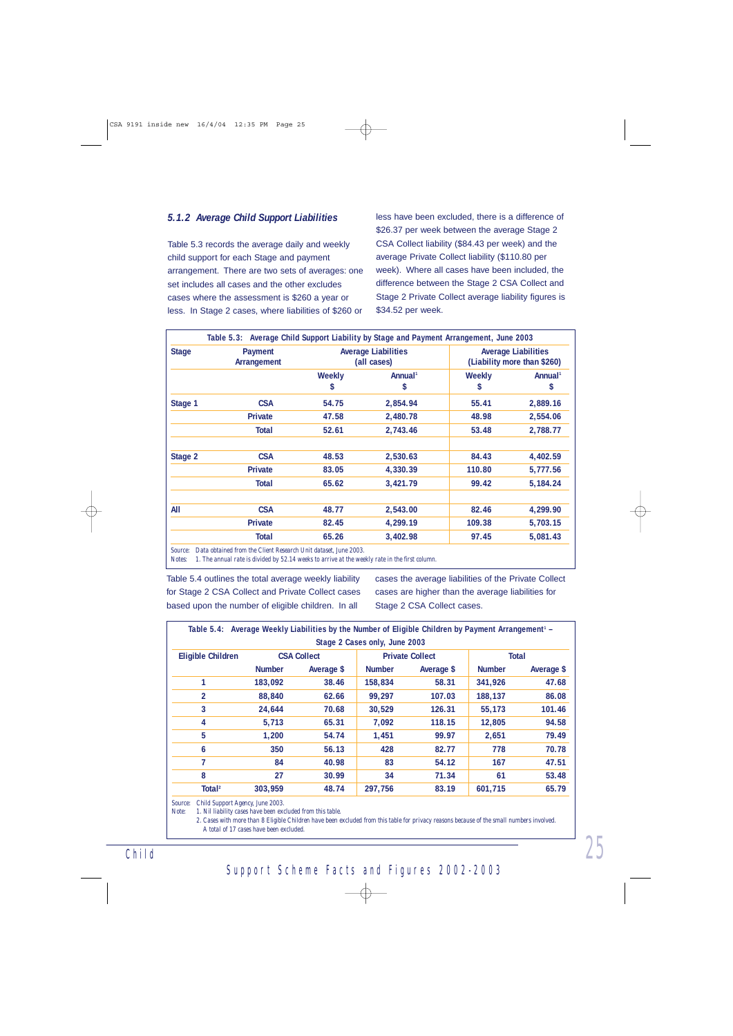### *5.1.2 Average Child Support Liabilities*

Table 5.3 records the average daily and weekly child support for each Stage and payment arrangement. There are two sets of averages: one set includes all cases and the other excludes cases where the assessment is $260 a year or less. In Stage 2 cases, where liabilities of $260 or less have been excluded, there is a difference of $26.37 per week between the average Stage 2 CSA Collect liability ($84.43 per week) and the average Private Collect liability ($110.80 per week). Where all cases have been included, the difference between the Stage 2 CSA Collect and Stage 2 Private Collect average liability figures is $34.52 per week.

**Table 5.3: Average Child Support Liability by Stage and Payment Arrangement, June 2003**

| Stage | Payment Arrangement | Average Liabilities (all cases) | | Average Liabilities (Liability more than $260) | |
|---|---|---|---|---|---|
| | | Weekly $ | Annual[1] $ | Weekly $ | Annual[1] $ |
| Stage 1 | CSA | 54.75 | 2,854.94 | 55.41 | 2,889.16 |
| | Private | 47.58 | 2,480.78 | 48.98 | 2,554.06 |
| | Total | 52.61 | 2,743.46 | 53.48 | 2,788.77 |
| Stage 2 | CSA | 48.53 | 2,530.63 | 84.43 | 4,402.59 |
| | Private | 83.05 | 4,330.39 | 110.80 | 5,777.56 |
| | Total | 65.62 | 3,421.79 | 99.42 | 5,184.24 |
| All | CSA | 48.77 | 2,543.00 | 82.46 | 4,299.90 |
| | Private | 82.45 | 4,299.19 | 109.38 | 5,703.15 |
| | Total | 65.26 | 3,402.98 | 97.45 | 5,081.43 |

*Source: Data obtained from the Client Research Unit dataset, June 2003.*
*Notes: 1. The annual rate is divided by 52.14 weeks to arrive at the weekly rate in the first column.*

Table 5.4 outlines the total average weekly liability for Stage 2 CSA Collect and Private Collect cases based upon the number of eligible children. In all cases the average liabilities of the Private Collect cases are higher than the average liabilities for Stage 2 CSA Collect cases.

**Table 5.4: Average Weekly Liabilities by the Number of Eligible Children by Payment Arrangement[1] – Stage 2 Cases only, June 2003**

| Eligible Children | CSA Collect | | Private Collect | | Total | |
|---|---|---|---|---|---|---|
| | Number | Average $ | Number | Average $ | Number | Average $ |
| 1 | 183,092 | 38.46 | 158,834 | 58.31 | 341,926 | 47.68 |
| 2 | 88,840 | 62.66 | 99,297 | 107.03 | 188,137 | 86.08 |
| 3 | 24,644 | 70.68 | 30,529 | 126.31 | 55,173 | 101.46 |
| 4 | 5,713 | 65.31 | 7,092 | 118.15 | 12,805 | 94.58 |
| 5 | 1,200 | 54.74 | 1,451 | 99.97 | 2,651 | 79.49 |
| 6 | 350 | 56.13 | 428 | 82.77 | 778 | 70.78 |
| 7 | 84 | 40.98 | 83 | 54.12 | 167 | 47.51 |
| 8 | 27 | 30.99 | 34 | 71.34 | 61 | 53.48 |
| Total[2] | 303,959 | 48.74 | 297,756 | 83.19 | 601,715 | 65.79 |

*Source: Child Support Agency, June 2003.*
*Note: 1. Nil liability cases have been excluded from this table.*
*2. Cases with more than 8 Eligible Children have been excluded from this table for privacy reasons because of the small numbers involved. A total of 17 cases have been excluded.*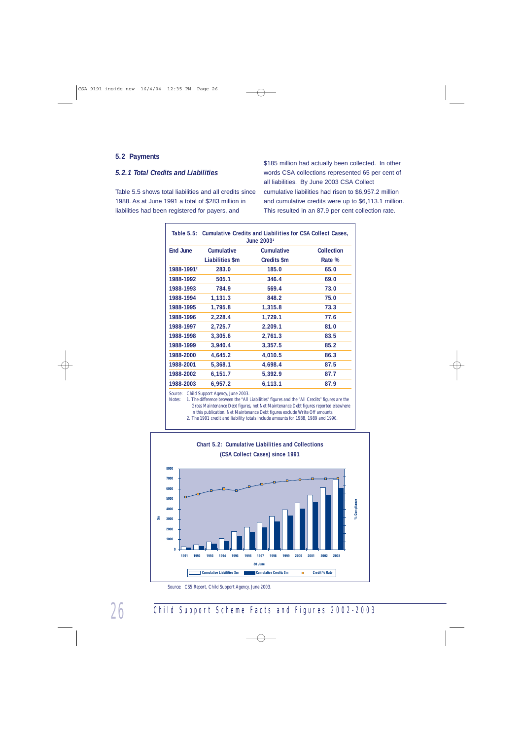## 5.2 Payments

### *5.2.1 Total Credits and Liabilities*

Table 5.5 shows total liabilities and all credits since 1988. As at June 1991 a total of $283 million in liabilities had been registered for payers, and $185 million had actually been collected. In other words CSA collections represented 65 per cent of all liabilities. By June 2003 CSA Collect cumulative liabilities had risen to $6,957.2 million and cumulative credits were up to $6,113.1 million. This resulted in an 87.9 per cent collection rate.

**Table 5.5: Cumulative Credits and Liabilities for CSA Collect Cases, June 2003[1]**

| End June | Cumulative Liabilities $m | Cumulative Credits $m | Collection Rate % |
|---|---|---|---|
| 1988-1991[2] | 283.0 | 185.0 | 65.0 |
| 1988-1992 | 505.1 | 346.4 | 69.0 |
| 1988-1993 | 784.9 | 569.4 | 73.0 |
| 1988-1994 | 1,131.3 | 848.2 | 75.0 |
| 1988-1995 | 1,795.8 | 1,315.8 | 73.3 |
| 1988-1996 | 2,228.4 | 1,729.1 | 77.6 |
| 1988-1997 | 2,725.7 | 2,209.1 | 81.0 |
| 1988-1998 | 3,305.6 | 2,761.3 | 83.5 |
| 1988-1999 | 3,940.4 | 3,357.5 | 85.2 |
| 1988-2000 | 4,645.2 | 4,010.5 | 86.3 |
| 1988-2001 | 5,368.1 | 4,698.4 | 87.5 |
| 1988-2002 | 6,151.7 | 5,392.9 | 87.7 |
| 1988-2003 | 6,957.2 | 6,113.1 | 87.9 |

Source: Child Support Agency, June 2003.

Notes: 1. The difference between the "All Liabilities" figures and the "All Credits" figures are the Gross Maintenance Debt figures, not Net Maintenance Debt figures reported elsewhere in this publication. Net Maintenance Debt figures exclude Write Off amounts.

2. The 1991 credit and liability totals include amounts for 1988, 1989 and 1990.

**Chart 5.2: Cumulative Liabilities and Collections (CSA Collect Cases) since 1991**

Source: CS5 Report, Child Support Agency, June 2003.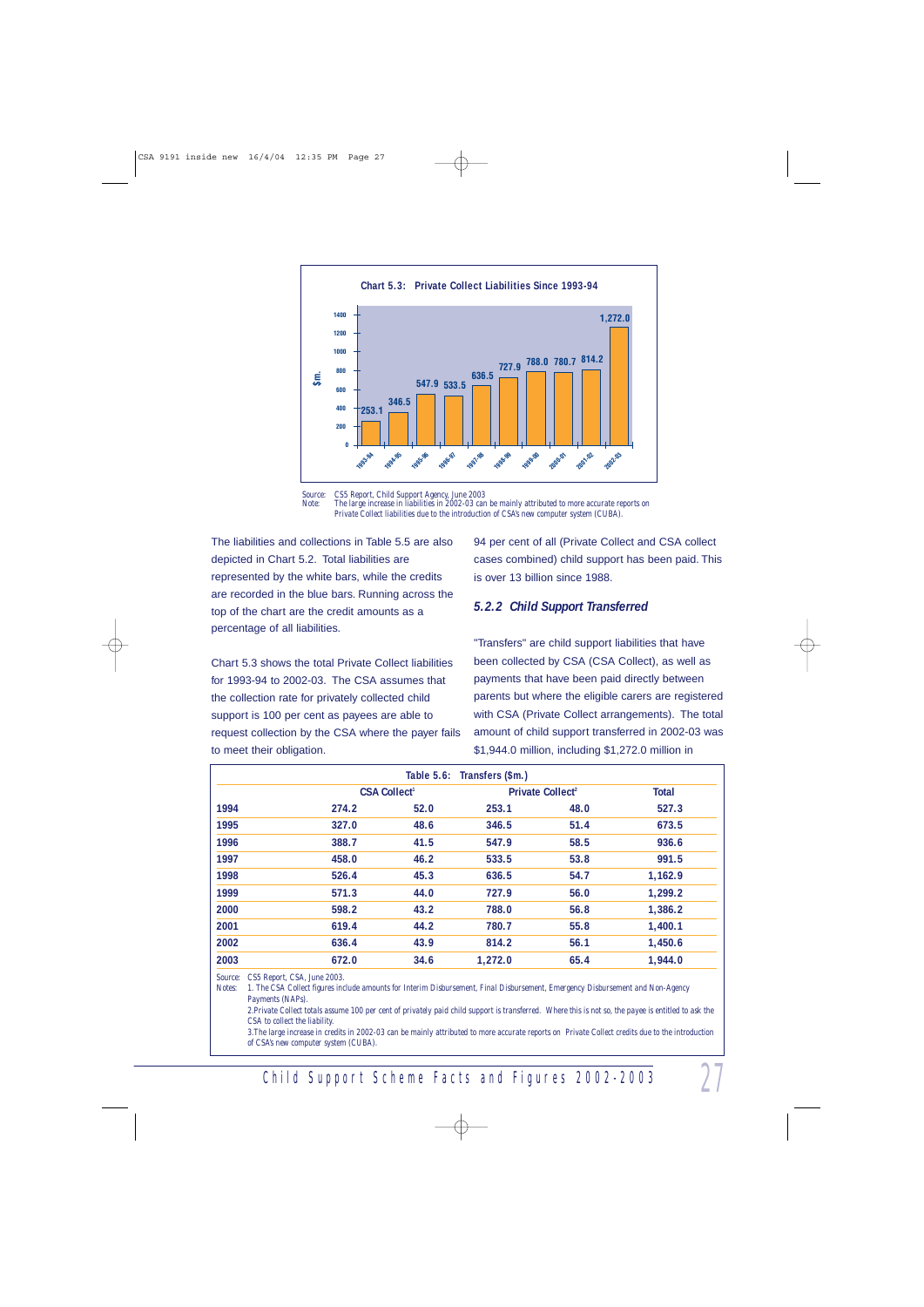**Chart 5.3: Private Collect Liabilities Since 1993-94**

| Year | $m. |
|---|---|
| 1993-94 | 253.1 |
| 1994-95 | 346.5 |
| 1995-96 | 547.9 |
| 1996-97 | 533.5 |
| 1997-98 | 636.5 |
| 1998-99 | 727.9 |
| 1999-00 | 788.0 |
| 2000-01 | 780.7 |
| 2001-02 | 814.2 |
| 2002-03 | 1,272.0 |

Source: CS5 Report, Child Support Agency, June 2003
Note: The large increase in liabilities in 2002-03 can be mainly attributed to more accurate reports on Private Collect liabilities due to the introduction of CSA's new computer system (CUBA).

The liabilities and collections in Table 5.5 are also depicted in Chart 5.2. Total liabilities are represented by the white bars, while the credits are recorded in the blue bars. Running across the top of the chart are the credit amounts as a percentage of all liabilities.

Chart 5.3 shows the total Private Collect liabilities for 1993-94 to 2002-03. The CSA assumes that the collection rate for privately collected child support is 100 per cent as payees are able to request collection by the CSA where the payer fails to meet their obligation.

94 per cent of all (Private Collect and CSA collect cases combined) child support has been paid. This is over 13 billion since 1988.

### *5.2.2 Child Support Transferred*

"Transfers" are child support liabilities that have been collected by CSA (CSA Collect), as well as payments that have been paid directly between parents but where the eligible carers are registered with CSA (Private Collect arrangements). The total amount of child support transferred in 2002-03 was $1,944.0 million, including $1,272.0 million in

**Table 5.6: Transfers ($m.)**

| | CSA Collect[1] | | Private Collect[2] | | Total |
|---|---|---|---|---|---|
| 1994 | 274.2 | 52.0 | 253.1 | 48.0 | 527.3 |
| 1995 | 327.0 | 48.6 | 346.5 | 51.4 | 673.5 |
| 1996 | 388.7 | 41.5 | 547.9 | 58.5 | 936.6 |
| 1997 | 458.0 | 46.2 | 533.5 | 53.8 | 991.5 |
| 1998 | 526.4 | 45.3 | 636.5 | 54.7 | 1,162.9 |
| 1999 | 571.3 | 44.0 | 727.9 | 56.0 | 1,299.2 |
| 2000 | 598.2 | 43.2 | 788.0 | 56.8 | 1,386.2 |
| 2001 | 619.4 | 44.2 | 780.7 | 55.8 | 1,400.1 |
| 2002 | 636.4 | 43.9 | 814.2 | 56.1 | 1,450.6 |
| 2003 | 672.0 | 34.6 | 1,272.0 | 65.4 | 1,944.0 |

Source: CS5 Report, CSA, June 2003.
Notes:
1. The CSA Collect figures include amounts for Interim Disbursement, Final Disbursement, Emergency Disbursement and Non-Agency Payments (NAPs).
2. Private Collect totals assume 100 per cent of privately paid child support is transferred. Where this is not so, the payee is entitled to ask the CSA to collect the liability.
3. The large increase in credits in 2002-03 can be mainly attributed to more accurate reports on Private Collect credits due to the introduction of CSA's new computer system (CUBA).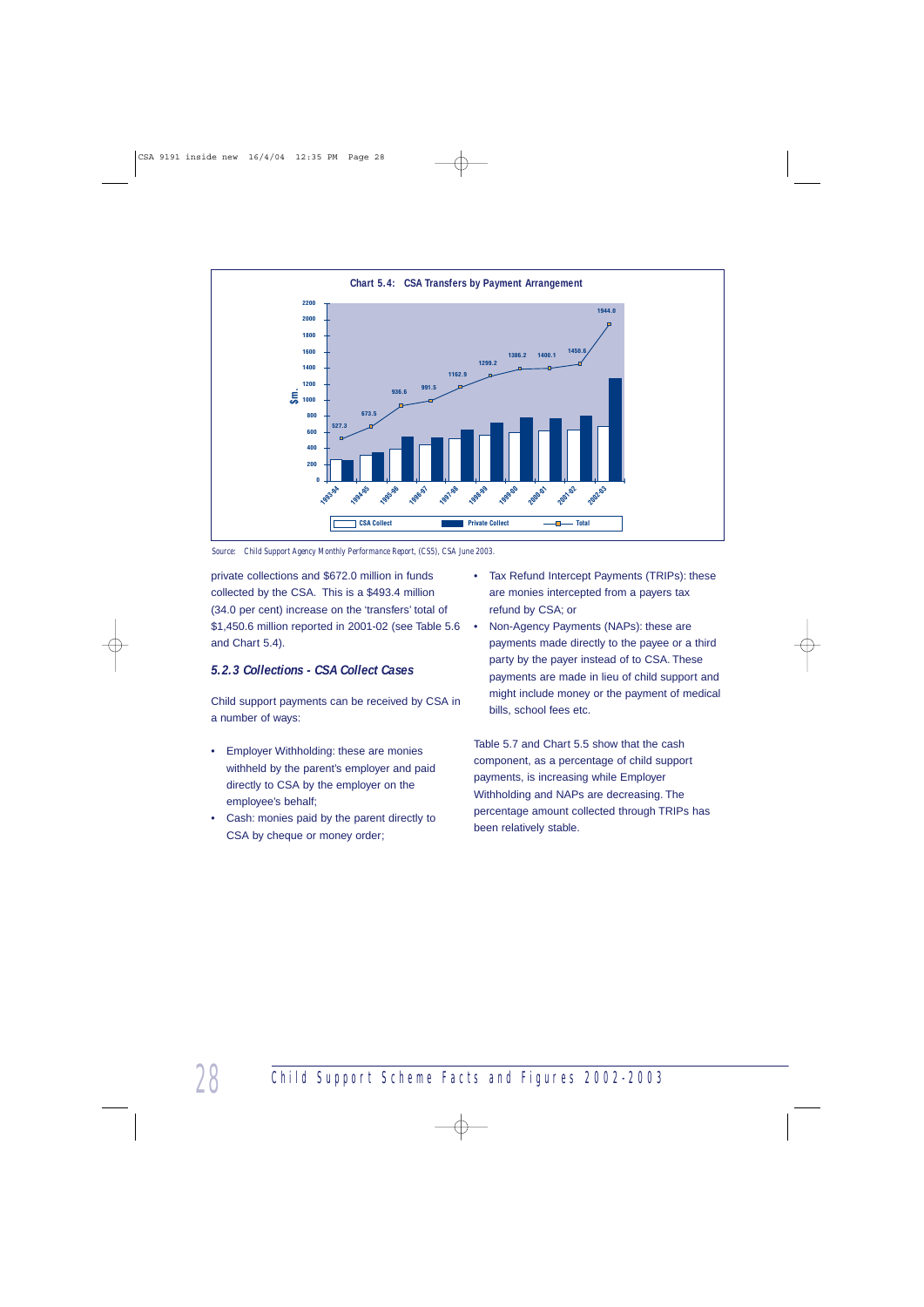**Chart 5.4: CSA Transfers by Payment Arrangement**

| Year | Total ($m.) |
|---|---|
| 1993-94 | 527.3 |
| 1994-95 | 673.5 |
| 1995-96 | 936.6 |
| 1996-97 | 991.5 |
| 1997-98 | 1162.9 |
| 1998-99 | 1299.2 |
| 1999-00 | 1386.2 |
| 2000-01 | 1400.1 |
| 2001-02 | 1450.6 |
| 2002-03 | 1944.0 |

Legend: CSA Collect, Private Collect, Total

Source: Child Support Agency Monthly Performance Report, (CS5), CSA June 2003.

private collections and $672.0 million in funds collected by the CSA. This is a $493.4 million (34.0 per cent) increase on the 'transfers' total of $1,450.6 million reported in 2001-02 (see Table 5.6 and Chart 5.4).

### *5.2.3 Collections - CSA Collect Cases*

Child support payments can be received by CSA in a number of ways:

- Employer Withholding: these are monies withheld by the parent's employer and paid directly to CSA by the employer on the employee's behalf;
- Cash: monies paid by the parent directly to CSA by cheque or money order;
- Tax Refund Intercept Payments (TRIPs): these are monies intercepted from a payers tax refund by CSA; or
- Non-Agency Payments (NAPs): these are payments made directly to the payee or a third party by the payer instead of to CSA. These payments are made in lieu of child support and might include money or the payment of medical bills, school fees etc.

Table 5.7 and Chart 5.5 show that the cash component, as a percentage of child support payments, is increasing while Employer Withholding and NAPs are decreasing. The percentage amount collected through TRIPs has been relatively stable.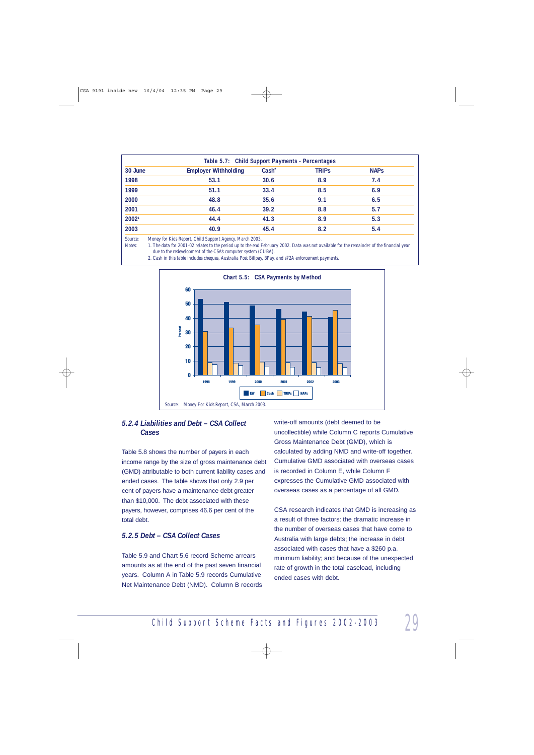**Table 5.7: Child Support Payments - Percentages**

| 30 June | Employer Withholding | Cash[2] | TRIPs | NAPs |
|---|---|---|---|---|
| 1998 | 53.1 | 30.6 | 8.9 | 7.4 |
| 1999 | 51.1 | 33.4 | 8.5 | 6.9 |
| 2000 | 48.8 | 35.6 | 9.1 | 6.5 |
| 2001 | 46.4 | 39.2 | 8.8 | 5.7 |
| 2002[1] | 44.4 | 41.3 | 8.9 | 5.3 |
| 2003 | 40.9 | 45.4 | 8.2 | 5.4 |

Source: Money for Kids Report, Child Support Agency, March 2003.

Notes: 1. The data for 2001-02 relates to the period up to the end February 2002. Data was not available for the remainder of the financial year due to the redevelopment of the CSA's computer system (CUBA).

2. Cash in this table includes cheques, Australia Post Billpay, BPay, and s72A enforcement payments.

**Chart 5.5: CSA Payments by Method**

Source: Money For Kids Report, CSA, March 2003.

### *5.2.4 Liabilities and Debt – CSA Collect Cases*

Table 5.8 shows the number of payers in each income range by the size of gross maintenance debt (GMD) attributable to both current liability cases and ended cases. The table shows that only 2.9 per cent of payers have a maintenance debt greater than $10,000. The debt associated with these payers, however, comprises 46.6 per cent of the total debt.

### *5.2.5 Debt – CSA Collect Cases*

Table 5.9 and Chart 5.6 record Scheme arrears amounts as at the end of the past seven financial years. Column A in Table 5.9 records Cumulative Net Maintenance Debt (NMD). Column B records write-off amounts (debt deemed to be uncollectible) while Column C reports Cumulative Gross Maintenance Debt (GMD), which is calculated by adding NMD and write-off together. Cumulative GMD associated with overseas cases is recorded in Column E, while Column F expresses the Cumulative GMD associated with overseas cases as a percentage of all GMD.

CSA research indicates that GMD is increasing as a result of three factors: the dramatic increase in the number of overseas cases that have come to Australia with large debts; the increase in debt associated with cases that have a $260 p.a. minimum liability; and because of the unexpected rate of growth in the total caseload, including ended cases with debt.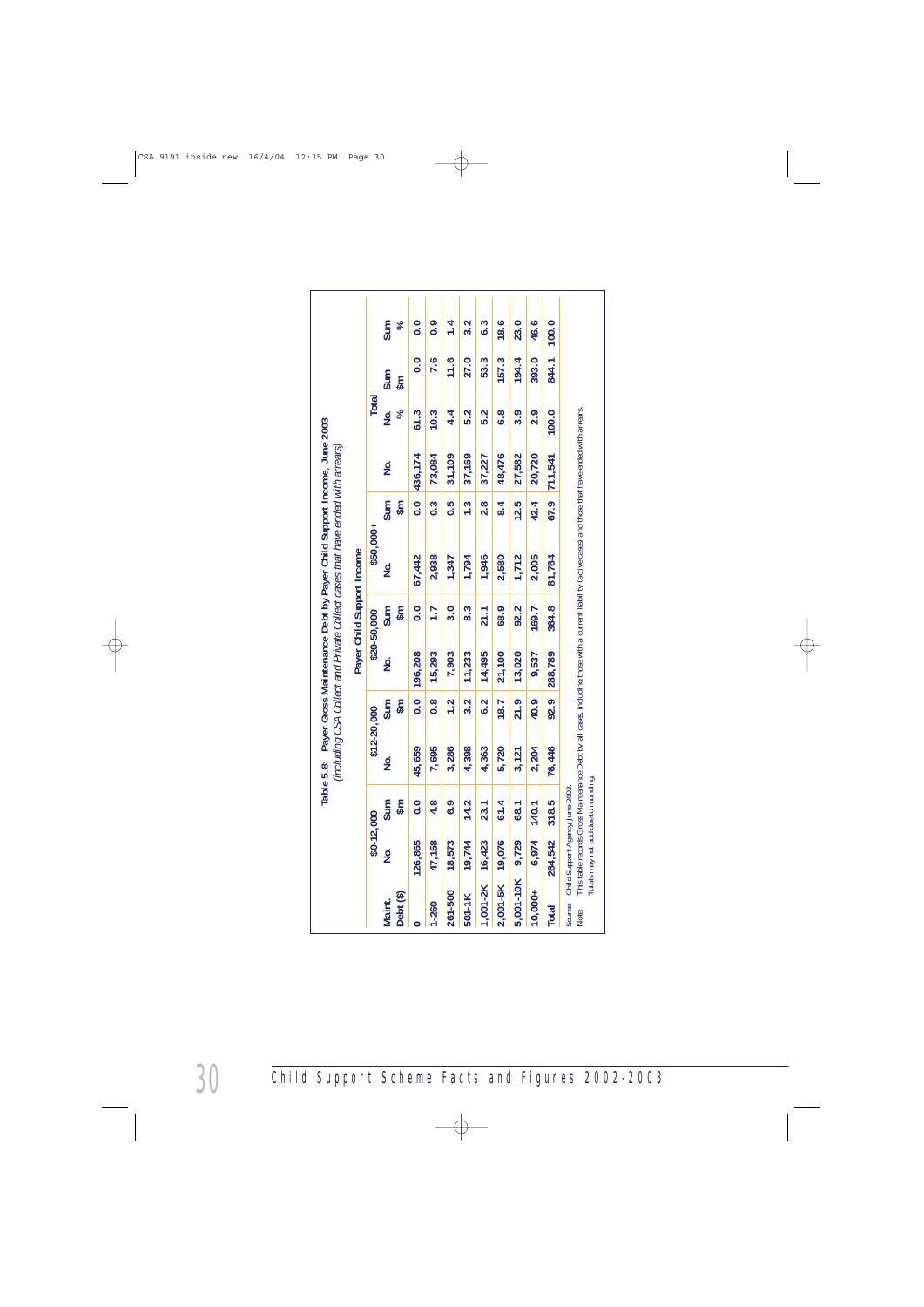**Table 5.8: Payer Gross Maintenance Debt by Payer Child Support Income, June 2003**
*(including CSA Collect and Private Collect cases that have ended with arrears)*

| Maint. Debt ($) | Payer Child Support Income | | | | | | | | Total | | | |
|---|---|---|---|---|---|---|---|---|---|---|---|---|
| | $0-12,000 | | $12-20,000 | | $20-50,000 | | $50,000+ | | | | | |
| | No. | Sum $m | No. | Sum $m | No. | Sum $m | No. | Sum $m | No. | No. % | Sum $m | Sum % |
| 0 | 126,865 | 0.0 | 45,659 | 0.0 | 196,208 | 0.0 | 67,442 | 0.0 | 436,174 | 61.3 | 0.0 | 0.0 |
| 1-260 | 47,158 | 4.8 | 7,695 | 0.8 | 15,293 | 1.7 | 2,938 | 0.3 | 73,084 | 10.3 | 7.6 | 0.9 |
| 261-500 | 18,573 | 6.9 | 3,286 | 1.2 | 7,903 | 3.0 | 1,347 | 0.5 | 31,109 | 4.4 | 11.6 | 1.4 |
| 501-1K | 19,744 | 14.2 | 4,398 | 3.2 | 11,233 | 8.3 | 1,794 | 1.3 | 37,169 | 5.2 | 27.0 | 3.2 |
| 1,001-2K | 16,423 | 23.1 | 4,363 | 6.2 | 14,495 | 21.1 | 1,946 | 2.8 | 37,227 | 5.2 | 53.3 | 6.3 |
| 2,001-5K | 19,076 | 61.4 | 5,720 | 18.7 | 21,100 | 68.9 | 2,580 | 8.4 | 48,476 | 6.8 | 157.3 | 18.6 |
| 5,001-10K | 9,729 | 68.1 | 3,121 | 21.9 | 13,020 | 92.2 | 1,712 | 12.5 | 27,582 | 3.9 | 194.4 | 23.0 |
| 10,000+ | 6,974 | 140.1 | 2,204 | 40.9 | 9,537 | 169.7 | 2,005 | 42.4 | 20,720 | 2.9 | 393.0 | 46.6 |
| Total | 264,542 | 318.5 | 76,446 | 92.9 | 288,789 | 364.8 | 81,764 | 67.9 | 711,541 | 100.0 | 844.1 | 100.0 |

Source: Child Support Agency, June 2003.

Note: This table records Gross Maintenance Debt by all cases, including those with a current liability (active cases) and those that have ended with arrears. Totals may not add due to rounding.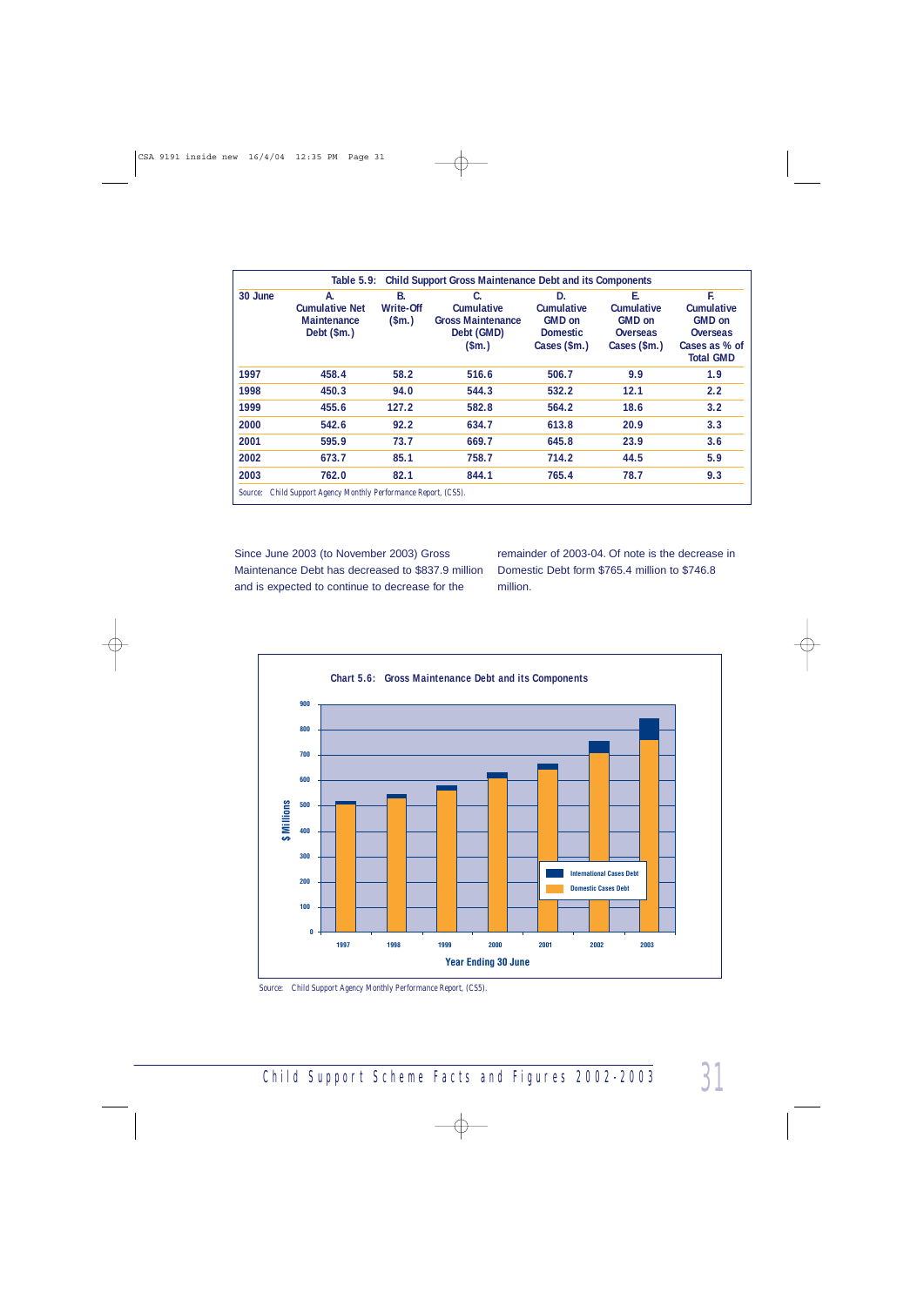**Table 5.9: Child Support Gross Maintenance Debt and its Components**

| 30 June | A. Cumulative Net Maintenance Debt ($m.) | B. Write-Off ($m.) | C. Cumulative Gross Maintenance Debt (GMD) ($m.) | D. Cumulative GMD on Domestic Cases ($m.) | E. Cumulative GMD on Overseas Cases ($m.) | F. Cumulative GMD on Overseas Cases as % of Total GMD |
|---|---|---|---|---|---|---|
| 1997 | 458.4 | 58.2 | 516.6 | 506.7 | 9.9 | 1.9 |
| 1998 | 450.3 | 94.0 | 544.3 | 532.2 | 12.1 | 2.2 |
| 1999 | 455.6 | 127.2 | 582.8 | 564.2 | 18.6 | 3.2 |
| 2000 | 542.6 | 92.2 | 634.7 | 613.8 | 20.9 | 3.3 |
| 2001 | 595.9 | 73.7 | 669.7 | 645.8 | 23.9 | 3.6 |
| 2002 | 673.7 | 85.1 | 758.7 | 714.2 | 44.5 | 5.9 |
| 2003 | 762.0 | 82.1 | 844.1 | 765.4 | 78.7 | 9.3 |

Source: Child Support Agency Monthly Performance Report, (CS5).

Since June 2003 (to November 2003) Gross Maintenance Debt has decreased to $837.9 million and is expected to continue to decrease for the remainder of 2003-04. Of note is the decrease in Domestic Debt form $765.4 million to $746.8 million.

**Chart 5.6: Gross Maintenance Debt and its Components**

Source: Child Support Agency Monthly Performance Report, (CS5).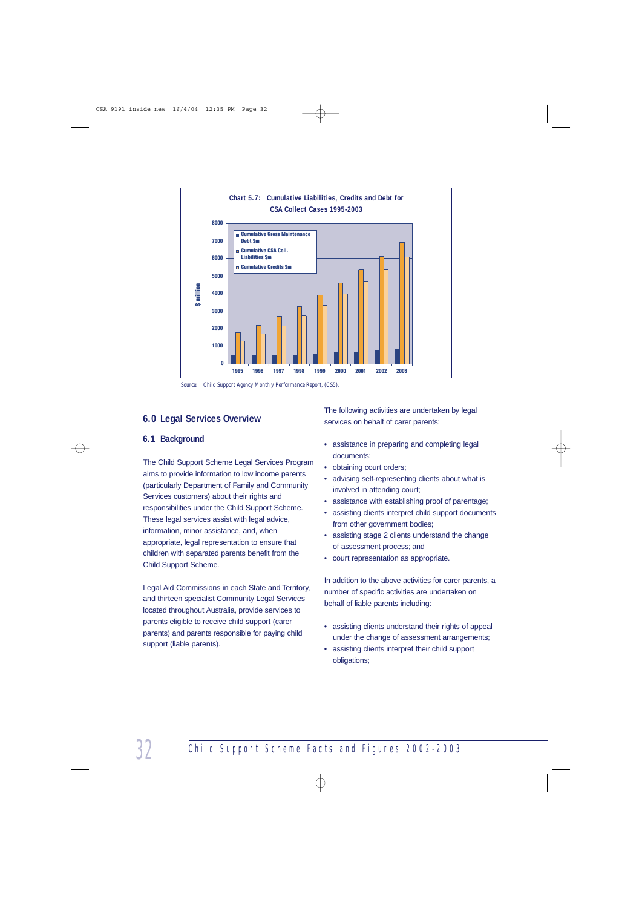**Chart 5.7: Cumulative Liabilities, Credits and Debt for CSA Collect Cases 1995-2003**

Source: Child Support Agency Monthly Performance Report, (CS5).

## 6.0 Legal Services Overview

### 6.1 Background

The Child Support Scheme Legal Services Program aims to provide information to low income parents (particularly Department of Family and Community Services customers) about their rights and responsibilities under the Child Support Scheme. These legal services assist with legal advice, information, minor assistance, and, when appropriate, legal representation to ensure that children with separated parents benefit from the Child Support Scheme.

Legal Aid Commissions in each State and Territory, and thirteen specialist Community Legal Services located throughout Australia, provide services to parents eligible to receive child support (carer parents) and parents responsible for paying child support (liable parents).

The following activities are undertaken by legal services on behalf of carer parents:

- assistance in preparing and completing legal documents;
- obtaining court orders;
- advising self-representing clients about what is involved in attending court;
- assistance with establishing proof of parentage;
- assisting clients interpret child support documents from other government bodies;
- assisting stage 2 clients understand the change of assessment process; and
- court representation as appropriate.

In addition to the above activities for carer parents, a number of specific activities are undertaken on behalf of liable parents including:

- assisting clients understand their rights of appeal under the change of assessment arrangements;
- assisting clients interpret their child support obligations;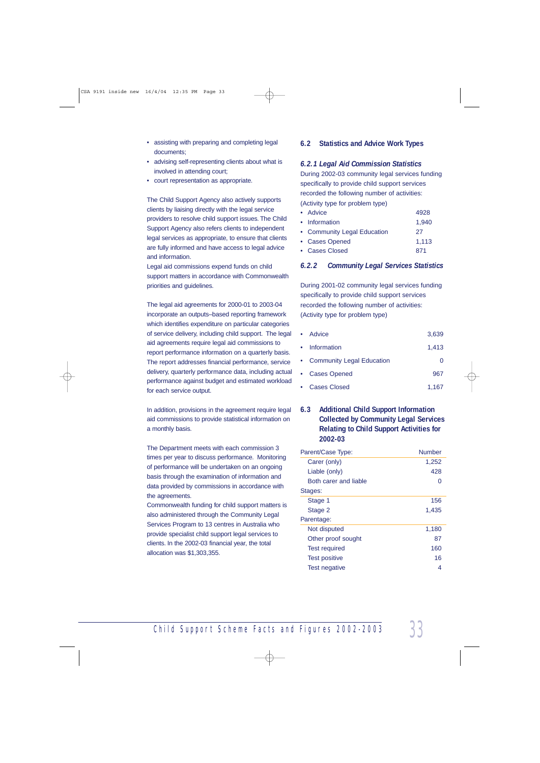- assisting with preparing and completing legal documents;
- advising self-representing clients about what is involved in attending court;
- court representation as appropriate.

The Child Support Agency also actively supports clients by liaising directly with the legal service providers to resolve child support issues. The Child Support Agency also refers clients to independent legal services as appropriate, to ensure that clients are fully informed and have access to legal advice and information.

Legal aid commissions expend funds on child support matters in accordance with Commonwealth priorities and guidelines.

The legal aid agreements for 2000-01 to 2003-04 incorporate an outputs–based reporting framework which identifies expenditure on particular categories of service delivery, including child support. The legal aid agreements require legal aid commissions to report performance information on a quarterly basis. The report addresses financial performance, service delivery, quarterly performance data, including actual performance against budget and estimated workload for each service output.

In addition, provisions in the agreement require legal aid commissions to provide statistical information on a monthly basis.

The Department meets with each commission 3 times per year to discuss performance. Monitoring of performance will be undertaken on an ongoing basis through the examination of information and data provided by commissions in accordance with the agreements.

Commonwealth funding for child support matters is also administered through the Community Legal Services Program to 13 centres in Australia who provide specialist child support legal services to clients. In the 2002-03 financial year, the total allocation was $1,303,355.

## 6.2 Statistics and Advice Work Types

### *6.2.1 Legal Aid Commission Statistics*

During 2002-03 community legal services funding specifically to provide child support services recorded the following number of activities:

(Activity type for problem type)

| Activity | Number |
|---|---|
| • Advice | 4928 |
| • Information | 1,940 |
| • Community Legal Education | 27 |
| • Cases Opened | 1,113 |
| • Cases Closed | 871 |

### *6.2.2 Community Legal Services Statistics*

During 2001-02 community legal services funding specifically to provide child support services recorded the following number of activities:

(Activity type for problem type)

| Activity | Number |
|---|---|
| • Advice | 3,639 |
| • Information | 1,413 |
| • Community Legal Education | 0 |
| • Cases Opened | 967 |
| • Cases Closed | 1,167 |

## 6.3 Additional Child Support Information Collected by Community Legal Services Relating to Child Support Activities for 2002-03

| Parent/Case Type: | Number |
|---|---|
| Carer (only) | 1,252 |
| Liable (only) | 428 |
| Both carer and liable | 0 |
| **Stages:** | |
| Stage 1 | 156 |
| Stage 2 | 1,435 |
| **Parentage:** | |
| Not disputed | 1,180 |
| Other proof sought | 87 |
| Test required | 160 |
| Test positive | 16 |
| Test negative | 4 |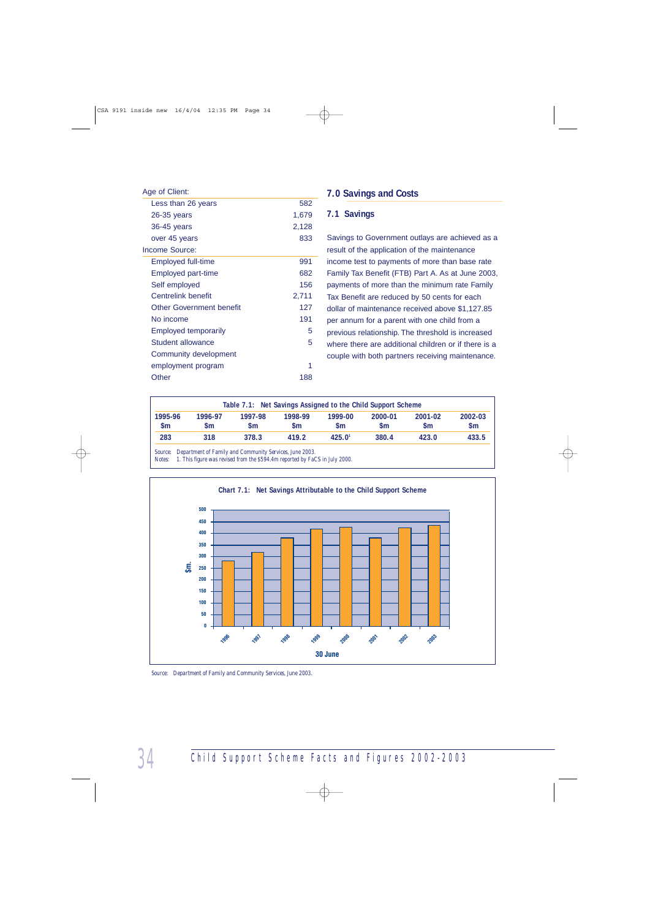| Age of Client: | |
|---|---|
| Less than 26 years | 582 |
| 26-35 years | 1,679 |
| 36-45 years | 2,128 |
| over 45 years | 833 |
| **Income Source:** | |
| Employed full-time | 991 |
| Employed part-time | 682 |
| Self employed | 156 |
| Centrelink benefit | 2,711 |
| Other Government benefit | 127 |
| No income | 191 |
| Employed temporarily | 5 |
| Student allowance | 5 |
| Community development employment program | 1 |
| Other | 188 |

## 7.0 Savings and Costs

### 7.1 Savings

Savings to Government outlays are achieved as a result of the application of the maintenance income test to payments of more than base rate Family Tax Benefit (FTB) Part A. As at June 2003, payments of more than the minimum rate Family Tax Benefit are reduced by 50 cents for each dollar of maintenance received above $1,127.85 per annum for a parent with one child from a previous relationship. The threshold is increased where there are additional children or if there is a couple with both partners receiving maintenance.

**Table 7.1: Net Savings Assigned to the Child Support Scheme**

| 1995-96 $m | 1996-97 $m | 1997-98 $m | 1998-99 $m | 1999-00 $m | 2000-01 $m | 2001-02 $m | 2002-03 $m |
|---|---|---|---|---|---|---|---|
| 283 | 318 | 378.3 | 419.2 | 425.0[1] | 380.4 | 423.0 | 433.5 |

*Source: Department of Family and Community Services, June 2003.*
*Notes: 1. This figure was revised from the $594.4m reported by FaCS in July 2000.*

**Chart 7.1: Net Savings Attributable to the Child Support Scheme**

*Source: Department of Family and Community Services, June 2003.*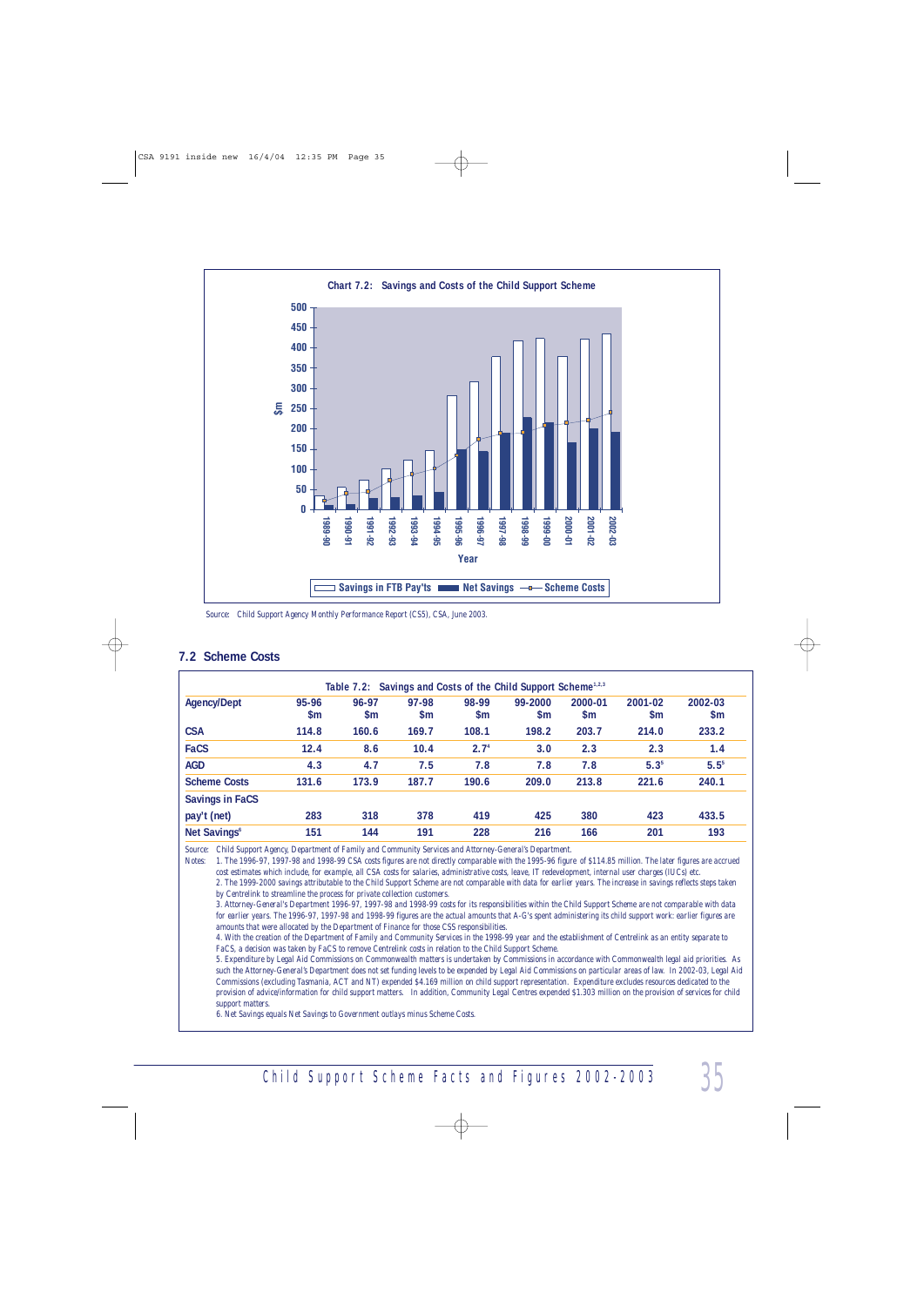**Chart 7.2: Savings and Costs of the Child Support Scheme**

Source: Child Support Agency Monthly Performance Report (CS5), CSA, June 2003.

## 7.2 Scheme Costs

**Table 7.2: Savings and Costs of the Child Support Scheme[1,2,3]**

| Agency/Dept | 95-96 $m | 96-97 $m | 97-98 $m | 98-99 $m | 99-2000 $m | 2000-01 $m | 2001-02 $m | 2002-03 $m |
|---|---|---|---|---|---|---|---|---|
| **CSA** | 114.8 | 160.6 | 169.7 | 108.1 | 198.2 | 203.7 | 214.0 | 233.2 |
| **FaCS** | 12.4 | 8.6 | 10.4 | 2.7[4] | 3.0 | 2.3 | 2.3 | 1.4 |
| **AGD** | 4.3 | 4.7 | 7.5 | 7.8 | 7.8 | 7.8 | 5.3[5] | 5.5[5] |
| **Scheme Costs** | 131.6 | 173.9 | 187.7 | 190.6 | 209.0 | 213.8 | 221.6 | 240.1 |
| **Savings in FaCS pay't (net)** | 283 | 318 | 378 | 419 | 425 | 380 | 423 | 433.5 |
| **Net Savings[6]** | 151 | 144 | 191 | 228 | 216 | 166 | 201 | 193 |

Source: Child Support Agency, Department of Family and Community Services and Attorney-General's Department.

Notes:
1. The 1996-97, 1997-98 and 1998-99 CSA costs figures are not directly comparable with the 1995-96 figure of $114.85 million. The later figures are accrued cost estimates which include, for example, all CSA costs for salaries, administrative costs, leave, IT redevelopment, internal user charges (IUCs) etc.
2. The 1999-2000 savings attributable to the Child Support Scheme are not comparable with data for earlier years. The increase in savings reflects steps taken by Centrelink to streamline the process for private collection customers.
3. Attorney-General's Department 1996-97, 1997-98 and 1998-99 costs for its responsibilities within the Child Support Scheme are not comparable with data for earlier years. The 1996-97, 1997-98 and 1998-99 figures are the actual amounts that A-G's spent administering its child support work: earlier figures are amounts that were allocated by the Department of Finance for those CSS responsibilities.
4. With the creation of the Department of Family and Community Services in the 1998-99 year and the establishment of Centrelink as an entity separate to FaCS, a decision was taken by FaCS to remove Centrelink costs in relation to the Child Support Scheme.
5. Expenditure by Legal Aid Commissions on Commonwealth matters is undertaken by Commissions in accordance with Commonwealth legal aid priorities. As such the Attorney-General's Department does not set funding levels to be expended by Legal Aid Commissions on particular areas of law. In 2002-03, Legal Aid Commissions (excluding Tasmania, ACT and NT) expended $4.169 million on child support representation. Expenditure excludes resources dedicated to the provision of advice/information for child support matters. In addition, Community Legal Centres expended $1.303 million on the provision of services for child support matters.
6. Net Savings equals Net Savings to Government outlays minus Scheme Costs.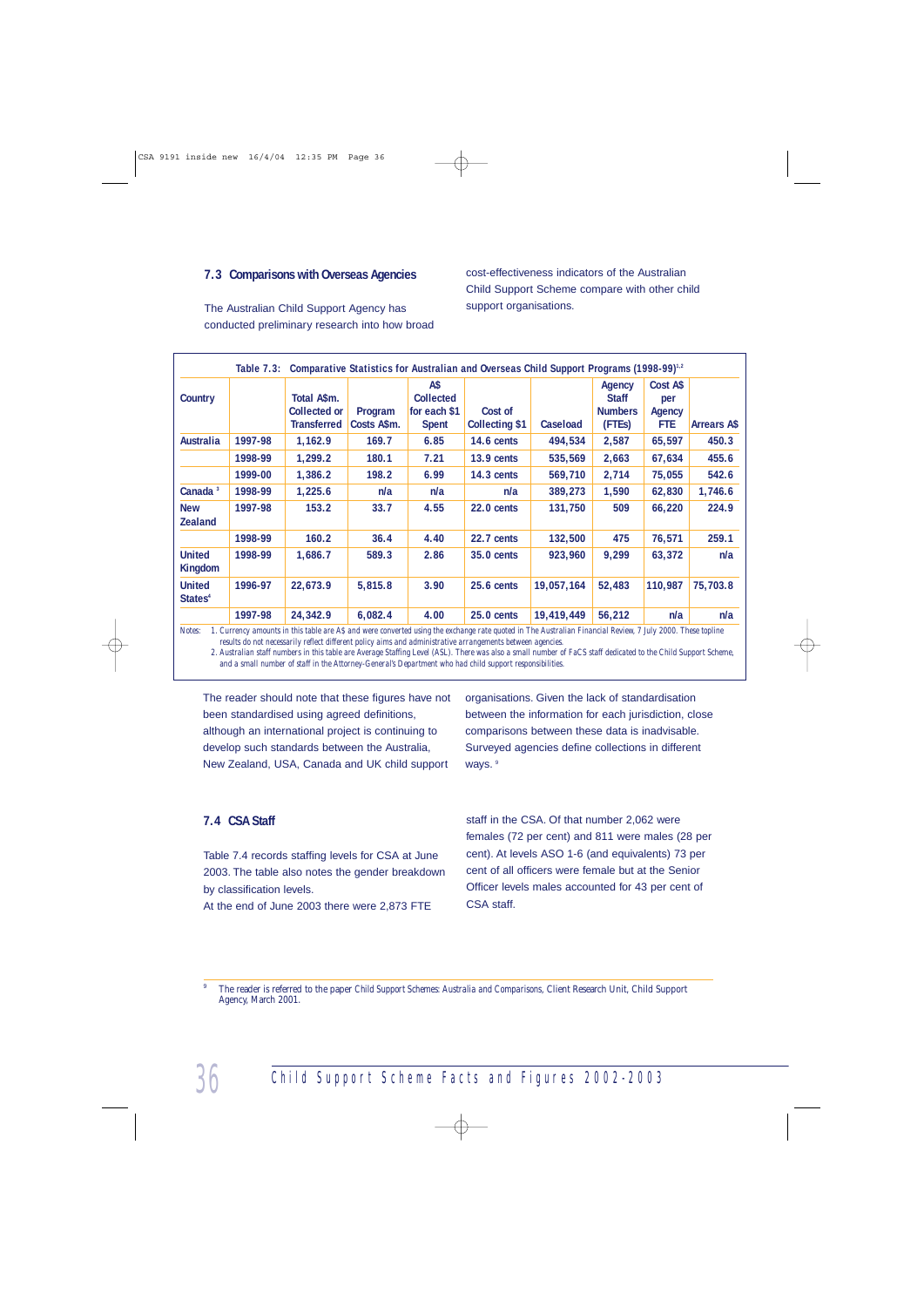## 7.3 Comparisons with Overseas Agencies

The Australian Child Support Agency has conducted preliminary research into how broad cost-effectiveness indicators of the Australian Child Support Scheme compare with other child support organisations.

Table 7.3: Comparative Statistics for Australian and Overseas Child Support Programs (1998-99)[1,2]

| Country | | Total A$m. Collected or Transferred | Program Costs A$m. | A$ Collected for each $1 Spent | Cost of Collecting $1 | Caseload | Agency Staff Numbers (FTEs) | Cost A$ per Agency FTE | Arrears A$ |
|---|---|---|---|---|---|---|---|---|---|
| Australia | 1997-98 | 1,162.9 | 169.7 | 6.85 | 14.6 cents | 494,534 | 2,587 | 65,597 | 450.3 |
| | 1998-99 | 1,299.2 | 180.1 | 7.21 | 13.9 cents | 535,569 | 2,663 | 67,634 | 455.6 |
| | 1999-00 | 1,386.2 | 198.2 | 6.99 | 14.3 cents | 569,710 | 2,714 | 75,055 | 542.6 |
| Canada [3] | 1998-99 | 1,225.6 | n/a | n/a | n/a | 389,273 | 1,590 | 62,830 | 1,746.6 |
| New Zealand | 1997-98 | 153.2 | 33.7 | 4.55 | 22.0 cents | 131,750 | 509 | 66,220 | 224.9 |
| | 1998-99 | 160.2 | 36.4 | 4.40 | 22.7 cents | 132,500 | 475 | 76,571 | 259.1 |
| United Kingdom | 1998-99 | 1,686.7 | 589.3 | 2.86 | 35.0 cents | 923,960 | 9,299 | 63,372 | n/a |
| United States[4] | 1996-97 | 22,673.9 | 5,815.8 | 3.90 | 25.6 cents | 19,057,164 | 52,483 | 110,987 | 75,703.8 |
| | 1997-98 | 24,342.9 | 6,082.4 | 4.00 | 25.0 cents | 19,419,449 | 56,212 | n/a | n/a |

Notes: 1. Currency amounts in this table are A$ and were converted using the exchange rate quoted in The Australian Financial Review, 7 July 2000. These topline results do not necessarily reflect different policy aims and administrative arrangements between agencies.
2. Australian staff numbers in this table are Average Staffing Level (ASL). There was also a small number of FaCS staff dedicated to the Child Support Scheme, and a small number of staff in the Attorney-General's Department who had child support responsibilities.

The reader should note that these figures have not been standardised using agreed definitions, although an international project is continuing to develop such standards between the Australia, New Zealand, USA, Canada and UK child support organisations. Given the lack of standardisation between the information for each jurisdiction, close comparisons between these data is inadvisable. Surveyed agencies define collections in different ways. [9]

## 7.4 CSA Staff

Table 7.4 records staffing levels for CSA at June 2003. The table also notes the gender breakdown by classification levels.

At the end of June 2003 there were 2,873 FTE staff in the CSA. Of that number 2,062 were females (72 per cent) and 811 were males (28 per cent). At levels ASO 1-6 (and equivalents) 73 per cent of all officers were female but at the Senior Officer levels males accounted for 43 per cent of CSA staff.

[9] The reader is referred to the paper Child Support Schemes: Australia and Comparisons, Client Research Unit, Child Support Agency, March 2001.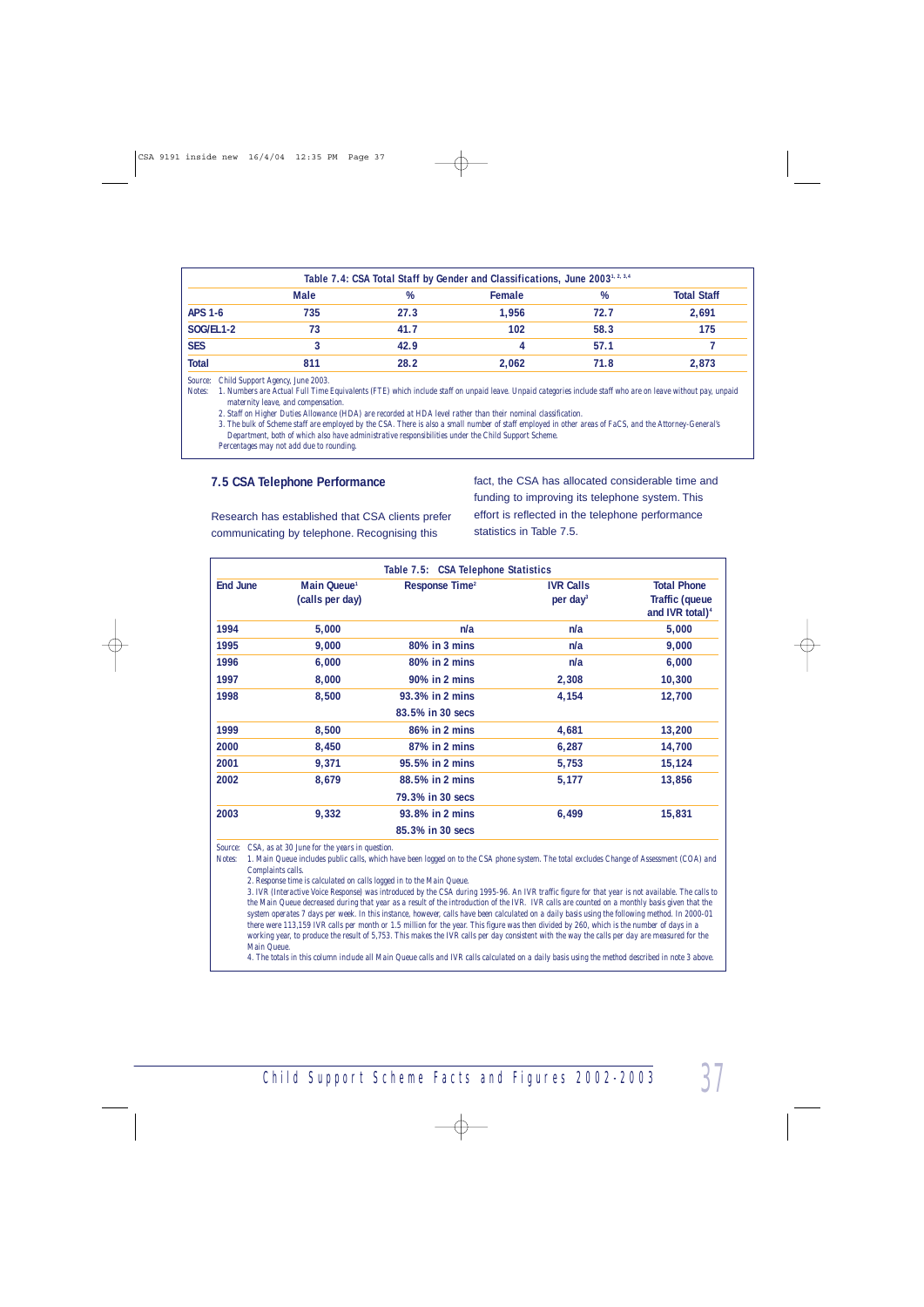**Table 7.4: CSA Total Staff by Gender and Classifications, June 2003[1, 2, 3,4]**

| | Male | % | Female | % | Total Staff |
|---|---|---|---|---|---|
| **APS 1-6** | 735 | 27.3 | 1,956 | 72.7 | 2,691 |
| **SOG/EL1-2** | 73 | 41.7 | 102 | 58.3 | 175 |
| **SES** | 3 | 42.9 | 4 | 57.1 | 7 |
| **Total** | 811 | 28.2 | 2,062 | 71.8 | 2,873 |

*Source: Child Support Agency, June 2003.*

*Notes: 1. Numbers are Actual Full Time Equivalents (FTE) which include staff on unpaid leave. Unpaid categories include staff who are on leave without pay, unpaid maternity leave, and compensation.*

*2. Staff on Higher Duties Allowance (HDA) are recorded at HDA level rather than their nominal classification.*

*3. The bulk of Scheme staff are employed by the CSA. There is also a small number of staff employed in other areas of FaCS, and the Attorney-General's Department, both of which also have administrative responsibilities under the Child Support Scheme.*

*Percentages may not add due to rounding.*

## 7.5 CSA Telephone Performance

Research has established that CSA clients prefer communicating by telephone. Recognising this fact, the CSA has allocated considerable time and funding to improving its telephone system. This effort is reflected in the telephone performance statistics in Table 7.5.

**Table 7.5: CSA Telephone Statistics**

| End June | Main Queue[1] (calls per day) | Response Time[2] | IVR Calls per day[3] | Total Phone Traffic (queue and IVR total)[4] |
|---|---|---|---|---|
| 1994 | 5,000 | n/a | n/a | 5,000 |
| 1995 | 9,000 | 80% in 3 mins | n/a | 9,000 |
| 1996 | 6,000 | 80% in 2 mins | n/a | 6,000 |
| 1997 | 8,000 | 90% in 2 mins | 2,308 | 10,300 |
| 1998 | 8,500 | 93.3% in 2 mins<br>83.5% in 30 secs | 4,154 | 12,700 |
| 1999 | 8,500 | 86% in 2 mins | 4,681 | 13,200 |
| 2000 | 8,450 | 87% in 2 mins | 6,287 | 14,700 |
| 2001 | 9,371 | 95.5% in 2 mins | 5,753 | 15,124 |
| 2002 | 8,679 | 88.5% in 2 mins<br>79.3% in 30 secs | 5,177 | 13,856 |
| 2003 | 9,332 | 93.8% in 2 mins<br>85.3% in 30 secs | 6,499 | 15,831 |

*Source: CSA, as at 30 June for the years in question.*

*Notes: 1. Main Queue includes public calls, which have been logged on to the CSA phone system. The total excludes Change of Assessment (COA) and Complaints calls.*

*2. Response time is calculated on calls logged in to the Main Queue.*

*3. IVR (Interactive Voice Response) was introduced by the CSA during 1995-96. An IVR traffic figure for that year is not available. The calls to the Main Queue decreased during that year as a result of the introduction of the IVR. IVR calls are counted on a monthly basis given that the system operates 7 days per week. In this instance, however, calls have been calculated on a daily basis using the following method. In 2000-01 there were 113,159 IVR calls per month or 1.5 million for the year. This figure was then divided by 260, which is the number of days in a working year, to produce the result of 5,753. This makes the IVR calls per day consistent with the way the calls per day are measured for the Main Queue.*

*4. The totals in this column include all Main Queue calls and IVR calls calculated on a daily basis using the method described in note 3 above.*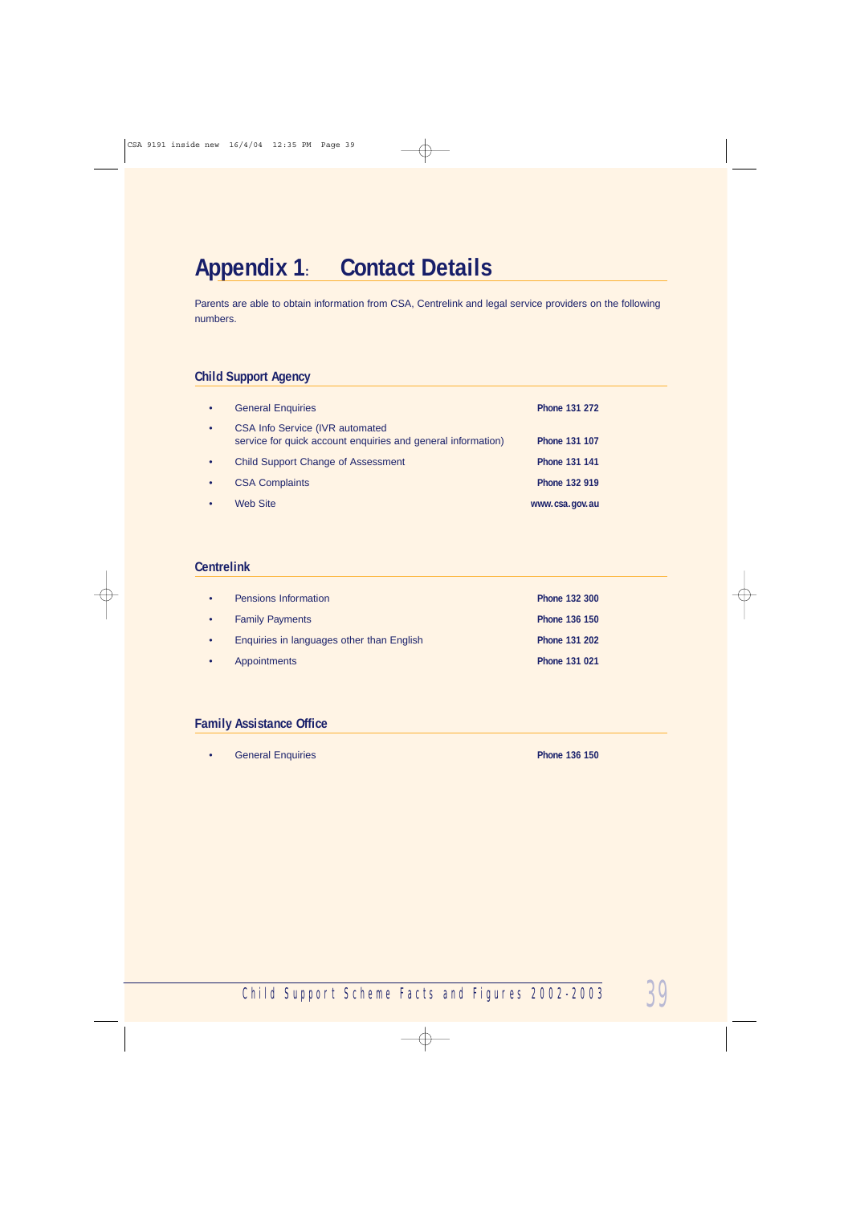# Appendix 1: Contact Details

Parents are able to obtain information from CSA, Centrelink and legal service providers on the following numbers.

## Child Support Agency

| | |
|---|---|
| • General Enquiries | **Phone 131 272** |
| • CSA Info Service (IVR automated service for quick account enquiries and general information) | **Phone 131 107** |
| • Child Support Change of Assessment | **Phone 131 141** |
| • CSA Complaints | **Phone 132 919** |
| • Web Site | **www.csa.gov.au** |

## Centrelink

| | |
|---|---|
| • Pensions Information | **Phone 132 300** |
| • Family Payments | **Phone 136 150** |
| • Enquiries in languages other than English | **Phone 131 202** |
| • Appointments | **Phone 131 021** |

## Family Assistance Office

| | |
|---|---|
| • General Enquiries | **Phone 136 150** |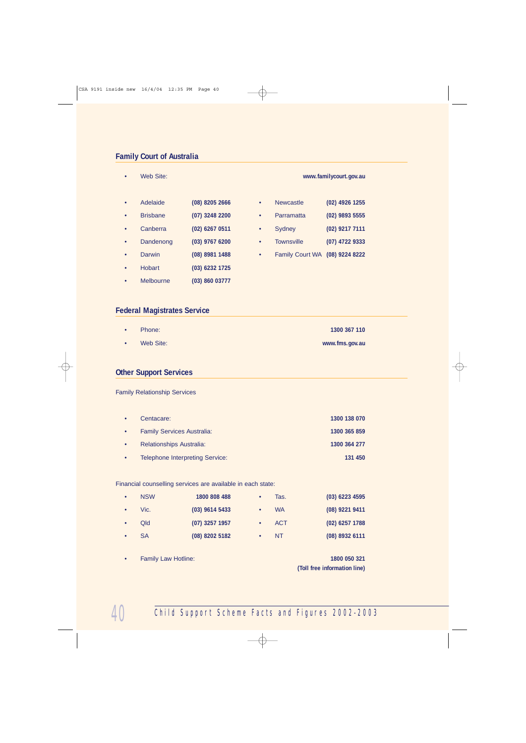## Family Court of Australia

- Web Site: **www.familycourt.gov.au**

- Adelaide **(08) 8205 2666**
- Brisbane **(07) 3248 2200**
- Canberra **(02) 6267 0511**
- Dandenong **(03) 9767 6200**
- Darwin **(08) 8981 1488**
- Hobart **(03) 6232 1725**
- Melbourne **(03) 860 03777**
- Newcastle **(02) 4926 1255**
- Parramatta **(02) 9893 5555**
- Sydney **(02) 9217 7111**
- Townsville **(07) 4722 9333**
- Family Court WA **(08) 9224 8222**

## Federal Magistrates Service

- Phone: **1300 367 110**
- Web Site: **www.fms.gov.au**

## Other Support Services

Family Relationship Services

- Centacare: **1300 138 070**
- Family Services Australia: **1300 365 859**
- Relationships Australia: **1300 364 277**
- Telephone Interpreting Service: **131 450**

Financial counselling services are available in each state:

- NSW **1800 808 488**
- Vic. **(03) 9614 5433**
- Qld **(07) 3257 1957**
- SA **(08) 8202 5182**
- Tas. **(03) 6223 4595**
- WA **(08) 9221 9411**
- ACT **(02) 6257 1788**
- NT **(08) 8932 6111**

- Family Law Hotline: **1800 050 321**
  **(Toll free information line)**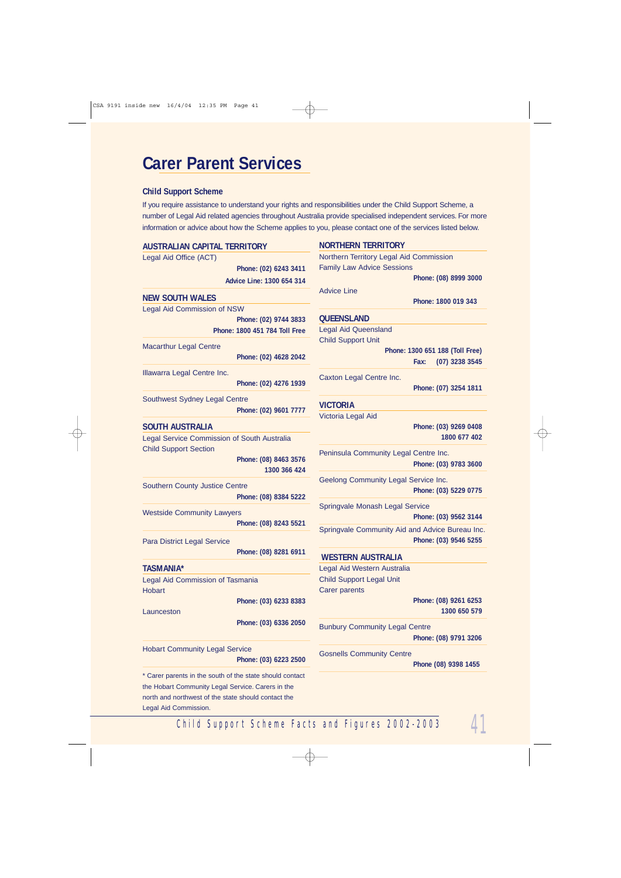# Carer Parent Services

### Child Support Scheme

If you require assistance to understand your rights and responsibilities under the Child Support Scheme, a number of Legal Aid related agencies throughout Australia provide specialised independent services. For more information or advice about how the Scheme applies to you, please contact one of the services listed below.

#### AUSTRALIAN CAPITAL TERRITORY

Legal Aid Office (ACT)
**Phone: (02) 6243 3411**
**Advice Line: 1300 654 314**

#### NEW SOUTH WALES

Legal Aid Commission of NSW
**Phone: (02) 9744 3833**
**Phone: 1800 451 784 Toll Free**

Macarthur Legal Centre
**Phone: (02) 4628 2042**

Illawarra Legal Centre Inc.
**Phone: (02) 4276 1939**

Southwest Sydney Legal Centre
**Phone: (02) 9601 7777**

#### SOUTH AUSTRALIA

Legal Service Commission of South Australia
Child Support Section
**Phone: (08) 8463 3576**
**1300 366 424**

Southern County Justice Centre
**Phone: (08) 8384 5222**

Westside Community Lawyers
**Phone: (08) 8243 5521**

Para District Legal Service
**Phone: (08) 8281 6911**

#### TASMANIA*

Legal Aid Commission of Tasmania
Hobart
**Phone: (03) 6233 8383**

Launceston
**Phone: (03) 6336 2050**

Hobart Community Legal Service
**Phone: (03) 6223 2500**

* Carer parents in the south of the state should contact the Hobart Community Legal Service. Carers in the north and northwest of the state should contact the Legal Aid Commission.

#### NORTHERN TERRITORY

Northern Territory Legal Aid Commission
Family Law Advice Sessions
**Phone: (08) 8999 3000**

Advice Line
**Phone: 1800 019 343**

#### QUEENSLAND

Legal Aid Queensland
Child Support Unit
**Phone: 1300 651 188 (Toll Free)**
**Fax: (07) 3238 3545**

Caxton Legal Centre Inc.
**Phone: (07) 3254 1811**

#### VICTORIA

Victoria Legal Aid
**Phone: (03) 9269 0408**
**1800 677 402**

Peninsula Community Legal Centre Inc.
**Phone: (03) 9783 3600**

Geelong Community Legal Service Inc.
**Phone: (03) 5229 0775**

Springvale Monash Legal Service
**Phone: (03) 9562 3144**

Springvale Community Aid and Advice Bureau Inc.
**Phone: (03) 9546 5255**

#### WESTERN AUSTRALIA

Legal Aid Western Australia
Child Support Legal Unit
Carer parents
**Phone: (08) 9261 6253**
**1300 650 579**

Bunbury Community Legal Centre
**Phone: (08) 9791 3206**

Gosnells Community Centre
**Phone (08) 9398 1455**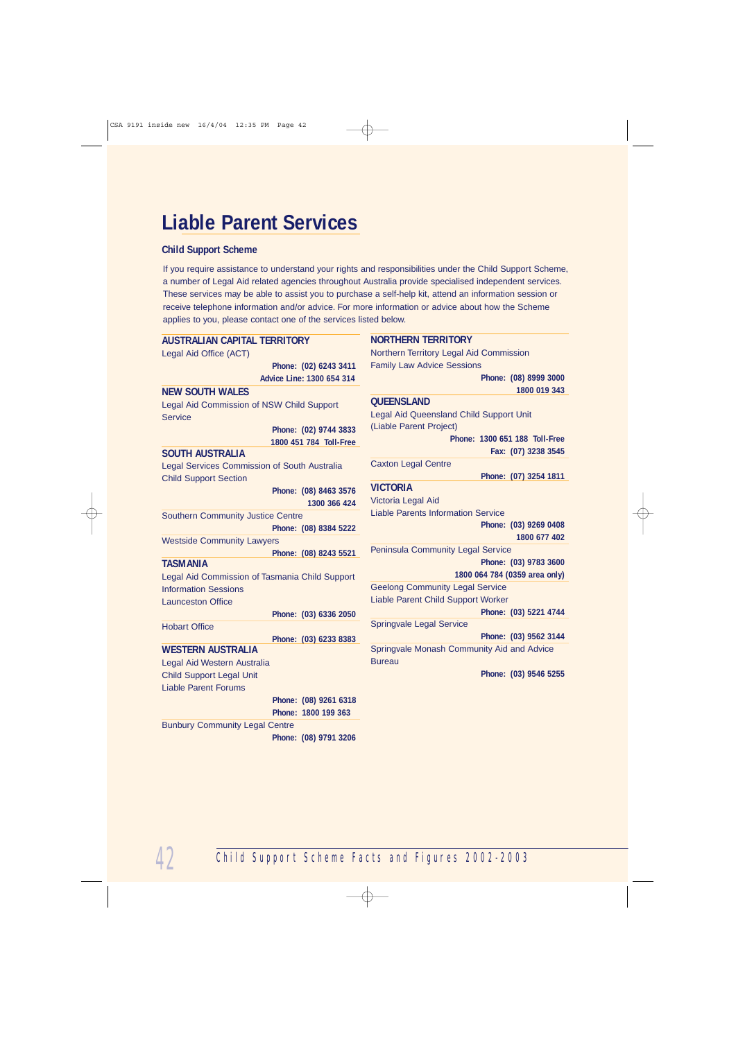# Liable Parent Services

### Child Support Scheme

If you require assistance to understand your rights and responsibilities under the Child Support Scheme, a number of Legal Aid related agencies throughout Australia provide specialised independent services. These services may be able to assist you to purchase a self-help kit, attend an information session or receive telephone information and/or advice. For more information or advice about how the Scheme applies to you, please contact one of the services listed below.

**AUSTRALIAN CAPITAL TERRITORY**

Legal Aid Office (ACT)
**Phone: (02) 6243 3411**
**Advice Line: 1300 654 314**

**NEW SOUTH WALES**

Legal Aid Commission of NSW Child Support Service
**Phone: (02) 9744 3833**
**1800 451 784 Toll-Free**

**SOUTH AUSTRALIA**

Legal Services Commission of South Australia Child Support Section
**Phone: (08) 8463 3576**
**1300 366 424**

Southern Community Justice Centre
**Phone: (08) 8384 5222**

Westside Community Lawyers
**Phone: (08) 8243 5521**

**TASMANIA**

Legal Aid Commission of Tasmania Child Support Information Sessions
Launceston Office
**Phone: (03) 6336 2050**

Hobart Office
**Phone: (03) 6233 8383**

**WESTERN AUSTRALIA**

Legal Aid Western Australia
Child Support Legal Unit
Liable Parent Forums
**Phone: (08) 9261 6318**
**Phone: 1800 199 363**

Bunbury Community Legal Centre
**Phone: (08) 9791 3206**

**NORTHERN TERRITORY**

Northern Territory Legal Aid Commission
Family Law Advice Sessions
**Phone: (08) 8999 3000**
**1800 019 343**

**QUEENSLAND**

Legal Aid Queensland Child Support Unit (Liable Parent Project)
**Phone: 1300 651 188 Toll-Free**
**Fax: (07) 3238 3545**

Caxton Legal Centre
**Phone: (07) 3254 1811**

**VICTORIA**

Victoria Legal Aid
Liable Parents Information Service
**Phone: (03) 9269 0408**
**1800 677 402**

Peninsula Community Legal Service
**Phone: (03) 9783 3600**
**1800 064 784 (0359 area only)**

Geelong Community Legal Service
Liable Parent Child Support Worker
**Phone: (03) 5221 4744**

Springvale Legal Service
**Phone: (03) 9562 3144**

Springvale Monash Community Aid and Advice Bureau
**Phone: (03) 9546 5255**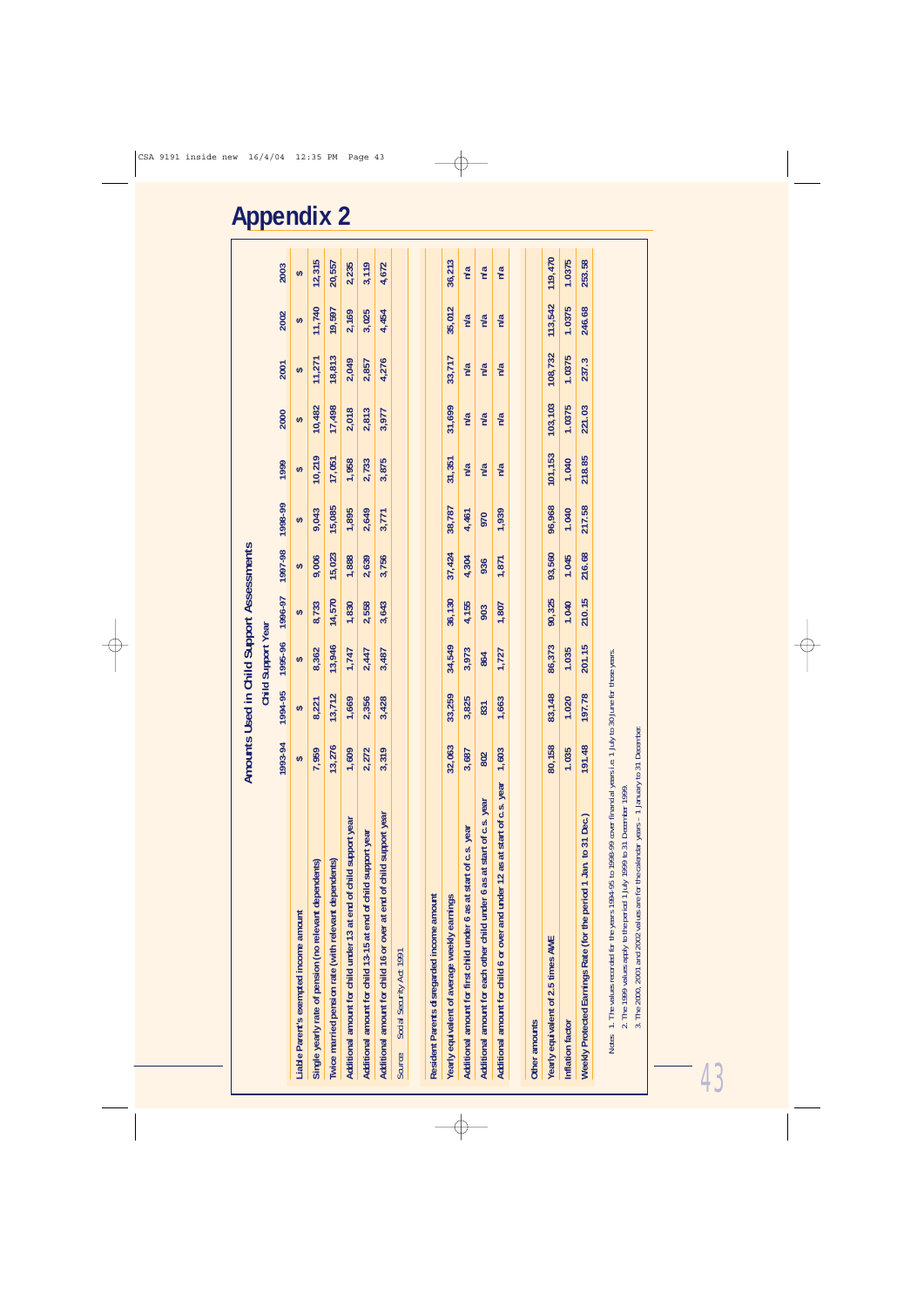# Appendix 2

**Amounts Used in Child Support Assessments**

| | Child Support Year | | | | | | | | | | |
|---|---|---|---|---|---|---|---|---|---|---|---|
| | 1993-94 | 1994-95 | 1995-96 | 1996-97 | 1997-98 | 1998-99 | 1999 | 2000 | 2001 | 2002 | 2003 |
| | $ | $ | $ | $ | $ | $ | $ | $ | $ | $ | $ |
| **Liable Parent's exempted income amount** | | | | | | | | | | | |
| Single yearly rate of pension (no relevant dependents) | 7,959 | 8,221 | 8,362 | 8,733 | 9,006 | 9,043 | 10,219 | 10,482 | 11,271 | 11,740 | 12,315 |
| Twice married pension rate (with relevant dependents) | 13,276 | 13,712 | 13,946 | 14,570 | 15,023 | 15,085 | 17,051 | 17,498 | 18,813 | 19,597 | 20,557 |
| Additional amount for child under 13 at end of child support year | 1,609 | 1,669 | 1,747 | 1,830 | 1,888 | 1,895 | 1,958 | 2,018 | 2,049 | 2,169 | 2,235 |
| Additional amount for child 13-15 at end of child support year | 2,272 | 2,356 | 2,447 | 2,558 | 2,639 | 2,649 | 2,733 | 2,813 | 2,857 | 3,025 | 3,119 |
| Additional amount for child 16 or over at end of child support year | 3,319 | 3,428 | 3,487 | 3,643 | 3,756 | 3,771 | 3,875 | 3,977 | 4,276 | 4,454 | 4,672 |
| Source Social Security Act 1991 | | | | | | | | | | | |
| **Resident Parents disregarded income amount** | | | | | | | | | | | |
| Yearly equivalent of average weekly earnings | 32,063 | 33,259 | 34,549 | 36,130 | 37,424 | 38,787 | 31,351 | 31,699 | 33,717 | 35,012 | 36,213 |
| Additional amount for first child under 6 as at start of c.s. year | 3,687 | 3,825 | 3,973 | 4,155 | 4,304 | 4,461 | n/a | n/a | n/a | n/a | n/a |
| Additional amount for each other child under 6 as at start of c.s. year | 802 | 831 | 864 | 903 | 936 | 970 | n/a | n/a | n/a | n/a | n/a |
| Additional amount for child 6 or over and under 12 as at start of c.s. year | 1,603 | 1,663 | 1,727 | 1,807 | 1,871 | 1,939 | n/a | n/a | n/a | n/a | n/a |
| **Other amounts** | | | | | | | | | | | |
| Yearly equivalent of 2.5 times AWE | 80,158 | 83,148 | 86,373 | 90,325 | 93,560 | 96,968 | 101,153 | 103,103 | 108,732 | 113,542 | 119,470 |
| Inflation factor | 1.035 | 1.020 | 1.035 | 1.040 | 1.045 | 1.040 | 1.040 | 1.0375 | 1.0375 | 1.0375 | 1.0375 |
| Weekly Protected Earnings Rate (for the period 1 Jan. to 31 Dec.) | 191.48 | 197.78 | 201.15 | 210.15 | 216.68 | 217.58 | 218.85 | 221.03 | 237.3 | 246.68 | 253.58 |

Notes 1. The values recorded for the years 1994-95 to 1998-99 cover financial years i.e. 1 July to 30 June for those years.

2. The 1999 values apply to the period 1 July 1999 to 31 December 1999.

3. The 2000, 2001 and 2002 values are for the calendar years – 1 January to 31 December.